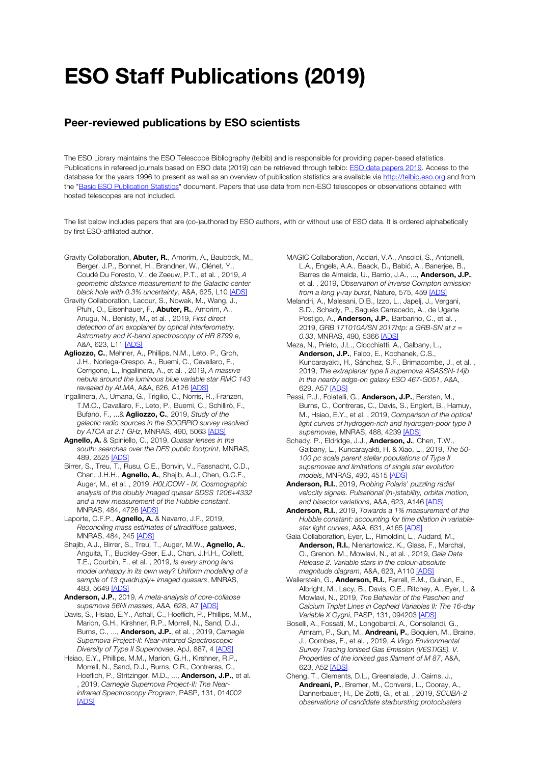# ESO Staff Publications (2019)

## Peer-reviewed publications by ESO scientists

The ESO Library maintains the ESO Telescope Bibliography (telbib) and is responsible for providing paper-based statistics. Publications in refereed journals based on ESO data (2019) can be retrieved through telbib: [ESO data papers 2019](). Access to the database for the years 1996 to present as well as an overview of publication statistics are available via [http://telbib.eso.org]() and from the "[Basic ESO Publication Statistics]()" document. Papers that use data from non-ESO telescopes or observations obtained with hosted telescopes are not included.

The list below includes papers that are (co-)authored by ESO authors, with or without use of ESO data. It is ordered alphabetically by first ESO-affiliated author.

- Gravity Collaboration, **Abuter, R.**, Amorim, A., Bauböck, M., Berger, J.P., Bonnet, H., Brandner, W., Clénet, Y., Coudé Du Foresto, V., de Zeeuw, P.T., et al. , 2019, *A geometric distance measurement to the Galactic center black hole with 0.3% uncertainty*, A&A, 625, L10 [ADS]
- Gravity Collaboration, Lacour, S., Nowak, M., Wang, J., Pfuhl, O., Eisenhauer, F., **Abuter, R.**, Amorim, A., Anugu, N., Benisty, M., et al. , 2019, *First direct detection of an exoplanet by optical interferometry. Astrometry and K-band spectroscopy of HR 8799 e*, A&A, 623, L11 [ADS]
- **Agliozzo, C.**, Mehner, A., Phillips, N.M., Leto, P., Groh, J.H., Noriega-Crespo, A., Buemi, C., Cavallaro, F., Cerrigone, L., Ingallinera, A., et al. , 2019, *A massive nebula around the luminous blue variable star RMC 143 revealed by ALMA*, A&A, 626, A126 [ADS]
- Ingallinera, A., Umana, G., Trigilio, C., Norris, R., Franzen, T.M.O., Cavallaro, F., Leto, P., Buemi, C., Schillirò, F., Bufano, F., ...& **Agliozzo, C.**, 2019, *Study of the galactic radio sources in the SCORPIO survey resolved by ATCA at 2.1 GHz*, MNRAS, 490, 5063 [ADS]
- **Agnello, A.** & Spiniello, C., 2019, *Quasar lenses in the south: searches over the DES public footprint*, MNRAS, 489, 2525 [ADS]
- Birrer, S., Treu, T., Rusu, C.E., Bonvin, V., Fassnacht, C.D., Chan, J.H.H., **Agnello, A.**, Shajib, A.J., Chen, G.C.F., Auger, M., et al. , 2019, *H0LiCOW - IX. Cosmographic analysis of the doubly imaged quasar SDSS 1206+4332 and a new measurement of the Hubble constant*, MNRAS, 484, 4726 [ADS]
- Laporte, C.F.P., **Agnello, A.** & Navarro, J.F., 2019, *Reconciling mass estimates of ultradiffuse galaxies*, MNRAS, 484, 245 [ADS]
- Shajib, A.J., Birrer, S., Treu, T., Auger, M.W., **Agnello, A.**, Anguita, T., Buckley-Geer, E.J., Chan, J.H.H., Collett, T.E., Courbin, F., et al. , 2019, *Is every strong lens model unhappy in its own way? Uniform modelling of a sample of 13 quadruply+ imaged quasars*, MNRAS, 483, 5649 [ADS]
- **Anderson, J.P.**, 2019, *A meta-analysis of core-collapse supernova 56Ni masses*, A&A, 628, A7 [ADS]
- Davis, S., Hsiao, E.Y., Ashall, C., Hoeflich, P., Phillips, M.M., Marion, G.H., Kirshner, R.P., Morrell, N., Sand, D.J., Burns, C., ..., **Anderson, J.P.**, et al. , 2019, *Carnegie Supernova Project-II: Near-infrared Spectroscopic Diversity of Type II Supernovae*, ApJ, 887, 4 [ADS]
- Hsiao, E.Y., Phillips, M.M., Marion, G.H., Kirshner, R.P., Morrell, N., Sand, D.J., Burns, C.R., Contreras, C., Hoeflich, P., Stritzinger, M.D., ..., **Anderson, J.P.**, et al. , 2019, *Carnegie Supernova Project-II: The Near-infrared Spectroscopy Program*, PASP, 131, 014002 [ADS]
- MAGIC Collaboration, Acciari, V.A., Ansoldi, S., Antonelli, L.A., Engels, A.A., Baack, D., Babić, A., Banerjee, B., Barres de Almeida, U., Barrio, J.A., ..., **Anderson, J.P.**, et al. , 2019, *Observation of inverse Compton emission from a long γ-ray burst*, Nature, 575, 459 [ADS]
- Melandri, A., Malesani, D.B., Izzo, L., Japelj, J., Vergani, S.D., Schady, P., Sagués Carracedo, A., de Ugarte Postigo, A., **Anderson, J.P.**, Barbarino, C., et al. , 2019, *GRB 171010A/SN 2017htp: a GRB-SN at z = 0.33*, MNRAS, 490, 5366 [ADS]
- Meza, N., Prieto, J.L., Clocchiatti, A., Galbany, L., **Anderson, J.P.**, Falco, E., Kochanek, C.S., Kuncarayakti, H., Sánchez, S.F., Brimacombe, J., et al. , 2019, *The extraplanar type II supernova ASASSN-14jb in the nearby edge-on galaxy ESO 467-G051*, A&A, 629, A57 [ADS]
- Pessi, P.J., Folatelli, G., **Anderson, J.P.**, Bersten, M., Burns, C., Contreras, C., Davis, S., Englert, B., Hamuy, M., Hsiao, E.Y., et al. , 2019, *Comparison of the optical light curves of hydrogen-rich and hydrogen-poor type II supernovae*, MNRAS, 488, 4239 [ADS]
- Schady, P., Eldridge, J.J., **Anderson, J.**, Chen, T.W., Galbany, L., Kuncarayakti, H. & Xiao, L., 2019, *The 50-100 pc scale parent stellar populations of Type II supernovae and limitations of single star evolution models*, MNRAS, 490, 4515 [ADS]
- **Anderson, R.I.**, 2019, *Probing Polaris' puzzling radial velocity signals. Pulsational (in-)stability, orbital motion, and bisector variations*, A&A, 623, A146 [ADS]
- **Anderson, R.I.**, 2019, *Towards a 1% measurement of the Hubble constant: accounting for time dilation in variable-star light curves*, A&A, 631, A165 [ADS]
- Gaia Collaboration, Eyer, L., Rimoldini, L., Audard, M., **Anderson, R.I.**, Nienartowicz, K., Glass, F., Marchal, O., Grenon, M., Mowlavi, N., et al. , 2019, *Gaia Data Release 2. Variable stars in the colour-absolute magnitude diagram*, A&A, 623, A110 [ADS]
- Wallerstein, G., **Anderson, R.I.**, Farrell, E.M., Guinan, E., Albright, M., Lacy, B., Davis, C.E., Ritchey, A., Eyer, L. & Mowlavi, N., 2019, *The Behavior of the Paschen and Calcium Triplet Lines in Cepheid Variables II: The 16-day Variable X Cygni*, PASP, 131, 094203 [ADS]
- Boselli, A., Fossati, M., Longobardi, A., Consolandi, G., Amram, P., Sun, M., **Andreani, P.**, Boquien, M., Braine, J., Combes, F., et al. , 2019, *A Virgo Environmental Survey Tracing Ionised Gas Emission (VESTIGE). V. Properties of the ionised gas filament of M 87*, A&A, 623, A52 [ADS]
- Cheng, T., Clements, D.L., Greenslade, J., Cairns, J., **Andreani, P.**, Bremer, M., Conversi, L., Cooray, A., Dannerbauer, H., De Zotti, G., et al. , 2019, *SCUBA-2 observations of candidate starbursting protoclusters*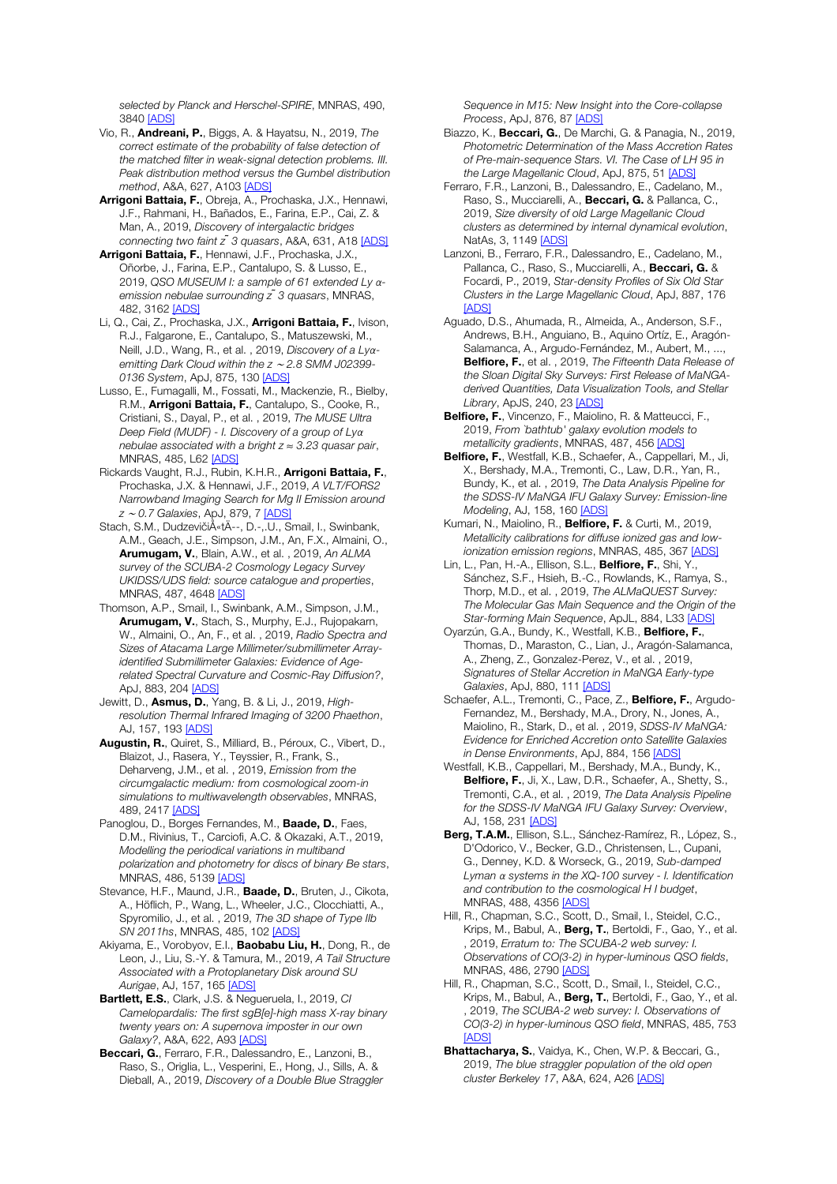*selected by Planck and Herschel-SPIRE*, MNRAS, 490, 3840 [ADS]

Vio, R., **Andreani, P.**, Biggs, A. & Hayatsu, N., 2019, *The correct estimate of the probability of false detection of the matched filter in weak-signal detection problems. III. Peak distribution method versus the Gumbel distribution method*, A&A, 627, A103 [ADS]

**Arrigoni Battaia, F.**, Obreja, A., Prochaska, J.X., Hennawi, J.F., Rahmani, H., Bañados, E., Farina, E.P., Cai, Z. & Man, A., 2019, *Discovery of intergalactic bridges connecting two faint z ̃ 3 quasars*, A&A, 631, A18 [ADS]

**Arrigoni Battaia, F.**, Hennawi, J.F., Prochaska, J.X., Oñorbe, J., Farina, E.P., Cantalupo, S. & Lusso, E., 2019, *QSO MUSEUM I: a sample of 61 extended Ly α-emission nebulae surrounding z ̃ 3 quasars*, MNRAS, 482, 3162 [ADS]

Li, Q., Cai, Z., Prochaska, J.X., **Arrigoni Battaia, F.**, Ivison, R.J., Falgarone, E., Cantalupo, S., Matuszewski, M., Neill, J.D., Wang, R., et al. , 2019, *Discovery of a Lyα-emitting Dark Cloud within the z ∼2.8 SMM J02399-0136 System*, ApJ, 875, 130 [ADS]

Lusso, E., Fumagalli, M., Fossati, M., Mackenzie, R., Bielby, R.M., **Arrigoni Battaia, F.**, Cantalupo, S., Cooke, R., Cristiani, S., Dayal, P., et al. , 2019, *The MUSE Ultra Deep Field (MUDF) - I. Discovery of a group of Lyα nebulae associated with a bright z ≈ 3.23 quasar pair*, MNRAS, 485, L62 [ADS]

Rickards Vaught, R.J., Rubin, K.H.R., **Arrigoni Battaia, F.**, Prochaska, J.X. & Hennawi, J.F., 2019, *A VLT/FORS2 Narrowband Imaging Search for Mg II Emission around z ∼ 0.7 Galaxies*, ApJ, 879, 7 [ADS]

Stach, S.M., DudzevičiÅ«tÄ--, D.-,.U., Smail, I., Swinbank, A.M., Geach, J.E., Simpson, J.M., An, F.X., Almaini, O., **Arumugam, V.**, Blain, A.W., et al. , 2019, *An ALMA survey of the SCUBA-2 Cosmology Legacy Survey UKIDSS/UDS field: source catalogue and properties*, MNRAS, 487, 4648 [ADS]

Thomson, A.P., Smail, I., Swinbank, A.M., Simpson, J.M., **Arumugam, V.**, Stach, S., Murphy, E.J., Rujopakarn, W., Almaini, O., An, F., et al. , 2019, *Radio Spectra and Sizes of Atacama Large Millimeter/submillimeter Array-identified Submillimeter Galaxies: Evidence of Age-related Spectral Curvature and Cosmic-Ray Diffusion?*, ApJ, 883, 204 [ADS]

Jewitt, D., **Asmus, D.**, Yang, B. & Li, J., 2019, *High-resolution Thermal Infrared Imaging of 3200 Phaethon*, AJ, 157, 193 [ADS]

**Augustin, R.**, Quiret, S., Milliard, B., Péroux, C., Vibert, D., Blaizot, J., Rasera, Y., Teyssier, R., Frank, S., Deharveng, J.M., et al. , 2019, *Emission from the circumgalactic medium: from cosmological zoom-in simulations to multiwavelength observables*, MNRAS, 489, 2417 [ADS]

Panoglou, D., Borges Fernandes, M., **Baade, D.**, Faes, D.M., Rivinius, T., Carciofi, A.C. & Okazaki, A.T., 2019, *Modelling the periodical variations in multiband polarization and photometry for discs of binary Be stars*, MNRAS, 486, 5139 [ADS]

Stevance, H.F., Maund, J.R., **Baade, D.**, Bruten, J., Cikota, A., Höflich, P., Wang, L., Wheeler, J.C., Clocchiatti, A., Spyromilio, J., et al. , 2019, *The 3D shape of Type IIb SN 2011hs*, MNRAS, 485, 102 [ADS]

Akiyama, E., Vorobyov, E.I., **Baobabu Liu, H.**, Dong, R., de Leon, J., Liu, S.-Y. & Tamura, M., 2019, *A Tail Structure Associated with a Protoplanetary Disk around SU Aurigae*, AJ, 157, 165 [ADS]

**Bartlett, E.S.**, Clark, J.S. & Negueruela, I., 2019, *CI Camelopardalis: The first sgB[e]-high mass X-ray binary twenty years on: A supernova imposter in our own Galaxy?*, A&A, 622, A93 [ADS]

**Beccari, G.**, Ferraro, F.R., Dalessandro, E., Lanzoni, B., Raso, S., Origlia, L., Vesperini, E., Hong, J., Sills, A. & Dieball, A., 2019, *Discovery of a Double Blue Straggler Sequence in M15: New Insight into the Core-collapse Process*, ApJ, 876, 87 [ADS]

Biazzo, K., **Beccari, G.**, De Marchi, G. & Panagia, N., 2019, *Photometric Determination of the Mass Accretion Rates of Pre-main-sequence Stars. VI. The Case of LH 95 in the Large Magellanic Cloud*, ApJ, 875, 51 [ADS]

Ferraro, F.R., Lanzoni, B., Dalessandro, E., Cadelano, M., Raso, S., Mucciarelli, A., **Beccari, G.** & Pallanca, C., 2019, *Size diversity of old Large Magellanic Cloud clusters as determined by internal dynamical evolution*, NatAs, 3, 1149 [ADS]

Lanzoni, B., Ferraro, F.R., Dalessandro, E., Cadelano, M., Pallanca, C., Raso, S., Mucciarelli, A., **Beccari, G.** & Focardi, P., 2019, *Star-density Profiles of Six Old Star Clusters in the Large Magellanic Cloud*, ApJ, 887, 176 [ADS]

Aguado, D.S., Ahumada, R., Almeida, A., Anderson, S.F., Andrews, B.H., Anguiano, B., Aquino Ortíz, E., Aragón-Salamanca, A., Argudo-Fernández, M., Aubert, M., ..., **Belfiore, F.**, et al. , 2019, *The Fifteenth Data Release of the Sloan Digital Sky Surveys: First Release of MaNGA-derived Quantities, Data Visualization Tools, and Stellar Library*, ApJS, 240, 23 [ADS]

**Belfiore, F.**, Vincenzo, F., Maiolino, R. & Matteucci, F., 2019, *From `bathtub' galaxy evolution models to metallicity gradients*, MNRAS, 487, 456 [ADS]

**Belfiore, F.**, Westfall, K.B., Schaefer, A., Cappellari, M., Ji, X., Bershady, M.A., Tremonti, C., Law, D.R., Yan, R., Bundy, K., et al. , 2019, *The Data Analysis Pipeline for the SDSS-IV MaNGA IFU Galaxy Survey: Emission-line Modeling*, AJ, 158, 160 [ADS]

Kumari, N., Maiolino, R., **Belfiore, F.** & Curti, M., 2019, *Metallicity calibrations for diffuse ionized gas and low-ionization emission regions*, MNRAS, 485, 367 [ADS]

Lin, L., Pan, H.-A., Ellison, S.L., **Belfiore, F.**, Shi, Y., Sánchez, S.F., Hsieh, B.-C., Rowlands, K., Ramya, S., Thorp, M.D., et al. , 2019, *The ALMaQUEST Survey: The Molecular Gas Main Sequence and the Origin of the Star-forming Main Sequence*, ApJL, 884, L33 [ADS]

Oyarzún, G.A., Bundy, K., Westfall, K.B., **Belfiore, F.**, Thomas, D., Maraston, C., Lian, J., Aragón-Salamanca, A., Zheng, Z., Gonzalez-Perez, V., et al. , 2019, *Signatures of Stellar Accretion in MaNGA Early-type Galaxies*, ApJ, 880, 111 [ADS]

Schaefer, A.L., Tremonti, C., Pace, Z., **Belfiore, F.**, Argudo-Fernandez, M., Bershady, M.A., Drory, N., Jones, A., Maiolino, R., Stark, D., et al. , 2019, *SDSS-IV MaNGA: Evidence for Enriched Accretion onto Satellite Galaxies in Dense Environments*, ApJ, 884, 156 [ADS]

Westfall, K.B., Cappellari, M., Bershady, M.A., Bundy, K., **Belfiore, F.**, Ji, X., Law, D.R., Schaefer, A., Shetty, S., Tremonti, C.A., et al. , 2019, *The Data Analysis Pipeline for the SDSS-IV MaNGA IFU Galaxy Survey: Overview*, AJ, 158, 231 [ADS]

**Berg, T.A.M.**, Ellison, S.L., Sánchez-Ramírez, R., López, S., D'Odorico, V., Becker, G.D., Christensen, L., Cupani, G., Denney, K.D. & Worseck, G., 2019, *Sub-damped Lyman α systems in the XQ-100 survey - I. Identification and contribution to the cosmological H I budget*, MNRAS, 488, 4356 [ADS]

Hill, R., Chapman, S.C., Scott, D., Smail, I., Steidel, C.C., Krips, M., Babul, A., **Berg, T.**, Bertoldi, F., Gao, Y., et al. , 2019, *Erratum to: The SCUBA-2 web survey: I. Observations of CO(3-2) in hyper-luminous QSO fields*, MNRAS, 486, 2790 [ADS]

Hill, R., Chapman, S.C., Scott, D., Smail, I., Steidel, C.C., Krips, M., Babul, A., **Berg, T.**, Bertoldi, F., Gao, Y., et al. , 2019, *The SCUBA-2 web survey: I. Observations of CO(3-2) in hyper-luminous QSO field*, MNRAS, 485, 753 [ADS]

**Bhattacharya, S.**, Vaidya, K., Chen, W.P. & Beccari, G., 2019, *The blue straggler population of the old open cluster Berkeley 17*, A&A, 624, A26 [ADS]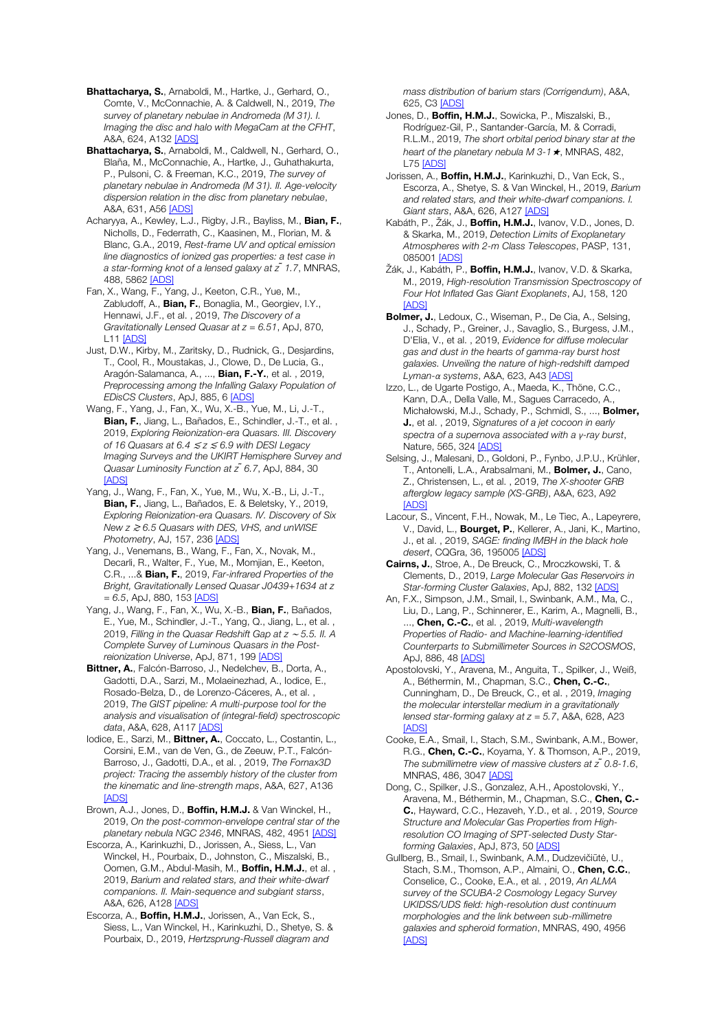**Bhattacharya, S.**, Arnaboldi, M., Hartke, J., Gerhard, O., Comte, V., McConnachie, A. & Caldwell, N., 2019, *The survey of planetary nebulae in Andromeda (M 31). I. Imaging the disc and halo with MegaCam at the CFHT*, A&A, 624, A132 [ADS]

**Bhattacharya, S.**, Arnaboldi, M., Caldwell, N., Gerhard, O., Blaña, M., McConnachie, A., Hartke, J., Guhathakurta, P., Pulsoni, C. & Freeman, K.C., 2019, *The survey of planetary nebulae in Andromeda (M 31). II. Age-velocity dispersion relation in the disc from planetary nebulae*, A&A, 631, A56 [ADS]

Acharyya, A., Kewley, L.J., Rigby, J.R., Bayliss, M., **Bian, F.**, Nicholls, D., Federrath, C., Kaasinen, M., Florian, M. & Blanc, G.A., 2019, *Rest-frame UV and optical emission line diagnostics of ionized gas properties: a test case in a star-forming knot of a lensed galaxy at z̃ 1.7*, MNRAS, 488, 5862 [ADS]

Fan, X., Wang, F., Yang, J., Keeton, C.R., Yue, M., Zabludoff, A., **Bian, F.**, Bonaglia, M., Georgiev, I.Y., Hennawi, J.F., et al. , 2019, *The Discovery of a Gravitationally Lensed Quasar at z = 6.51*, ApJ, 870, L11 [ADS]

Just, D.W., Kirby, M., Zaritsky, D., Rudnick, G., Desjardins, T., Cool, R., Moustakas, J., Clowe, D., De Lucia, G., Aragón-Salamanca, A., ..., **Bian, F.-Y.**, et al. , 2019, *Preprocessing among the Infalling Galaxy Population of EDisCS Clusters*, ApJ, 885, 6 [ADS]

Wang, F., Yang, J., Fan, X., Wu, X.-B., Yue, M., Li, J.-T., **Bian, F.**, Jiang, L., Bañados, E., Schindler, J.-T., et al. , 2019, *Exploring Reionization-era Quasars. III. Discovery of 16 Quasars at 6.4 ≲ z ≲ 6.9 with DESI Legacy Imaging Surveys and the UKIRT Hemisphere Survey and Quasar Luminosity Function at z̃ 6.7*, ApJ, 884, 30 [ADS]

Yang, J., Wang, F., Fan, X., Yue, M., Wu, X.-B., Li, J.-T., **Bian, F.**, Jiang, L., Bañados, E. & Beletsky, Y., 2019, *Exploring Reionization-era Quasars. IV. Discovery of Six New z ≳ 6.5 Quasars with DES, VHS, and unWISE Photometry*, AJ, 157, 236 [ADS]

Yang, J., Venemans, B., Wang, F., Fan, X., Novak, M., Decarli, R., Walter, F., Yue, M., Momjian, E., Keeton, C.R., ...& **Bian, F.**, 2019, *Far-infrared Properties of the Bright, Gravitationally Lensed Quasar J0439+1634 at z = 6.5*, ApJ, 880, 153 [ADS]

Yang, J., Wang, F., Fan, X., Wu, X.-B., **Bian, F.**, Bañados, E., Yue, M., Schindler, J.-T., Yang, Q., Jiang, L., et al. , 2019, *Filling in the Quasar Redshift Gap at z ∼ 5.5. II. A Complete Survey of Luminous Quasars in the Post-reionization Universe*, ApJ, 871, 199 [ADS]

**Bittner, A.**, Falcón-Barroso, J., Nedelchev, B., Dorta, A., Gadotti, D.A., Sarzi, M., Molaeinezhad, A., Iodice, E., Rosado-Belza, D., de Lorenzo-Cáceres, A., et al. , 2019, *The GIST pipeline: A multi-purpose tool for the analysis and visualisation of (integral-field) spectroscopic data*, A&A, 628, A117 [ADS]

Iodice, E., Sarzi, M., **Bittner, A.**, Coccato, L., Costantin, L., Corsini, E.M., van de Ven, G., de Zeeuw, P.T., Falcón-Barroso, J., Gadotti, D.A., et al. , 2019, *The Fornax3D project: Tracing the assembly history of the cluster from the kinematic and line-strength maps*, A&A, 627, A136 [ADS]

Brown, A.J., Jones, D., **Boffin, H.M.J.** & Van Winckel, H., 2019, *On the post-common-envelope central star of the planetary nebula NGC 2346*, MNRAS, 482, 4951 [ADS]

Escorza, A., Karinkuzhi, D., Jorissen, A., Siess, L., Van Winckel, H., Pourbaix, D., Johnston, C., Miszalski, B., Oomen, G.M., Abdul-Masih, M., **Boffin, H.M.J.**, et al. , 2019, *Barium and related stars, and their white-dwarf companions. II. Main-sequence and subgiant starss*, A&A, 626, A128 [ADS]

Escorza, A., **Boffin, H.M.J.**, Jorissen, A., Van Eck, S., Siess, L., Van Winckel, H., Karinkuzhi, D., Shetye, S. & Pourbaix, D., 2019, *Hertzsprung-Russell diagram and mass distribution of barium stars (Corrigendum)*, A&A, 625, C3 [ADS]

Jones, D., **Boffin, H.M.J.**, Sowicka, P., Miszalski, B., Rodríguez-Gil, P., Santander-García, M. & Corradi, R.L.M., 2019, *The short orbital period binary star at the heart of the planetary nebula M 3-1★*, MNRAS, 482, L75 [ADS]

Jorissen, A., **Boffin, H.M.J.**, Karinkuzhi, D., Van Eck, S., Escorza, A., Shetye, S. & Van Winckel, H., 2019, *Barium and related stars, and their white-dwarf companions. I. Giant stars*, A&A, 626, A127 [ADS]

Kabáth, P., Žák, J., **Boffin, H.M.J.**, Ivanov, V.D., Jones, D. & Skarka, M., 2019, *Detection Limits of Exoplanetary Atmospheres with 2-m Class Telescopes*, PASP, 131, 085001 [ADS]

Žák, J., Kabáth, P., **Boffin, H.M.J.**, Ivanov, V.D. & Skarka, M., 2019, *High-resolution Transmission Spectroscopy of Four Hot Inflated Gas Giant Exoplanets*, AJ, 158, 120 [ADS]

**Bolmer, J.**, Ledoux, C., Wiseman, P., De Cia, A., Selsing, J., Schady, P., Greiner, J., Savaglio, S., Burgess, J.M., D'Elia, V., et al. , 2019, *Evidence for diffuse molecular gas and dust in the hearts of gamma-ray burst host galaxies. Unveiling the nature of high-redshift damped Lyman-α systems*, A&A, 623, A43 [ADS]

Izzo, L., de Ugarte Postigo, A., Maeda, K., Thöne, C.C., Kann, D.A., Della Valle, M., Sagues Carracedo, A., Michałowski, M.J., Schady, P., Schmidl, S., ..., **Bolmer, J.**, et al. , 2019, *Signatures of a jet cocoon in early spectra of a supernova associated with a γ-ray burst*, Nature, 565, 324 [ADS]

Selsing, J., Malesani, D., Goldoni, P., Fynbo, J.P.U., Krühler, T., Antonelli, L.A., Arabsalmani, M., **Bolmer, J.**, Cano, Z., Christensen, L., et al. , 2019, *The X-shooter GRB afterglow legacy sample (XS-GRB)*, A&A, 623, A92 [ADS]

Lacour, S., Vincent, F.H., Nowak, M., Le Tiec, A., Lapeyrere, V., David, L., **Bourget, P.**, Kellerer, A., Jani, K., Martino, J., et al. , 2019, *SAGE: finding IMBH in the black hole desert*, CQGra, 36, 195005 [ADS]

**Cairns, J.**, Stroe, A., De Breuck, C., Mroczkowski, T. & Clements, D., 2019, *Large Molecular Gas Reservoirs in Star-forming Cluster Galaxies*, ApJ, 882, 132 [ADS]

An, F.X., Simpson, J.M., Smail, I., Swinbank, A.M., Ma, C., Liu, D., Lang, P., Schinnerer, E., Karim, A., Magnelli, B., ..., **Chen, C.-C.**, et al. , 2019, *Multi-wavelength Properties of Radio- and Machine-learning-identified Counterparts to Submillimeter Sources in S2COSMOS*, ApJ, 886, 48 [ADS]

Apostolovski, Y., Aravena, M., Anguita, T., Spilker, J., Weiß, A., Béthermin, M., Chapman, S.C., **Chen, C.-C.**, Cunningham, D., De Breuck, C., et al. , 2019, *Imaging the molecular interstellar medium in a gravitationally lensed star-forming galaxy at z = 5.7*, A&A, 628, A23 [ADS]

Cooke, E.A., Smail, I., Stach, S.M., Swinbank, A.M., Bower, R.G., **Chen, C.-C.**, Koyama, Y. & Thomson, A.P., 2019, *The submillimetre view of massive clusters at z̃ 0.8-1.6*, MNRAS, 486, 3047 [ADS]

Dong, C., Spilker, J.S., Gonzalez, A.H., Apostolovski, Y., Aravena, M., Béthermin, M., Chapman, S.C., **Chen, C.-C.**, Hayward, C.C., Hezaveh, Y.D., et al. , 2019, *Source Structure and Molecular Gas Properties from High-resolution CO Imaging of SPT-selected Dusty Star-forming Galaxies*, ApJ, 873, 50 [ADS]

Gullberg, B., Smail, I., Swinbank, A.M., Dudzevičiūtė, U., Stach, S.M., Thomson, A.P., Almaini, O., **Chen, C.C.**, Conselice, C., Cooke, E.A., et al. , 2019, *An ALMA survey of the SCUBA-2 Cosmology Legacy Survey UKIDSS/UDS field: high-resolution dust continuum morphologies and the link between sub-millimetre galaxies and spheroid formation*, MNRAS, 490, 4956 [ADS]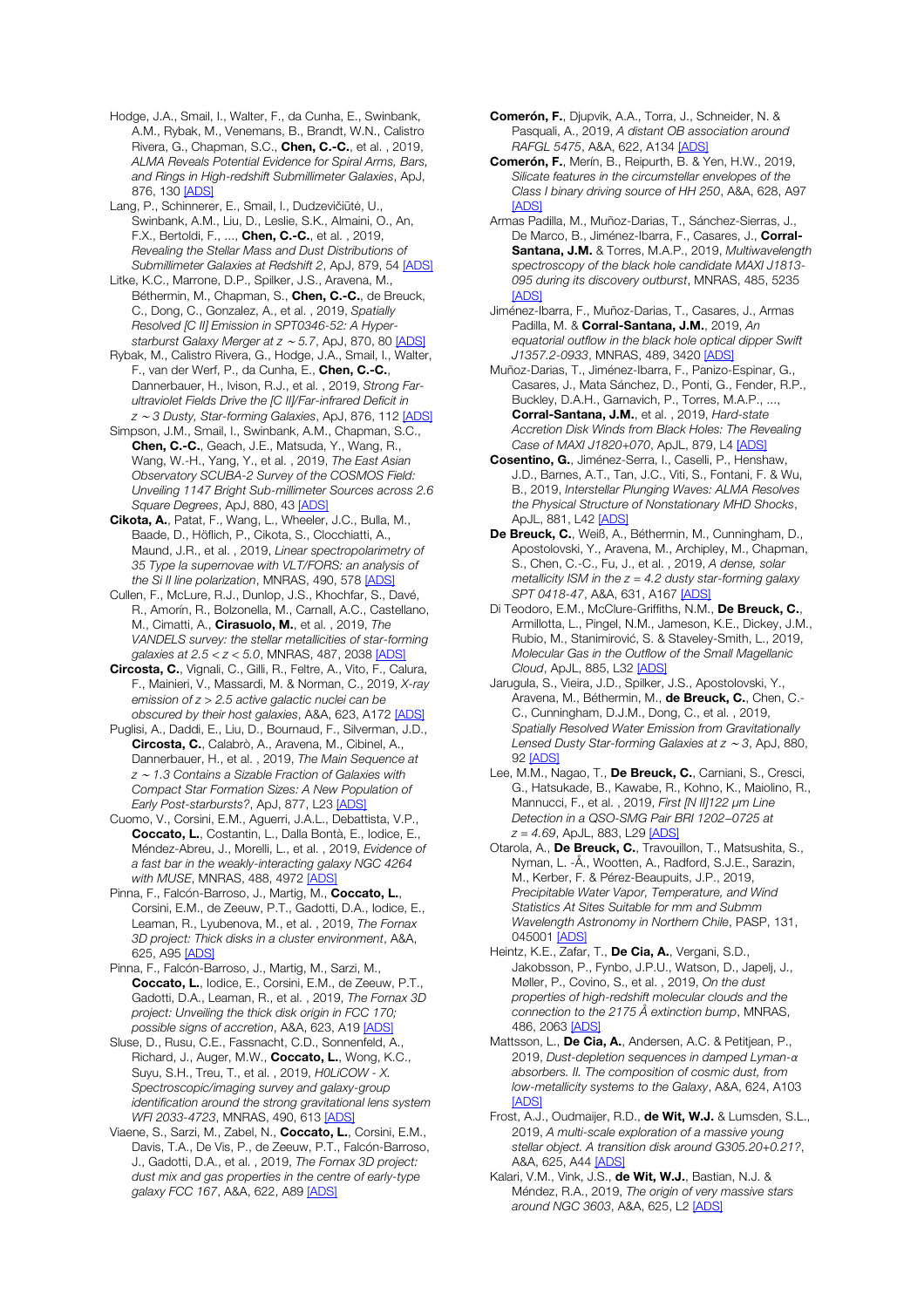Hodge, J.A., Smail, I., Walter, F., da Cunha, E., Swinbank, A.M., Rybak, M., Venemans, B., Brandt, W.N., Calistro Rivera, G., Chapman, S.C., **Chen, C.-C.**, et al. , 2019, *ALMA Reveals Potential Evidence for Spiral Arms, Bars, and Rings in High-redshift Submillimeter Galaxies*, ApJ, 876, 130 [ADS]

Lang, P., Schinnerer, E., Smail, I., Dudzevičiūtė, U., Swinbank, A.M., Liu, D., Leslie, S.K., Almaini, O., An, F.X., Bertoldi, F., ..., **Chen, C.-C.**, et al. , 2019, *Revealing the Stellar Mass and Dust Distributions of Submillimeter Galaxies at Redshift 2*, ApJ, 879, 54 [ADS]

Litke, K.C., Marrone, D.P., Spilker, J.S., Aravena, M., Béthermin, M., Chapman, S., **Chen, C.-C.**, de Breuck, C., Dong, C., Gonzalez, A., et al. , 2019, *Spatially Resolved [C II] Emission in SPT0346-52: A Hyper-starburst Galaxy Merger at z ~ 5.7*, ApJ, 870, 80 [ADS]

Rybak, M., Calistro Rivera, G., Hodge, J.A., Smail, I., Walter, F., van der Werf, P., da Cunha, E., **Chen, C.-C.**, Dannerbauer, H., Ivison, R.J., et al. , 2019, *Strong Far-ultraviolet Fields Drive the [C II]/Far-infrared Deficit in z ~ 3 Dusty, Star-forming Galaxies*, ApJ, 876, 112 [ADS]

Simpson, J.M., Smail, I., Swinbank, A.M., Chapman, S.C., **Chen, C.-C.**, Geach, J.E., Matsuda, Y., Wang, R., Wang, W.-H., Yang, Y., et al. , 2019, *The East Asian Observatory SCUBA-2 Survey of the COSMOS Field: Unveiling 1147 Bright Sub-millimeter Sources across 2.6 Square Degrees*, ApJ, 880, 43 [ADS]

**Cikota, A.**, Patat, F., Wang, L., Wheeler, J.C., Bulla, M., Baade, D., Höflich, P., Cikota, S., Clocchiatti, A., Maund, J.R., et al. , 2019, *Linear spectropolarimetry of 35 Type Ia supernovae with VLT/FORS: an analysis of the Si II line polarization*, MNRAS, 490, 578 [ADS]

Cullen, F., McLure, R.J., Dunlop, J.S., Khochfar, S., Davé, R., Amorín, R., Bolzonella, M., Carnall, A.C., Castellano, M., Cimatti, A., **Cirasuolo, M.**, et al. , 2019, *The VANDELS survey: the stellar metallicities of star-forming galaxies at 2.5 < z < 5.0*, MNRAS, 487, 2038 [ADS]

**Circosta, C.**, Vignali, C., Gilli, R., Feltre, A., Vito, F., Calura, F., Mainieri, V., Massardi, M. & Norman, C., 2019, *X-ray emission of z > 2.5 active galactic nuclei can be obscured by their host galaxies*, A&A, 623, A172 [ADS]

Puglisi, A., Daddi, E., Liu, D., Bournaud, F., Silverman, J.D., **Circosta, C.**, Calabrò, A., Aravena, M., Cibinel, A., Dannerbauer, H., et al. , 2019, *The Main Sequence at z ~ 1.3 Contains a Sizable Fraction of Galaxies with Compact Star Formation Sizes: A New Population of Early Post-starbursts?*, ApJ, 877, L23 [ADS]

Cuomo, V., Corsini, E.M., Aguerri, J.A.L., Debattista, V.P., **Coccato, L.**, Costantin, L., Dalla Bontà, E., Iodice, E., Méndez-Abreu, J., Morelli, L., et al. , 2019, *Evidence of a fast bar in the weakly-interacting galaxy NGC 4264 with MUSE*, MNRAS, 488, 4972 [ADS]

Pinna, F., Falcón-Barroso, J., Martig, M., **Coccato, L.**, Corsini, E.M., de Zeeuw, P.T., Gadotti, D.A., Iodice, E., Leaman, R., Lyubenova, M., et al. , 2019, *The Fornax 3D project: Thick disks in a cluster environment*, A&A, 625, A95 [ADS]

Pinna, F., Falcón-Barroso, J., Martig, M., Sarzi, M., **Coccato, L.**, Iodice, E., Corsini, E.M., de Zeeuw, P.T., Gadotti, D.A., Leaman, R., et al. , 2019, *The Fornax 3D project: Unveiling the thick disk origin in FCC 170; possible signs of accretion*, A&A, 623, A19 [ADS]

Sluse, D., Rusu, C.E., Fassnacht, C.D., Sonnenfeld, A., Richard, J., Auger, M.W., **Coccato, L.**, Wong, K.C., Suyu, S.H., Treu, T., et al. , 2019, *H0LiCOW - X. Spectroscopic/imaging survey and galaxy-group identification around the strong gravitational lens system WFI 2033-4723*, MNRAS, 490, 613 [ADS]

Viaene, S., Sarzi, M., Zabel, N., **Coccato, L.**, Corsini, E.M., Davis, T.A., De Vis, P., de Zeeuw, P.T., Falcón-Barroso, J., Gadotti, D.A., et al. , 2019, *The Fornax 3D project: dust mix and gas properties in the centre of early-type galaxy FCC 167*, A&A, 622, A89 [ADS]

**Comerón, F.**, Djupvik, A.A., Torra, J., Schneider, N. & Pasquali, A., 2019, *A distant OB association around RAFGL 5475*, A&A, 622, A134 [ADS]

**Comerón, F.**, Merín, B., Reipurth, B. & Yen, H.W., 2019, *Silicate features in the circumstellar envelopes of the Class I binary driving source of HH 250*, A&A, 628, A97 [ADS]

Armas Padilla, M., Muñoz-Darias, T., Sánchez-Sierras, J., De Marco, B., Jiménez-Ibarra, F., Casares, J., **Corral-Santana, J.M.** & Torres, M.A.P., 2019, *Multiwavelength spectroscopy of the black hole candidate MAXI J1813-095 during its discovery outburst*, MNRAS, 485, 5235 [ADS]

Jiménez-Ibarra, F., Muñoz-Darias, T., Casares, J., Armas Padilla, M. & **Corral-Santana, J.M.**, 2019, *An equatorial outflow in the black hole optical dipper Swift J1357.2-0933*, MNRAS, 489, 3420 [ADS]

Muñoz-Darias, T., Jiménez-Ibarra, F., Panizo-Espinar, G., Casares, J., Mata Sánchez, D., Ponti, G., Fender, R.P., Buckley, D.A.H., Garnavich, P., Torres, M.A.P., ..., **Corral-Santana, J.M.**, et al. , 2019, *Hard-state Accretion Disk Winds from Black Holes: The Revealing Case of MAXI J1820+070*, ApJL, 879, L4 [ADS]

**Cosentino, G.**, Jiménez-Serra, I., Caselli, P., Henshaw, J.D., Barnes, A.T., Tan, J.C., Viti, S., Fontani, F. & Wu, B., 2019, *Interstellar Plunging Waves: ALMA Resolves the Physical Structure of Nonstationary MHD Shocks*, ApJL, 881, L42 [ADS]

**De Breuck, C.**, Weiß, A., Béthermin, M., Cunningham, D., Apostolovski, Y., Aravena, M., Archipley, M., Chapman, S., Chen, C.-C., Fu, J., et al. , 2019, *A dense, solar metallicity ISM in the z = 4.2 dusty star-forming galaxy SPT 0418-47*, A&A, 631, A167 [ADS]

Di Teodoro, E.M., McClure-Griffiths, N.M., **De Breuck, C.**, Armillotta, L., Pingel, N.M., Jameson, K.E., Dickey, J.M., Rubio, M., Stanimirović, S. & Staveley-Smith, L., 2019, *Molecular Gas in the Outflow of the Small Magellanic Cloud*, ApJL, 885, L32 [ADS]

Jarugula, S., Vieira, J.D., Spilker, J.S., Apostolovski, Y., Aravena, M., Béthermin, M., **de Breuck, C.**, Chen, C.-C., Cunningham, D.J.M., Dong, C., et al. , 2019, *Spatially Resolved Water Emission from Gravitationally Lensed Dusty Star-forming Galaxies at z ~ 3*, ApJ, 880, 92 [ADS]

Lee, M.M., Nagao, T., **De Breuck, C.**, Carniani, S., Cresci, G., Hatsukade, B., Kawabe, R., Kohno, K., Maiolino, R., Mannucci, F., et al. , 2019, *First [N II]122 μm Line Detection in a QSO-SMG Pair BRI 1202–0725 at z = 4.69*, ApJL, 883, L29 [ADS]

Otarola, A., **De Breuck, C.**, Travouillon, T., Matsushita, S., Nyman, L. -Å., Wootten, A., Radford, S.J.E., Sarazin, M., Kerber, F. & Pérez-Beaupuits, J.P., 2019, *Precipitable Water Vapor, Temperature, and Wind Statistics At Sites Suitable for mm and Submm Wavelength Astronomy in Northern Chile*, PASP, 131, 045001 [ADS]

Heintz, K.E., Zafar, T., **De Cia, A.**, Vergani, S.D., Jakobsson, P., Fynbo, J.P.U., Watson, D., Japelj, J., Møller, P., Covino, S., et al. , 2019, *On the dust properties of high-redshift molecular clouds and the connection to the 2175 Å extinction bump*, MNRAS, 486, 2063 [ADS]

Mattsson, L., **De Cia, A.**, Andersen, A.C. & Petitjean, P., 2019, *Dust-depletion sequences in damped Lyman-α absorbers. II. The composition of cosmic dust, from low-metallicity systems to the Galaxy*, A&A, 624, A103 [ADS]

Frost, A.J., Oudmaijer, R.D., **de Wit, W.J.** & Lumsden, S.L., 2019, *A multi-scale exploration of a massive young stellar object. A transition disk around G305.20+0.21?*, A&A, 625, A44 [ADS]

Kalari, V.M., Vink, J.S., **de Wit, W.J.**, Bastian, N.J. & Méndez, R.A., 2019, *The origin of very massive stars around NGC 3603*, A&A, 625, L2 [ADS]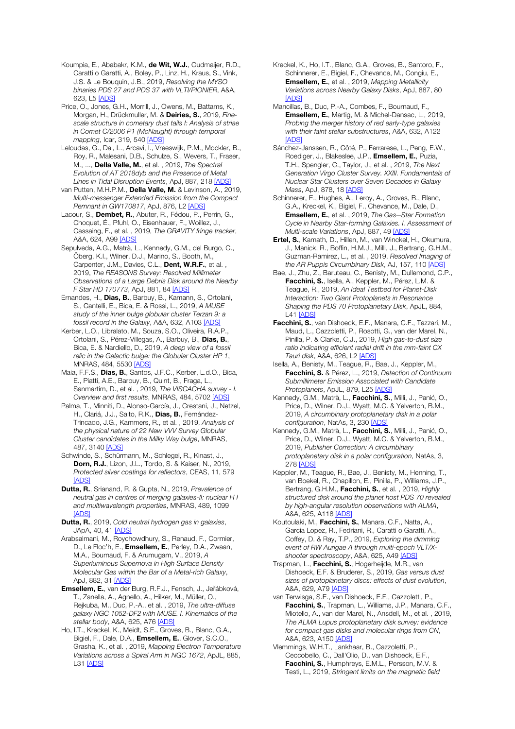Koumpia, E., Ababakr, K.M., **de Wit, W.J.**, Oudmaijer, R.D., Caratti o Garatti, A., Boley, P., Linz, H., Kraus, S., Vink, J.S. & Le Bouquin, J.B., 2019, *Resolving the MYSO binaries PDS 27 and PDS 37 with VLTI/PIONIER*, A&A, 623, L5 [ADS]

Price, O., Jones, G.H., Morrill, J., Owens, M., Battams, K., Morgan, H., Drückmuller, M. & **Deiries, S.**, 2019, *Fine-scale structure in cometary dust tails I: Analysis of striae in Comet C/2006 P1 (McNaught) through temporal mapping*, Icar, 319, 540 [ADS]

Leloudas, G., Dai, L., Arcavi, I., Vreeswijk, P.M., Mockler, B., Roy, R., Malesani, D.B., Schulze, S., Wevers, T., Fraser, M., ..., **Della Valle, M.**, et al. , 2019, *The Spectral Evolution of AT 2018dyb and the Presence of Metal Lines in Tidal Disruption Events*, ApJ, 887, 218 [ADS]

van Putten, M.H.P.M., **Della Valle, M.** & Levinson, A., 2019, *Multi-messenger Extended Emission from the Compact Remnant in GW170817*, ApJ, 876, L2 [ADS]

Lacour, S., **Dembet, R.**, Abuter, R., Fédou, P., Perrin, G., Choquet, É., Pfuhl, O., Eisenhauer, F., Woillez, J., Cassaing, F., et al. , 2019, *The GRAVITY fringe tracker*, A&A, 624, A99 [ADS]

Sepulveda, A.G., Matrà, L., Kennedy, G.M., del Burgo, C., Öberg, K.I., Wilner, D.J., Marino, S., Booth, M., Carpenter, J.M., Davies, C.L., **Dent, W.R.F.**, et al. , 2019, *The REASONS Survey: Resolved Millimeter Observations of a Large Debris Disk around the Nearby F Star HD 170773*, ApJ, 881, 84 [ADS]

Ernandes, H., **Dias, B.**, Barbuy, B., Kamann, S., Ortolani, S., Cantelli, E., Bica, E. & Rossi, L., 2019, *A MUSE study of the inner bulge globular cluster Terzan 9: a fossil record in the Galaxy*, A&A, 632, A103 [ADS]

Kerber, L.O., Libralato, M., Souza, S.O., Oliveira, R.A.P., Ortolani, S., Pérez-Villegas, A., Barbuy, B., **Dias, B.**, Bica, E. & Nardiello, D., 2019, *A deep view of a fossil relic in the Galactic bulge: the Globular Cluster HP 1*, MNRAS, 484, 5530 [ADS]

Maia, F.F.S., **Dias, B.**, Santos, J.F.C., Kerber, L.d.O., Bica, E., Piatti, A.E., Barbuy, B., Quint, B., Fraga, L., Sanmartim, D., et al. , 2019, *The VISCACHA survey - I. Overview and first results*, MNRAS, 484, 5702 [ADS]

Palma, T., Minniti, D., Alonso-García, J., Crestani, J., Netzel, H., Clariá, J.J., Saito, R.K., **Dias, B.**, Fernández-Trincado, J.G., Kammers, R., et al. , 2019, *Analysis of the physical nature of 22 New VVV Survey Globular Cluster candidates in the Milky Way bulge*, MNRAS, 487, 3140 [ADS]

Schwinde, S., Schürmann, M., Schlegel, R., Kinast, J., **Dorn, R.J.**, Lizon, J.L., Tordo, S. & Kaiser, N., 2019, *Protected silver coatings for reflectors*, CEAS, 11, 579 [ADS]

**Dutta, R.**, Srianand, R. & Gupta, N., 2019, *Prevalence of neutral gas in centres of merging galaxies-II: nuclear H I and multiwavelength properties*, MNRAS, 489, 1099 [ADS]

**Dutta, R.**, 2019, *Cold neutral hydrogen gas in galaxies*, JApA, 40, 41 [ADS]

Arabsalmani, M., Roychowdhury, S., Renaud, F., Cormier, D., Le Floc'h, E., **Emsellem, E.**, Perley, D.A., Zwaan, M.A., Bournaud, F. & Arumugam, V., 2019, *A Superluminous Supernova in High Surface Density Molecular Gas within the Bar of a Metal-rich Galaxy*, ApJ, 882, 31 [ADS]

**Emsellem, E.**, van der Burg, R.F.J., Fensch, J., Jeřábková, T., Zanella, A., Agnello, A., Hilker, M., Müller, O., Rejkuba, M., Duc, P.-A., et al. , 2019, *The ultra-diffuse galaxy NGC 1052-DF2 with MUSE. I. Kinematics of the stellar body*, A&A, 625, A76 [ADS]

Ho, I.T., Kreckel, K., Meidt, S.E., Groves, B., Blanc, G.A., Bigiel, F., Dale, D.A., **Emsellem, E.**, Glover, S.C.O., Grasha, K., et al. , 2019, *Mapping Electron Temperature Variations across a Spiral Arm in NGC 1672*, ApJL, 885, L31 [ADS]

Kreckel, K., Ho, I.T., Blanc, G.A., Groves, B., Santoro, F., Schinnerer, E., Bigiel, F., Chevance, M., Congiu, E., **Emsellem, E.**, et al. , 2019, *Mapping Metallicity Variations across Nearby Galaxy Disks*, ApJ, 887, 80 [ADS]

Mancillas, B., Duc, P.-A., Combes, F., Bournaud, F., **Emsellem, E.**, Martig, M. & Michel-Dansac, L., 2019, *Probing the merger history of red early-type galaxies with their faint stellar substructures*, A&A, 632, A122 [ADS]

Sánchez-Janssen, R., Côté, P., Ferrarese, L., Peng, E.W., Roediger, J., Blakeslee, J.P., **Emsellem, E.**, Puzia, T.H., Spengler, C., Taylor, J., et al. , 2019, *The Next Generation Virgo Cluster Survey. XXIII. Fundamentals of Nuclear Star Clusters over Seven Decades in Galaxy Mass*, ApJ, 878, 18 [ADS]

Schinnerer, E., Hughes, A., Leroy, A., Groves, B., Blanc, G.A., Kreckel, K., Bigiel, F., Chevance, M., Dale, D., **Emsellem, E.**, et al. , 2019, *The Gas–Star Formation Cycle in Nearby Star-forming Galaxies. I. Assessment of Multi-scale Variations*, ApJ, 887, 49 [ADS]

**Ertel, S.**, Kamath, D., Hillen, M., van Winckel, H., Okumura, J., Manick, R., Boffin, H.M.J., Milli, J., Bertrang, G.H.M., Guzman-Ramirez, L., et al. , 2019, *Resolved Imaging of the AR Puppis Circumbinary Disk*, AJ, 157, 110 [ADS]

Bae, J., Zhu, Z., Baruteau, C., Benisty, M., Dullemond, C.P., **Facchini, S.**, Isella, A., Keppler, M., Pérez, L.M. & Teague, R., 2019, *An Ideal Testbed for Planet-Disk Interaction: Two Giant Protoplanets in Resonance Shaping the PDS 70 Protoplanetary Disk*, ApJL, 884, L41 [ADS]

**Facchini, S.**, van Dishoeck, E.F., Manara, C.F., Tazzari, M., Maud, L., Cazzoletti, P., Rosotti, G., van der Marel, N., Pinilla, P. & Clarke, C.J., 2019, *High gas-to-dust size ratio indicating efficient radial drift in the mm-faint CX Tauri disk*, A&A, 626, L2 [ADS]

Isella, A., Benisty, M., Teague, R., Bae, J., Keppler, M., **Facchini, S.** & Pérez, L., 2019, *Detection of Continuum Submillimeter Emission Associated with Candidate Protoplanets*, ApJL, 879, L25 [ADS]

Kennedy, G.M., Matrà, L., **Facchini, S.**, Milli, J., Panić, O., Price, D., Wilner, D.J., Wyatt, M.C. & Yelverton, B.M., 2019, *A circumbinary protoplanetary disk in a polar configuration*, NatAs, 3, 230 [ADS]

Kennedy, G.M., Matrà, L., **Facchini, S.**, Milli, J., Panić, O., Price, D., Wilner, D.J., Wyatt, M.C. & Yelverton, B.M., 2019, *Publisher Correction: A circumbinary protoplanetary disk in a polar configuration*, NatAs, 3, 278 [ADS]

Keppler, M., Teague, R., Bae, J., Benisty, M., Henning, T., van Boekel, R., Chapillon, E., Pinilla, P., Williams, J.P., Bertrang, G.H.M., **Facchini, S.**, et al. , 2019, *Highly structured disk around the planet host PDS 70 revealed by high-angular resolution observations with ALMA*, A&A, 625, A118 [ADS]

Koutoulaki, M., **Facchini, S.**, Manara, C.F., Natta, A., Garcia Lopez, R., Fedriani, R., Caratti o Garatti, A., Coffey, D. & Ray, T.P., 2019, *Exploring the dimming event of RW Aurigae A through multi-epoch VLT/X-shooter spectroscopy*, A&A, 625, A49 [ADS]

Trapman, L., **Facchini, S.**, Hogerheijde, M.R., van Dishoeck, E.F. & Bruderer, S., 2019, *Gas versus dust sizes of protoplanetary discs: effects of dust evolution*, A&A, 629, A79 [ADS]

van Terwisga, S.E., van Dishoeck, E.F., Cazzoletti, P., **Facchini, S.**, Trapman, L., Williams, J.P., Manara, C.F., Miotello, A., van der Marel, N., Ansdell, M., et al. , 2019, *The ALMA Lupus protoplanetary disk survey: evidence for compact gas disks and molecular rings from CN*, A&A, 623, A150 [ADS]

Vlemmings, W.H.T., Lankhaar, B., Cazzoletti, P., Ceccobello, C., Dall'Olio, D., van Dishoeck, E.F., **Facchini, S.**, Humphreys, E.M.L., Persson, M.V. & Testi, L., 2019, *Stringent limits on the magnetic field*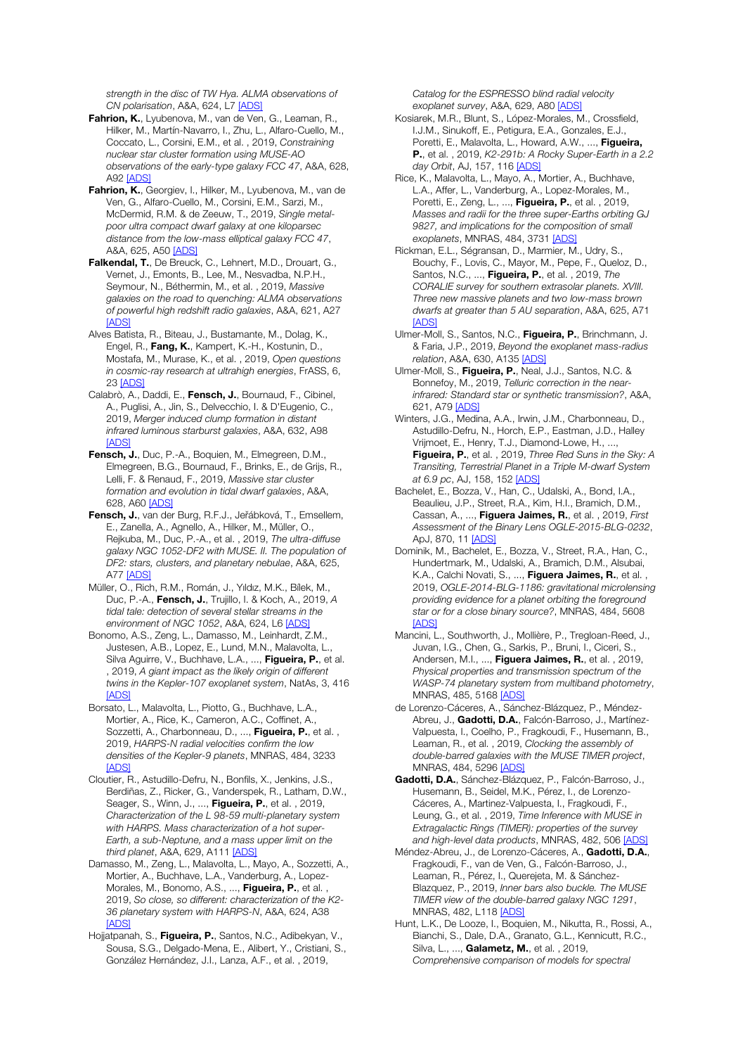*strength in the disc of TW Hya. ALMA observations of CN polarisation*, A&A, 624, L7 [ADS]

**Fahrion, K.**, Lyubenova, M., van de Ven, G., Leaman, R., Hilker, M., Martín-Navarro, I., Zhu, L., Alfaro-Cuello, M., Coccato, L., Corsini, E.M., Sarzi, M., et al. , 2019, *Constraining nuclear star cluster formation using MUSE-AO observations of the early-type galaxy FCC 47*, A&A, 628, A92 [ADS]

**Fahrion, K.**, Georgiev, I., Hilker, M., Lyubenova, M., van de Ven, G., Alfaro-Cuello, M., Corsini, E.M., McDermid, R.M. & de Zeeuw, T., 2019, *Single metal-poor ultra compact dwarf galaxy at one kiloparsec distance from the low-mass elliptical galaxy FCC 47*, A&A, 625, A50 [ADS]

**Falkendal, T.**, De Breuck, C., Lehnert, M.D., Drouart, G., Vernet, J., Emonts, B., Lee, M., Nesvadba, N.P.H., Seymour, N., Béthermin, M., et al. , 2019, *Massive galaxies on the road to quenching: ALMA observations of powerful high redshift radio galaxies*, A&A, 621, A27 [ADS]

Alves Batista, R., Biteau, J., Bustamante, M., Dolag, K., Engel, R., **Fang, K.**, Kampert, K.-H., Kostunin, D., Mostafa, M., Murase, K., et al. , 2019, *Open questions in cosmic-ray research at ultrahigh energies*, FrASS, 6, 23 [ADS]

Calabrò, A., Daddi, E., **Fensch, J.**, Bournaud, F., Cibinel, A., Puglisi, A., Jin, S., Delvecchio, I. & D'Eugenio, C., 2019, *Merger induced clump formation in distant infrared luminous starburst galaxies*, A&A, 632, A98 [ADS]

**Fensch, J.**, Duc, P.-A., Boquien, M., Elmegreen, D.M., Elmegreen, B.G., Bournaud, F., Brinks, E., de Grijs, R., Lelli, F. & Renaud, F., 2019, *Massive star cluster formation and evolution in tidal dwarf galaxies*, A&A, 628, A60 [ADS]

**Fensch, J.**, van der Burg, R.F.J., Jeřábková, T., Emsellem, E., Zanella, A., Agnello, A., Hilker, M., Müller, O., Rejkuba, M., Duc, P.-A., et al. , 2019, *The ultra-diffuse galaxy NGC 1052-DF2 with MUSE. II. The population of DF2: stars, clusters, and planetary nebulae*, A&A, 625, A77 [ADS]

Müller, O., Rich, R.M., Román, J., Yıldız, M.K., Bílek, M., Duc, P.-A., **Fensch, J.**, Trujillo, I. & Koch, A., 2019, *A tidal tale: detection of several stellar streams in the environment of NGC 1052*, A&A, 624, L6 [ADS]

Bonomo, A.S., Zeng, L., Damasso, M., Leinhardt, Z.M., Justesen, A.B., Lopez, E., Lund, M.N., Malavolta, L., Silva Aguirre, V., Buchhave, L.A., ..., **Figueira, P.**, et al. , 2019, *A giant impact as the likely origin of different twins in the Kepler-107 exoplanet system*, NatAs, 3, 416 [ADS]

Borsato, L., Malavolta, L., Piotto, G., Buchhave, L.A., Mortier, A., Rice, K., Cameron, A.C., Coffinet, A., Sozzetti, A., Charbonneau, D., ..., **Figueira, P.**, et al. , 2019, *HARPS-N radial velocities confirm the low densities of the Kepler-9 planets*, MNRAS, 484, 3233 [ADS]

Cloutier, R., Astudillo-Defru, N., Bonfils, X., Jenkins, J.S., Berdiñas, Z., Ricker, G., Vanderspek, R., Latham, D.W., Seager, S., Winn, J., ..., **Figueira, P.**, et al. , 2019, *Characterization of the L 98-59 multi-planetary system with HARPS. Mass characterization of a hot super-Earth, a sub-Neptune, and a mass upper limit on the third planet*, A&A, 629, A111 [ADS]

Damasso, M., Zeng, L., Malavolta, L., Mayo, A., Sozzetti, A., Mortier, A., Buchhave, L.A., Vanderburg, A., Lopez-Morales, M., Bonomo, A.S., ..., **Figueira, P.**, et al. , 2019, *So close, so different: characterization of the K2-36 planetary system with HARPS-N*, A&A, 624, A38 [ADS]

Hojjatpanah, S., **Figueira, P.**, Santos, N.C., Adibekyan, V., Sousa, S.G., Delgado-Mena, E., Alibert, Y., Cristiani, S., González Hernández, J.I., Lanza, A.F., et al. , 2019, *Catalog for the ESPRESSO blind radial velocity exoplanet survey*, A&A, 629, A80 [ADS]

Kosiarek, M.R., Blunt, S., López-Morales, M., Crossfield, I.J.M., Sinukoff, E., Petigura, E.A., Gonzales, E.J., Poretti, E., Malavolta, L., Howard, A.W., ..., **Figueira, P.**, et al. , 2019, *K2-291b: A Rocky Super-Earth in a 2.2 day Orbit*, AJ, 157, 116 [ADS]

Rice, K., Malavolta, L., Mayo, A., Mortier, A., Buchhave, L.A., Affer, L., Vanderburg, A., Lopez-Morales, M., Poretti, E., Zeng, L., ..., **Figueira, P.**, et al. , 2019, *Masses and radii for the three super-Earths orbiting GJ 9827, and implications for the composition of small exoplanets*, MNRAS, 484, 3731 [ADS]

Rickman, E.L., Ségransan, D., Marmier, M., Udry, S., Bouchy, F., Lovis, C., Mayor, M., Pepe, F., Queloz, D., Santos, N.C., ..., **Figueira, P.**, et al. , 2019, *The CORALIE survey for southern extrasolar planets. XVIII. Three new massive planets and two low-mass brown dwarfs at greater than 5 AU separation*, A&A, 625, A71 [ADS]

Ulmer-Moll, S., Santos, N.C., **Figueira, P.**, Brinchmann, J. & Faria, J.P., 2019, *Beyond the exoplanet mass-radius relation*, A&A, 630, A135 [ADS]

Ulmer-Moll, S., **Figueira, P.**, Neal, J.J., Santos, N.C. & Bonnefoy, M., 2019, *Telluric correction in the near-infrared: Standard star or synthetic transmission?*, A&A, 621, A79 [ADS]

Winters, J.G., Medina, A.A., Irwin, J.M., Charbonneau, D., Astudillo-Defru, N., Horch, E.P., Eastman, J.D., Halley Vrijmoet, E., Henry, T.J., Diamond-Lowe, H., ..., **Figueira, P.**, et al. , 2019, *Three Red Suns in the Sky: A Transiting, Terrestrial Planet in a Triple M-dwarf System at 6.9 pc*, AJ, 158, 152 [ADS]

Bachelet, E., Bozza, V., Han, C., Udalski, A., Bond, I.A., Beaulieu, J.P., Street, R.A., Kim, H.I., Bramich, D.M., Cassan, A., ..., **Figuera Jaimes, R.**, et al. , 2019, *First Assessment of the Binary Lens OGLE-2015-BLG-0232*, ApJ, 870, 11 [ADS]

Dominik, M., Bachelet, E., Bozza, V., Street, R., Han, C., Hundertmark, M., Udalski, A., Bramich, D.M., Alsubai, K.A., Calchi Novati, S., ..., **Figuera Jaimes, R.**, et al. , 2019, *OGLE-2014-BLG-1186: gravitational microlensing providing evidence for a planet orbiting the foreground star or for a close binary source?*, MNRAS, 484, 5608 [ADS]

Mancini, L., Southworth, J., Mollière, P., Tregloan-Reed, J., Juvan, I.G., Chen, G., Sarkis, P., Bruni, I., Ciceri, S., Andersen, M.I., ..., **Figuera Jaimes, R.**, et al. , 2019, *Physical properties and transmission spectrum of the WASP-74 planetary system from multiband photometry*, MNRAS, 485, 5168 [ADS]

de Lorenzo-Cáceres, A., Sánchez-Blázquez, P., Méndez-Abreu, J., **Gadotti, D.A.**, Falcón-Barroso, J., Martínez-Valpuesta, I., Coelho, P., Fragkoudi, F., Husemann, B., Leaman, R., et al. , 2019, *Clocking the assembly of double-barred galaxies with the MUSE TIMER project*, MNRAS, 484, 5296 [ADS]

**Gadotti, D.A.**, Sánchez-Blázquez, P., Falcón-Barroso, J., Husemann, B., Seidel, M.K., Pérez, I., de Lorenzo-Cáceres, A., Martinez-Valpuesta, I., Fragkoudi, F., Leung, G., et al. , 2019, *Time Inference with MUSE in Extragalactic Rings (TIMER): properties of the survey and high-level data products*, MNRAS, 482, 506 [ADS]

Méndez-Abreu, J., de Lorenzo-Cáceres, A., **Gadotti, D.A.**, Fragkoudi, F., van de Ven, G., Falcón-Barroso, J., Leaman, R., Pérez, I., Querejeta, M. & Sánchez-Blazquez, P., 2019, *Inner bars also buckle. The MUSE TIMER view of the double-barred galaxy NGC 1291*, MNRAS, 482, L118 [ADS]

Hunt, L.K., De Looze, I., Boquien, M., Nikutta, R., Rossi, A., Bianchi, S., Dale, D.A., Granato, G.L., Kennicutt, R.C., Silva, L., ..., **Galametz, M.**, et al. , 2019, *Comprehensive comparison of models for spectral*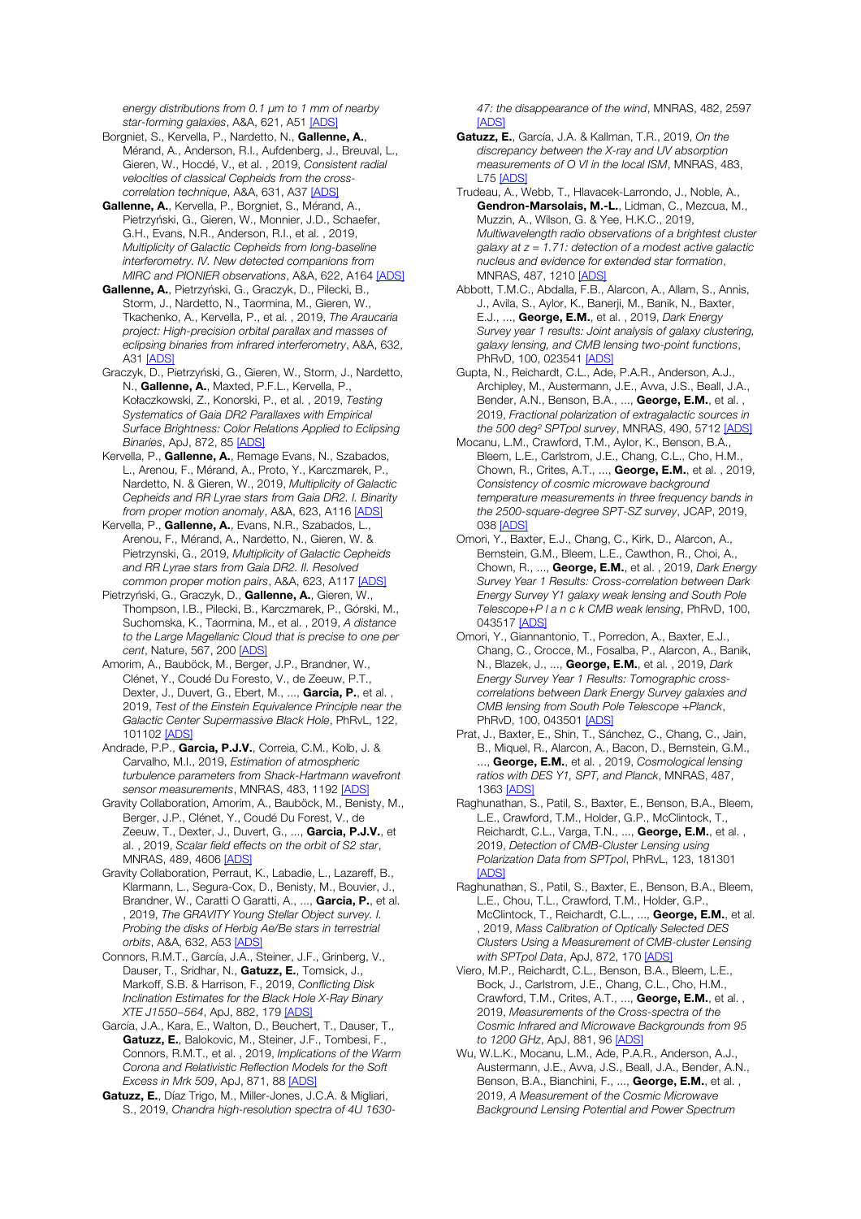*energy distributions from 0.1 μm to 1 mm of nearby star-forming galaxies*, A&A, 621, A51 [ADS]

Borgniet, S., Kervella, P., Nardetto, N., **Gallenne, A.**, Mérand, A., Anderson, R.I., Aufdenberg, J., Breuval, L., Gieren, W., Hocdé, V., et al. , 2019, *Consistent radial velocities of classical Cepheids from the cross-correlation technique*, A&A, 631, A37 [ADS]

**Gallenne, A.**, Kervella, P., Borgniet, S., Mérand, A., Pietrzyński, G., Gieren, W., Monnier, J.D., Schaefer, G.H., Evans, N.R., Anderson, R.I., et al. , 2019, *Multiplicity of Galactic Cepheids from long-baseline interferometry. IV. New detected companions from MIRC and PIONIER observations*, A&A, 622, A164 [ADS]

**Gallenne, A.**, Pietrzyński, G., Graczyk, D., Pilecki, B., Storm, J., Nardetto, N., Taormina, M., Gieren, W., Tkachenko, A., Kervella, P., et al. , 2019, *The Araucaria project: High-precision orbital parallax and masses of eclipsing binaries from infrared interferometry*, A&A, 632, A31 [ADS]

Graczyk, D., Pietrzyński, G., Gieren, W., Storm, J., Nardetto, N., **Gallenne, A.**, Maxted, P.F.L., Kervella, P., Kołaczkowski, Z., Konorski, P., et al. , 2019, *Testing Systematics of Gaia DR2 Parallaxes with Empirical Surface Brightness: Color Relations Applied to Eclipsing Binaries*, ApJ, 872, 85 [ADS]

Kervella, P., **Gallenne, A.**, Remage Evans, N., Szabados, L., Arenou, F., Mérand, A., Proto, Y., Karczmarek, P., Nardetto, N. & Gieren, W., 2019, *Multiplicity of Galactic Cepheids and RR Lyrae stars from Gaia DR2. I. Binarity from proper motion anomaly*, A&A, 623, A116 [ADS]

Kervella, P., **Gallenne, A.**, Evans, N.R., Szabados, L., Arenou, F., Mérand, A., Nardetto, N., Gieren, W. & Pietrzynski, G., 2019, *Multiplicity of Galactic Cepheids and RR Lyrae stars from Gaia DR2. II. Resolved common proper motion pairs*, A&A, 623, A117 [ADS]

Pietrzyński, G., Graczyk, D., **Gallenne, A.**, Gieren, W., Thompson, I.B., Pilecki, B., Karczmarek, P., Górski, M., Suchomska, K., Taormina, M., et al. , 2019, *A distance to the Large Magellanic Cloud that is precise to one per cent*, Nature, 567, 200 [ADS]

Amorim, A., Bauböck, M., Berger, J.P., Brandner, W., Clénet, Y., Coudé Du Foresto, V., de Zeeuw, P.T., Dexter, J., Duvert, G., Ebert, M., ..., **Garcia, P.**, et al. , 2019, *Test of the Einstein Equivalence Principle near the Galactic Center Supermassive Black Hole*, PhRvL, 122, 101102 [ADS]

Andrade, P.P., **Garcia, P.J.V.**, Correia, C.M., Kolb, J. & Carvalho, M.I., 2019, *Estimation of atmospheric turbulence parameters from Shack-Hartmann wavefront sensor measurements*, MNRAS, 483, 1192 [ADS]

Gravity Collaboration, Amorim, A., Bauböck, M., Benisty, M., Berger, J.P., Clénet, Y., Coudé Du Forest, V., de Zeeuw, T., Dexter, J., Duvert, G., ..., **Garcia, P.J.V.**, et al. , 2019, *Scalar field effects on the orbit of S2 star*, MNRAS, 489, 4606 [ADS]

Gravity Collaboration, Perraut, K., Labadie, L., Lazareff, B., Klarmann, L., Segura-Cox, D., Benisty, M., Bouvier, J., Brandner, W., Caratti O Garatti, A., ..., **Garcia, P.**, et al. , 2019, *The GRAVITY Young Stellar Object survey. I. Probing the disks of Herbig Ae/Be stars in terrestrial orbits*, A&A, 632, A53 [ADS]

Connors, R.M.T., García, J.A., Steiner, J.F., Grinberg, V., Dauser, T., Sridhar, N., **Gatuzz, E.**, Tomsick, J., Markoff, S.B. & Harrison, F., 2019, *Conflicting Disk Inclination Estimates for the Black Hole X-Ray Binary XTE J1550−564*, ApJ, 882, 179 [ADS]

García, J.A., Kara, E., Walton, D., Beuchert, T., Dauser, T., **Gatuzz, E.**, Balokovic, M., Steiner, J.F., Tombesi, F., Connors, R.M.T., et al. , 2019, *Implications of the Warm Corona and Relativistic Reflection Models for the Soft Excess in Mrk 509*, ApJ, 871, 88 [ADS]

**Gatuzz, E.**, Díaz Trigo, M., Miller-Jones, J.C.A. & Migliari, S., 2019, *Chandra high-resolution spectra of 4U 1630-47: the disappearance of the wind*, MNRAS, 482, 2597 [ADS]

**Gatuzz, E.**, García, J.A. & Kallman, T.R., 2019, *On the discrepancy between the X-ray and UV absorption measurements of O VI in the local ISM*, MNRAS, 483, L75 [ADS]

Trudeau, A., Webb, T., Hlavacek-Larrondo, J., Noble, A., **Gendron-Marsolais, M.-L.**, Lidman, C., Mezcua, M., Muzzin, A., Wilson, G. & Yee, H.K.C., 2019, *Multiwavelength radio observations of a brightest cluster galaxy at z = 1.71: detection of a modest active galactic nucleus and evidence for extended star formation*, MNRAS, 487, 1210 [ADS]

Abbott, T.M.C., Abdalla, F.B., Alarcon, A., Allam, S., Annis, J., Avila, S., Aylor, K., Banerji, M., Banik, N., Baxter, E.J., ..., **George, E.M.**, et al. , 2019, *Dark Energy Survey year 1 results: Joint analysis of galaxy clustering, galaxy lensing, and CMB lensing two-point functions*, PhRvD, 100, 023541 [ADS]

Gupta, N., Reichardt, C.L., Ade, P.A.R., Anderson, A.J., Archipley, M., Austermann, J.E., Avva, J.S., Beall, J.A., Bender, A.N., Benson, B.A., ..., **George, E.M.**, et al. , 2019, *Fractional polarization of extragalactic sources in the 500 deg² SPTpol survey*, MNRAS, 490, 5712 [ADS]

Mocanu, L.M., Crawford, T.M., Aylor, K., Benson, B.A., Bleem, L.E., Carlstrom, J.E., Chang, C.L., Cho, H.M., Chown, R., Crites, A.T., ..., **George, E.M.**, et al. , 2019, *Consistency of cosmic microwave background temperature measurements in three frequency bands in the 2500-square-degree SPT-SZ survey*, JCAP, 2019, 038 [ADS]

Omori, Y., Baxter, E.J., Chang, C., Kirk, D., Alarcon, A., Bernstein, G.M., Bleem, L.E., Cawthon, R., Choi, A., Chown, R., ..., **George, E.M.**, et al. , 2019, *Dark Energy Survey Year 1 Results: Cross-correlation between Dark Energy Survey Y1 galaxy weak lensing and South Pole Telescope+P l a n c k CMB weak lensing*, PhRvD, 100, 043517 [ADS]

Omori, Y., Giannantonio, T., Porredon, A., Baxter, E.J., Chang, C., Crocce, M., Fosalba, P., Alarcon, A., Banik, N., Blazek, J., ..., **George, E.M.**, et al. , 2019, *Dark Energy Survey Year 1 Results: Tomographic cross-correlations between Dark Energy Survey galaxies and CMB lensing from South Pole Telescope +Planck*, PhRvD, 100, 043501 [ADS]

Prat, J., Baxter, E., Shin, T., Sánchez, C., Chang, C., Jain, B., Miquel, R., Alarcon, A., Bacon, D., Bernstein, G.M., ..., **George, E.M.**, et al. , 2019, *Cosmological lensing ratios with DES Y1, SPT, and Planck*, MNRAS, 487, 1363 [ADS]

Raghunathan, S., Patil, S., Baxter, E., Benson, B.A., Bleem, L.E., Crawford, T.M., Holder, G.P., McClintock, T., Reichardt, C.L., Varga, T.N., ..., **George, E.M.**, et al. , 2019, *Detection of CMB-Cluster Lensing using Polarization Data from SPTpol*, PhRvL, 123, 181301 [ADS]

Raghunathan, S., Patil, S., Baxter, E., Benson, B.A., Bleem, L.E., Chou, T.L., Crawford, T.M., Holder, G.P., McClintock, T., Reichardt, C.L., ..., **George, E.M.**, et al. , 2019, *Mass Calibration of Optically Selected DES Clusters Using a Measurement of CMB-cluster Lensing with SPTpol Data*, ApJ, 872, 170 [ADS]

Viero, M.P., Reichardt, C.L., Benson, B.A., Bleem, L.E., Bock, J., Carlstrom, J.E., Chang, C.L., Cho, H.M., Crawford, T.M., Crites, A.T., ..., **George, E.M.**, et al. , 2019, *Measurements of the Cross-spectra of the Cosmic Infrared and Microwave Backgrounds from 95 to 1200 GHz*, ApJ, 881, 96 [ADS]

Wu, W.L.K., Mocanu, L.M., Ade, P.A.R., Anderson, A.J., Austermann, J.E., Avva, J.S., Beall, J.A., Bender, A.N., Benson, B.A., Bianchini, F., ..., **George, E.M.**, et al. , 2019, *A Measurement of the Cosmic Microwave Background Lensing Potential and Power Spectrum*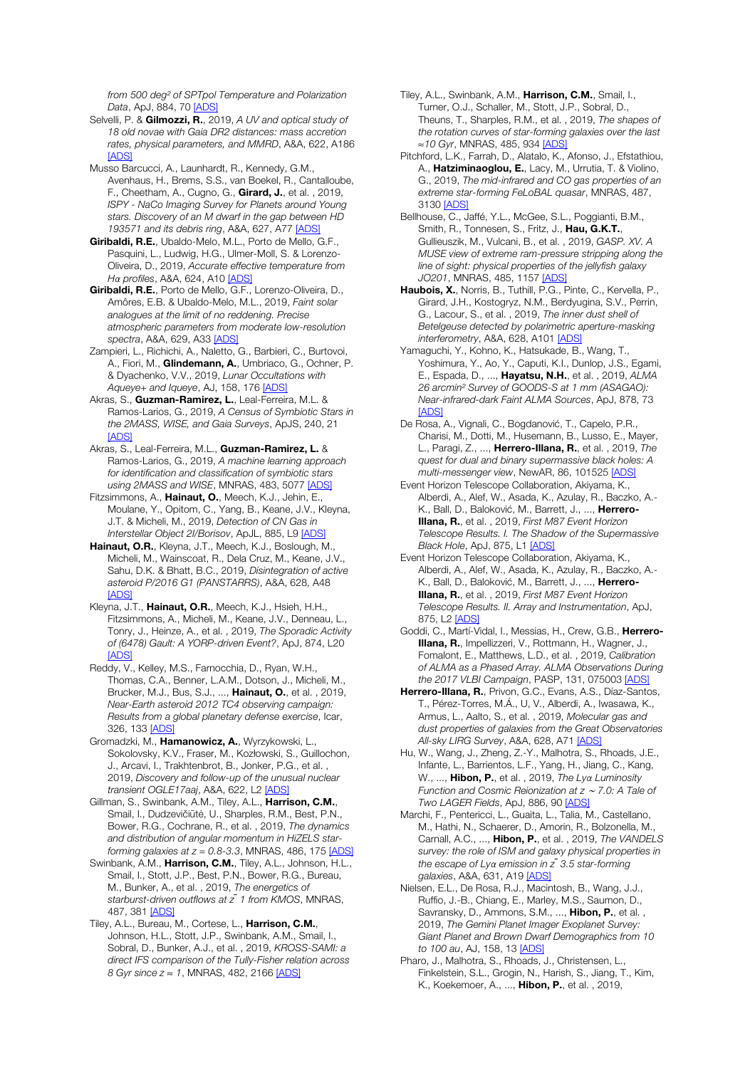*from 500 deg² of SPTpol Temperature and Polarization Data*, ApJ, 884, 70 [ADS]

Selvelli, P. & **Gilmozzi, R.**, 2019, *A UV and optical study of 18 old novae with Gaia DR2 distances: mass accretion rates, physical parameters, and MMRD*, A&A, 622, A186 [ADS]

Musso Barcucci, A., Launhardt, R., Kennedy, G.M., Avenhaus, H., Brems, S.S., van Boekel, R., Cantalloube, F., Cheetham, A., Cugno, G., **Girard, J.**, et al. , 2019, *ISPY - NaCo Imaging Survey for Planets around Young stars. Discovery of an M dwarf in the gap between HD 193571 and its debris ring*, A&A, 627, A77 [ADS]

**Giribaldi, R.E.**, Ubaldo-Melo, M.L., Porto de Mello, G.F., Pasquini, L., Ludwig, H.G., Ulmer-Moll, S. & Lorenzo-Oliveira, D., 2019, *Accurate effective temperature from Hα profiles*, A&A, 624, A10 [ADS]

**Giribaldi, R.E.**, Porto de Mello, G.F., Lorenzo-Oliveira, D., Amôres, E.B. & Ubaldo-Melo, M.L., 2019, *Faint solar analogues at the limit of no reddening. Precise atmospheric parameters from moderate low-resolution spectra*, A&A, 629, A33 [ADS]

Zampieri, L., Richichi, A., Naletto, G., Barbieri, C., Burtovoi, A., Fiori, M., **Glindemann, A.**, Umbriaco, G., Ochner, P. & Dyachenko, V.V., 2019, *Lunar Occultations with Aqueye+ and Iqueye*, AJ, 158, 176 [ADS]

Akras, S., **Guzman-Ramirez, L.**, Leal-Ferreira, M.L. & Ramos-Larios, G., 2019, *A Census of Symbiotic Stars in the 2MASS, WISE, and Gaia Surveys*, ApJS, 240, 21 [ADS]

Akras, S., Leal-Ferreira, M.L., **Guzman-Ramirez, L.** & Ramos-Larios, G., 2019, *A machine learning approach for identification and classification of symbiotic stars using 2MASS and WISE*, MNRAS, 483, 5077 [ADS]

Fitzsimmons, A., **Hainaut, O.**, Meech, K.J., Jehin, E., Moulane, Y., Opitom, C., Yang, B., Keane, J.V., Kleyna, J.T. & Micheli, M., 2019, *Detection of CN Gas in Interstellar Object 2I/Borisov*, ApJL, 885, L9 [ADS]

**Hainaut, O.R.**, Kleyna, J.T., Meech, K.J., Boslough, M., Micheli, M., Wainscoat, R., Dela Cruz, M., Keane, J.V., Sahu, D.K. & Bhatt, B.C., 2019, *Disintegration of active asteroid P/2016 G1 (PANSTARRS)*, A&A, 628, A48 [ADS]

Kleyna, J.T., **Hainaut, O.R.**, Meech, K.J., Hsieh, H.H., Fitzsimmons, A., Micheli, M., Keane, J.V., Denneau, L., Tonry, J., Heinze, A., et al. , 2019, *The Sporadic Activity of (6478) Gault: A YORP-driven Event?*, ApJ, 874, L20 [ADS]

Reddy, V., Kelley, M.S., Farnocchia, D., Ryan, W.H., Thomas, C.A., Benner, L.A.M., Dotson, J., Micheli, M., Brucker, M.J., Bus, S.J., ..., **Hainaut, O.**, et al. , 2019, *Near-Earth asteroid 2012 TC4 observing campaign: Results from a global planetary defense exercise*, Icar, 326, 133 [ADS]

Gromadzki, M., **Hamanowicz, A.**, Wyrzykowski, L., Sokolovsky, K.V., Fraser, M., Kozłowski, S., Guillochon, J., Arcavi, I., Trakhtenbrot, B., Jonker, P.G., et al. , 2019, *Discovery and follow-up of the unusual nuclear transient OGLE17aaj*, A&A, 622, L2 [ADS]

Gillman, S., Swinbank, A.M., Tiley, A.L., **Harrison, C.M.**, Smail, I., Dudzevičiūtė, U., Sharples, R.M., Best, P.N., Bower, R.G., Cochrane, R., et al. , 2019, *The dynamics and distribution of angular momentum in HiZELS star-forming galaxies at z = 0.8-3.3*, MNRAS, 486, 175 [ADS]

Swinbank, A.M., **Harrison, C.M.**, Tiley, A.L., Johnson, H.L., Smail, I., Stott, J.P., Best, P.N., Bower, R.G., Bureau, M., Bunker, A., et al. , 2019, *The energetics of starburst-driven outflows at z̃ 1 from KMOS*, MNRAS, 487, 381 [ADS]

Tiley, A.L., Bureau, M., Cortese, L., **Harrison, C.M.**, Johnson, H.L., Stott, J.P., Swinbank, A.M., Smail, I., Sobral, D., Bunker, A.J., et al. , 2019, *KROSS-SAMI: a direct IFS comparison of the Tully-Fisher relation across 8 Gyr since z ≈ 1*, MNRAS, 482, 2166 [ADS]

Tiley, A.L., Swinbank, A.M., **Harrison, C.M.**, Smail, I., Turner, O.J., Schaller, M., Stott, J.P., Sobral, D., Theuns, T., Sharples, R.M., et al. , 2019, *The shapes of the rotation curves of star-forming galaxies over the last ≈10 Gyr*, MNRAS, 485, 934 [ADS]

Pitchford, L.K., Farrah, D., Alatalo, K., Afonso, J., Efstathiou, A., **Hatziminaoglou, E.**, Lacy, M., Urrutia, T. & Violino, G., 2019, *The mid-infrared and CO gas properties of an extreme star-forming FeLoBAL quasar*, MNRAS, 487, 3130 [ADS]

Bellhouse, C., Jaffé, Y.L., McGee, S.L., Poggianti, B.M., Smith, R., Tonnesen, S., Fritz, J., **Hau, G.K.T.**, Gullieuszik, M., Vulcani, B., et al. , 2019, *GASP. XV. A MUSE view of extreme ram-pressure stripping along the line of sight: physical properties of the jellyfish galaxy JO201*, MNRAS, 485, 1157 [ADS]

**Haubois, X.**, Norris, B., Tuthill, P.G., Pinte, C., Kervella, P., Girard, J.H., Kostogryz, N.M., Berdyugina, S.V., Perrin, G., Lacour, S., et al. , 2019, *The inner dust shell of Betelgeuse detected by polarimetric aperture-masking interferometry*, A&A, 628, A101 [ADS]

Yamaguchi, Y., Kohno, K., Hatsukade, B., Wang, T., Yoshimura, Y., Ao, Y., Caputi, K.I., Dunlop, J.S., Egami, E., Espada, D., ..., **Hayatsu, N.H.**, et al. , 2019, *ALMA 26 arcmin² Survey of GOODS-S at 1 mm (ASAGAO): Near-infrared-dark Faint ALMA Sources*, ApJ, 878, 73 [ADS]

De Rosa, A., Vignali, C., Bogdanović, T., Capelo, P.R., Charisi, M., Dotti, M., Husemann, B., Lusso, E., Mayer, L., Paragi, Z., ..., **Herrero-Illana, R.**, et al. , 2019, *The quest for dual and binary supermassive black holes: A multi-messenger view*, NewAR, 86, 101525 [ADS]

Event Horizon Telescope Collaboration, Akiyama, K., Alberdi, A., Alef, W., Asada, K., Azulay, R., Baczko, A.-K., Ball, D., Baloković, M., Barrett, J., ..., **Herrero-Illana, R.**, et al. , 2019, *First M87 Event Horizon Telescope Results. I. The Shadow of the Supermassive Black Hole*, ApJ, 875, L1 [ADS]

Event Horizon Telescope Collaboration, Akiyama, K., Alberdi, A., Alef, W., Asada, K., Azulay, R., Baczko, A.-K., Ball, D., Baloković, M., Barrett, J., ..., **Herrero-Illana, R.**, et al. , 2019, *First M87 Event Horizon Telescope Results. II. Array and Instrumentation*, ApJ, 875, L2 [ADS]

Goddi, C., Martí-Vidal, I., Messias, H., Crew, G.B., **Herrero-Illana, R.**, Impellizzeri, V., Rottmann, H., Wagner, J., Fomalont, E., Matthews, L.D., et al. , 2019, *Calibration of ALMA as a Phased Array. ALMA Observations During the 2017 VLBI Campaign*, PASP, 131, 075003 [ADS]

**Herrero-Illana, R.**, Privon, G.C., Evans, A.S., Díaz-Santos, T., Pérez-Torres, M.Á., U, V., Alberdi, A., Iwasawa, K., Armus, L., Aalto, S., et al. , 2019, *Molecular gas and dust properties of galaxies from the Great Observatories All-sky LIRG Survey*, A&A, 628, A71 [ADS]

Hu, W., Wang, J., Zheng, Z.-Y., Malhotra, S., Rhoads, J.E., Infante, L., Barrientos, L.F., Yang, H., Jiang, C., Kang, W., ..., **Hibon, P.**, et al. , 2019, *The Lyα Luminosity Function and Cosmic Reionization at z ~ 7.0: A Tale of Two LAGER Fields*, ApJ, 886, 90 [ADS]

Marchi, F., Pentericci, L., Guaita, L., Talia, M., Castellano, M., Hathi, N., Schaerer, D., Amorin, R., Bolzonella, M., Carnall, A.C., ..., **Hibon, P.**, et al. , 2019, *The VANDELS survey: the role of ISM and galaxy physical properties in the escape of Lyα emission in z̃ 3.5 star-forming galaxies*, A&A, 631, A19 [ADS]

Nielsen, E.L., De Rosa, R.J., Macintosh, B., Wang, J.J., Ruffio, J.-B., Chiang, E., Marley, M.S., Saumon, D., Savransky, D., Ammons, S.M., ..., **Hibon, P.**, et al. , 2019, *The Gemini Planet Imager Exoplanet Survey: Giant Planet and Brown Dwarf Demographics from 10 to 100 au*, AJ, 158, 13 [ADS]

Pharo, J., Malhotra, S., Rhoads, J., Christensen, L., Finkelstein, S.L., Grogin, N., Harish, S., Jiang, T., Kim, K., Koekemoer, A., ..., **Hibon, P.**, et al. , 2019,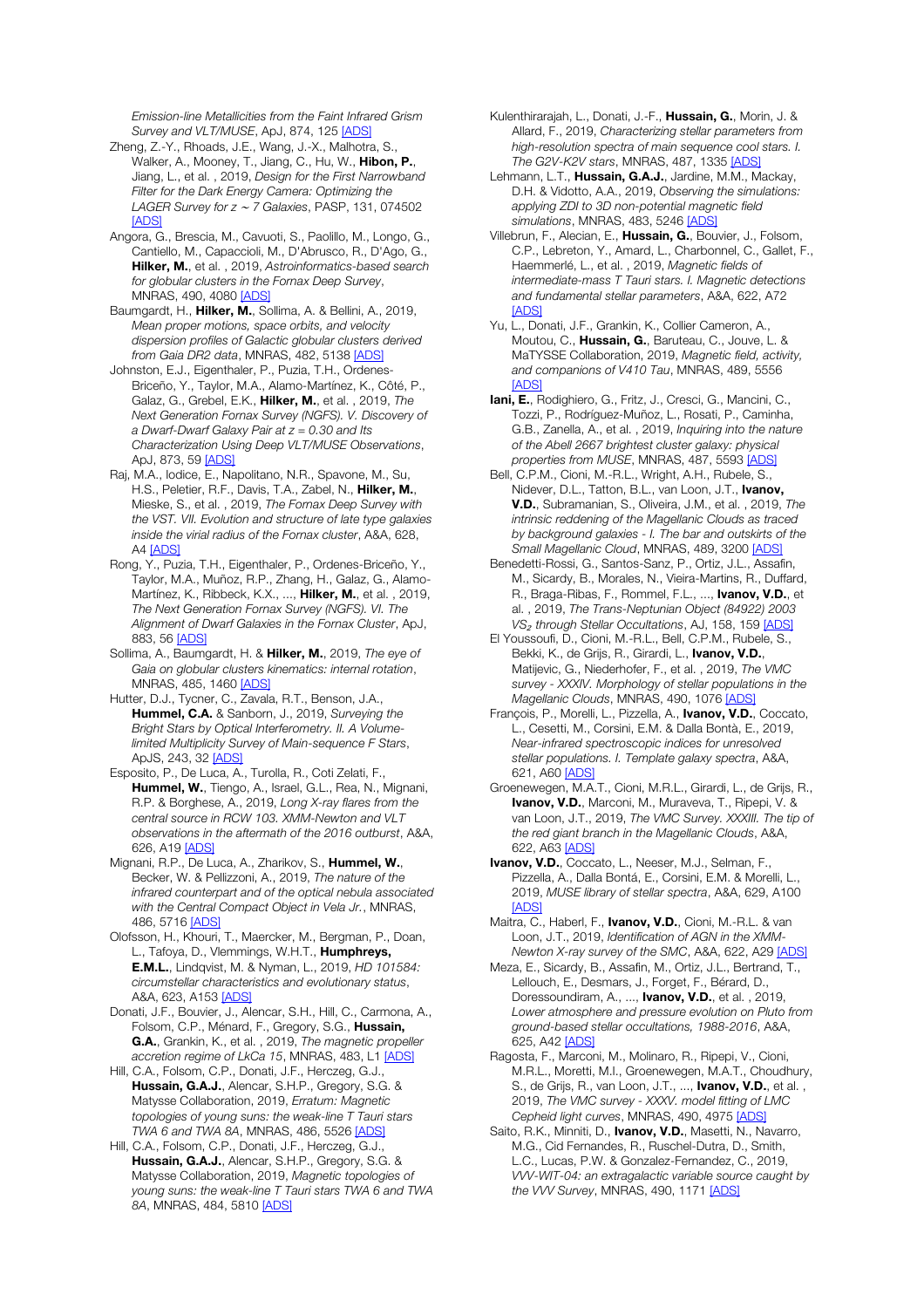*Emission-line Metallicities from the Faint Infrared Grism Survey and VLT/MUSE*, ApJ, 874, 125 [ADS]

Zheng, Z.-Y., Rhoads, J.E., Wang, J.-X., Malhotra, S., Walker, A., Mooney, T., Jiang, C., Hu, W., **Hibon, P.**, Jiang, L., et al. , 2019, *Design for the First Narrowband Filter for the Dark Energy Camera: Optimizing the LAGER Survey for z ~ 7 Galaxies*, PASP, 131, 074502 [ADS]

Angora, G., Brescia, M., Cavuoti, S., Paolillo, M., Longo, G., Cantiello, M., Capaccioli, M., D'Abrusco, R., D'Ago, G., **Hilker, M.**, et al. , 2019, *Astroinformatics-based search for globular clusters in the Fornax Deep Survey*, MNRAS, 490, 4080 [ADS]

Baumgardt, H., **Hilker, M.**, Sollima, A. & Bellini, A., 2019, *Mean proper motions, space orbits, and velocity dispersion profiles of Galactic globular clusters derived from Gaia DR2 data*, MNRAS, 482, 5138 [ADS]

Johnston, E.J., Eigenthaler, P., Puzia, T.H., Ordenes-Briceño, Y., Taylor, M.A., Alamo-Martínez, K., Côté, P., Galaz, G., Grebel, E.K., **Hilker, M.**, et al. , 2019, *The Next Generation Fornax Survey (NGFS). V. Discovery of a Dwarf-Dwarf Galaxy Pair at z = 0.30 and Its Characterization Using Deep VLT/MUSE Observations*, ApJ, 873, 59 [ADS]

Raj, M.A., Iodice, E., Napolitano, N.R., Spavone, M., Su, H.S., Peletier, R.F., Davis, T.A., Zabel, N., **Hilker, M.**, Mieske, S., et al. , 2019, *The Fornax Deep Survey with the VST. VII. Evolution and structure of late type galaxies inside the virial radius of the Fornax cluster*, A&A, 628, A4 [ADS]

Rong, Y., Puzia, T.H., Eigenthaler, P., Ordenes-Briceño, Y., Taylor, M.A., Muñoz, R.P., Zhang, H., Galaz, G., Alamo-Martínez, K., Ribbeck, K.X., ..., **Hilker, M.**, et al. , 2019, *The Next Generation Fornax Survey (NGFS). VI. The Alignment of Dwarf Galaxies in the Fornax Cluster*, ApJ, 883, 56 [ADS]

Sollima, A., Baumgardt, H. & **Hilker, M.**, 2019, *The eye of Gaia on globular clusters kinematics: internal rotation*, MNRAS, 485, 1460 [ADS]

Hutter, D.J., Tycner, C., Zavala, R.T., Benson, J.A., **Hummel, C.A.** & Sanborn, J., 2019, *Surveying the Bright Stars by Optical Interferometry. II. A Volume-limited Multiplicity Survey of Main-sequence F Stars*, ApJS, 243, 32 [ADS]

Esposito, P., De Luca, A., Turolla, R., Coti Zelati, F., **Hummel, W.**, Tiengo, A., Israel, G.L., Rea, N., Mignani, R.P. & Borghese, A., 2019, *Long X-ray flares from the central source in RCW 103. XMM-Newton and VLT observations in the aftermath of the 2016 outburst*, A&A, 626, A19 [ADS]

Mignani, R.P., De Luca, A., Zharikov, S., **Hummel, W.**, Becker, W. & Pellizzoni, A., 2019, *The nature of the infrared counterpart and of the optical nebula associated with the Central Compact Object in Vela Jr.*, MNRAS, 486, 5716 [ADS]

Olofsson, H., Khouri, T., Maercker, M., Bergman, P., Doan, L., Tafoya, D., Vlemmings, W.H.T., **Humphreys, E.M.L.**, Lindqvist, M. & Nyman, L., 2019, *HD 101584: circumstellar characteristics and evolutionary status*, A&A, 623, A153 [ADS]

Donati, J.F., Bouvier, J., Alencar, S.H., Hill, C., Carmona, A., Folsom, C.P., Ménard, F., Gregory, S.G., **Hussain, G.A.**, Grankin, K., et al. , 2019, *The magnetic propeller accretion regime of LkCa 15*, MNRAS, 483, L1 [ADS]

Hill, C.A., Folsom, C.P., Donati, J.F., Herczeg, G.J., **Hussain, G.A.J.**, Alencar, S.H.P., Gregory, S.G. & Matysse Collaboration, 2019, *Erratum: Magnetic topologies of young suns: the weak-line T Tauri stars TWA 6 and TWA 8A*, MNRAS, 486, 5526 [ADS]

Hill, C.A., Folsom, C.P., Donati, J.F., Herczeg, G.J., **Hussain, G.A.J.**, Alencar, S.H.P., Gregory, S.G. & Matysse Collaboration, 2019, *Magnetic topologies of young suns: the weak-line T Tauri stars TWA 6 and TWA 8A*, MNRAS, 484, 5810 [ADS]

Kulenthirarajah, L., Donati, J.-F., **Hussain, G.**, Morin, J. & Allard, F., 2019, *Characterizing stellar parameters from high-resolution spectra of main sequence cool stars. I. The G2V-K2V stars*, MNRAS, 487, 1335 [ADS]

Lehmann, L.T., **Hussain, G.A.J.**, Jardine, M.M., Mackay, D.H. & Vidotto, A.A., 2019, *Observing the simulations: applying ZDI to 3D non-potential magnetic field simulations*, MNRAS, 483, 5246 [ADS]

Villebrun, F., Alecian, E., **Hussain, G.**, Bouvier, J., Folsom, C.P., Lebreton, Y., Amard, L., Charbonnel, C., Gallet, F., Haemmerlé, L., et al. , 2019, *Magnetic fields of intermediate-mass T Tauri stars. I. Magnetic detections and fundamental stellar parameters*, A&A, 622, A72 [ADS]

Yu, L., Donati, J.F., Grankin, K., Collier Cameron, A., Moutou, C., **Hussain, G.**, Baruteau, C., Jouve, L. & MaTYSSE Collaboration, 2019, *Magnetic field, activity, and companions of V410 Tau*, MNRAS, 489, 5556 [ADS]

**Iani, E.**, Rodighiero, G., Fritz, J., Cresci, G., Mancini, C., Tozzi, P., Rodríguez-Muñoz, L., Rosati, P., Caminha, G.B., Zanella, A., et al. , 2019, *Inquiring into the nature of the Abell 2667 brightest cluster galaxy: physical properties from MUSE*, MNRAS, 487, 5593 [ADS]

Bell, C.P.M., Cioni, M.-R.L., Wright, A.H., Rubele, S., Nidever, D.L., Tatton, B.L., van Loon, J.T., **Ivanov, V.D.**, Subramanian, S., Oliveira, J.M., et al. , 2019, *The intrinsic reddening of the Magellanic Clouds as traced by background galaxies - I. The bar and outskirts of the Small Magellanic Cloud*, MNRAS, 489, 3200 [ADS]

Benedetti-Rossi, G., Santos-Sanz, P., Ortiz, J.L., Assafin, M., Sicardy, B., Morales, N., Vieira-Martins, R., Duffard, R., Braga-Ribas, F., Rommel, F.L., ..., **Ivanov, V.D.**, et al. , 2019, *The Trans-Neptunian Object (84922) 2003 $VS_2$ through Stellar Occultations*, AJ, 158, 159 [ADS]

El Youssoufi, D., Cioni, M.-R.L., Bell, C.P.M., Rubele, S., Bekki, K., de Grijs, R., Girardi, L., **Ivanov, V.D.**, Matijevic, G., Niederhofer, F., et al. , 2019, *The VMC survey - XXXIV. Morphology of stellar populations in the Magellanic Clouds*, MNRAS, 490, 1076 [ADS]

François, P., Morelli, L., Pizzella, A., **Ivanov, V.D.**, Coccato, L., Cesetti, M., Corsini, E.M. & Dalla Bontà, E., 2019, *Near-infrared spectroscopic indices for unresolved stellar populations. I. Template galaxy spectra*, A&A, 621, A60 [ADS]

Groenewegen, M.A.T., Cioni, M.R.L., Girardi, L., de Grijs, R., **Ivanov, V.D.**, Marconi, M., Muraveva, T., Ripepi, V. & van Loon, J.T., 2019, *The VMC Survey. XXXIII. The tip of the red giant branch in the Magellanic Clouds*, A&A, 622, A63 [ADS]

**Ivanov, V.D.**, Coccato, L., Neeser, M.J., Selman, F., Pizzella, A., Dalla Bontá, E., Corsini, E.M. & Morelli, L., 2019, *MUSE library of stellar spectra*, A&A, 629, A100 [ADS]

Maitra, C., Haberl, F., **Ivanov, V.D.**, Cioni, M.-R.L. & van Loon, J.T., 2019, *Identification of AGN in the XMM-Newton X-ray survey of the SMC*, A&A, 622, A29 [ADS]

Meza, E., Sicardy, B., Assafin, M., Ortiz, J.L., Bertrand, T., Lellouch, E., Desmars, J., Forget, F., Bérard, D., Doressoundiram, A., ..., **Ivanov, V.D.**, et al. , 2019, *Lower atmosphere and pressure evolution on Pluto from ground-based stellar occultations, 1988-2016*, A&A, 625, A42 [ADS]

Ragosta, F., Marconi, M., Molinaro, R., Ripepi, V., Cioni, M.R.L., Moretti, M.I., Groenewegen, M.A.T., Choudhury, S., de Grijs, R., van Loon, J.T., ..., **Ivanov, V.D.**, et al. , 2019, *The VMC survey - XXXV. model fitting of LMC Cepheid light curves*, MNRAS, 490, 4975 [ADS]

Saito, R.K., Minniti, D., **Ivanov, V.D.**, Masetti, N., Navarro, M.G., Cid Fernandes, R., Ruschel-Dutra, D., Smith, L.C., Lucas, P.W. & Gonzalez-Fernandez, C., 2019, *VVV-WIT-04: an extragalactic variable source caught by the VVV Survey*, MNRAS, 490, 1171 [ADS]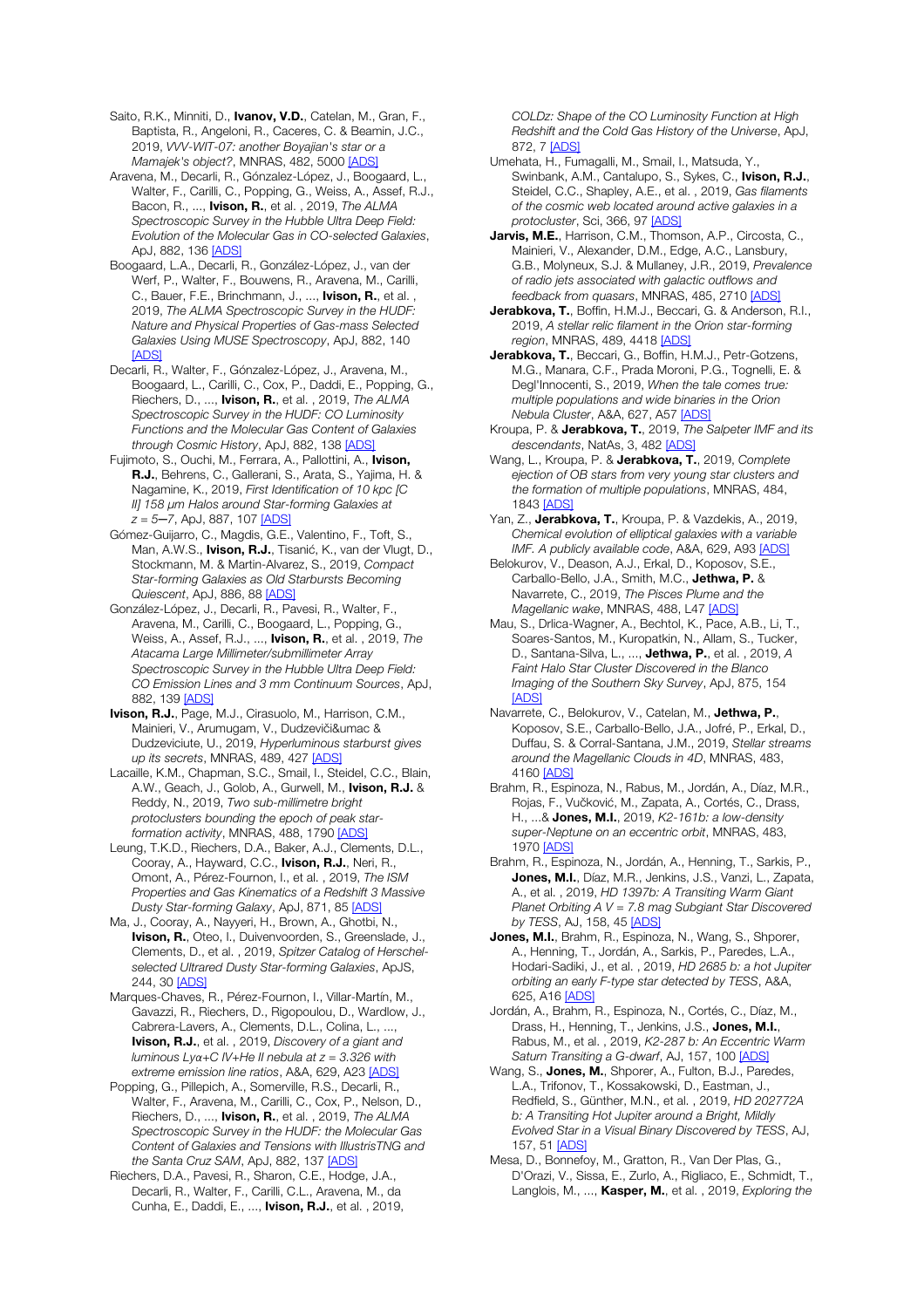Saito, R.K., Minniti, D., **Ivanov, V.D.**, Catelan, M., Gran, F., Baptista, R., Angeloni, R., Caceres, C. & Beamin, J.C., 2019, *VVV-WIT-07: another Boyajian's star or a Mamajek's object?*, MNRAS, 482, 5000 [ADS]

Aravena, M., Decarli, R., Gónzalez-López, J., Boogaard, L., Walter, F., Carilli, C., Popping, G., Weiss, A., Assef, R.J., Bacon, R., ..., **Ivison, R.**, et al. , 2019, *The ALMA Spectroscopic Survey in the Hubble Ultra Deep Field: Evolution of the Molecular Gas in CO-selected Galaxies*, ApJ, 882, 136 [ADS]

Boogaard, L.A., Decarli, R., González-López, J., van der Werf, P., Walter, F., Bouwens, R., Aravena, M., Carilli, C., Bauer, F.E., Brinchmann, J., ..., **Ivison, R.**, et al. , 2019, *The ALMA Spectroscopic Survey in the HUDF: Nature and Physical Properties of Gas-mass Selected Galaxies Using MUSE Spectroscopy*, ApJ, 882, 140 [ADS]

Decarli, R., Walter, F., Gónzalez-López, J., Aravena, M., Boogaard, L., Carilli, C., Cox, P., Daddi, E., Popping, G., Riechers, D., ..., **Ivison, R.**, et al. , 2019, *The ALMA Spectroscopic Survey in the HUDF: CO Luminosity Functions and the Molecular Gas Content of Galaxies through Cosmic History*, ApJ, 882, 138 [ADS]

Fujimoto, S., Ouchi, M., Ferrara, A., Pallottini, A., **Ivison, R.J.**, Behrens, C., Gallerani, S., Arata, S., Yajima, H. & Nagamine, K., 2019, *First Identification of 10 kpc [C II] 158 μm Halos around Star-forming Galaxies at z = 5—7*, ApJ, 887, 107 [ADS]

Gómez-Guijarro, C., Magdis, G.E., Valentino, F., Toft, S., Man, A.W.S., **Ivison, R.J.**, Tisanić, K., van der Vlugt, D., Stockmann, M. & Martin-Alvarez, S., 2019, *Compact Star-forming Galaxies as Old Starbursts Becoming Quiescent*, ApJ, 886, 88 [ADS]

González-López, J., Decarli, R., Pavesi, R., Walter, F., Aravena, M., Carilli, C., Boogaard, L., Popping, G., Weiss, A., Assef, R.J., ..., **Ivison, R.**, et al. , 2019, *The Atacama Large Millimeter/submillimeter Array Spectroscopic Survey in the Hubble Ultra Deep Field: CO Emission Lines and 3 mm Continuum Sources*, ApJ, 882, 139 [ADS]

**Ivison, R.J.**, Page, M.J., Cirasuolo, M., Harrison, C.M., Mainieri, V., Arumugam, V., Dudzevičiūmac & Dudzeviciute, U., 2019, *Hyperluminous starburst gives up its secrets*, MNRAS, 489, 427 [ADS]

Lacaille, K.M., Chapman, S.C., Smail, I., Steidel, C.C., Blain, A.W., Geach, J., Golob, A., Gurwell, M., **Ivison, R.J.** & Reddy, N., 2019, *Two sub-millimetre bright protoclusters bounding the epoch of peak star-formation activity*, MNRAS, 488, 1790 [ADS]

Leung, T.K.D., Riechers, D.A., Baker, A.J., Clements, D.L., Cooray, A., Hayward, C.C., **Ivison, R.J.**, Neri, R., Omont, A., Pérez-Fournon, I., et al. , 2019, *The ISM Properties and Gas Kinematics of a Redshift 3 Massive Dusty Star-forming Galaxy*, ApJ, 871, 85 [ADS]

Ma, J., Cooray, A., Nayyeri, H., Brown, A., Ghotbi, N., **Ivison, R.**, Oteo, I., Duivenvoorden, S., Greenslade, J., Clements, D., et al. , 2019, *Spitzer Catalog of Herschel-selected Ultrared Dusty Star-forming Galaxies*, ApJS, 244, 30 [ADS]

Marques-Chaves, R., Pérez-Fournon, I., Villar-Martín, M., Gavazzi, R., Riechers, D., Rigopoulou, D., Wardlow, J., Cabrera-Lavers, A., Clements, D.L., Colina, L., ..., **Ivison, R.J.**, et al. , 2019, *Discovery of a giant and luminous Lyα+C IV+He II nebula at z = 3.326 with extreme emission line ratios*, A&A, 629, A23 [ADS]

Popping, G., Pillepich, A., Somerville, R.S., Decarli, R., Walter, F., Aravena, M., Carilli, C., Cox, P., Nelson, D., Riechers, D., ..., **Ivison, R.**, et al. , 2019, *The ALMA Spectroscopic Survey in the HUDF: the Molecular Gas Content of Galaxies and Tensions with IllustrisTNG and the Santa Cruz SAM*, ApJ, 882, 137 [ADS]

Riechers, D.A., Pavesi, R., Sharon, C.E., Hodge, J.A., Decarli, R., Walter, F., Carilli, C.L., Aravena, M., da Cunha, E., Daddi, E., ..., **Ivison, R.J.**, et al. , 2019, *COLDz: Shape of the CO Luminosity Function at High Redshift and the Cold Gas History of the Universe*, ApJ, 872, 7 [ADS]

Umehata, H., Fumagalli, M., Smail, I., Matsuda, Y., Swinbank, A.M., Cantalupo, S., Sykes, C., **Ivison, R.J.**, Steidel, C.C., Shapley, A.E., et al. , 2019, *Gas filaments of the cosmic web located around active galaxies in a protocluster*, Sci, 366, 97 [ADS]

**Jarvis, M.E.**, Harrison, C.M., Thomson, A.P., Circosta, C., Mainieri, V., Alexander, D.M., Edge, A.C., Lansbury, G.B., Molyneux, S.J. & Mullaney, J.R., 2019, *Prevalence of radio jets associated with galactic outflows and feedback from quasars*, MNRAS, 485, 2710 [ADS]

**Jerabkova, T.**, Boffin, H.M.J., Beccari, G. & Anderson, R.I., 2019, *A stellar relic filament in the Orion star-forming region*, MNRAS, 489, 4418 [ADS]

**Jerabkova, T.**, Beccari, G., Boffin, H.M.J., Petr-Gotzens, M.G., Manara, C.F., Prada Moroni, P.G., Tognelli, E. & Degl'Innocenti, S., 2019, *When the tale comes true: multiple populations and wide binaries in the Orion Nebula Cluster*, A&A, 627, A57 [ADS]

Kroupa, P. & **Jerabkova, T.**, 2019, *The Salpeter IMF and its descendants*, NatAs, 3, 482 [ADS]

Wang, L., Kroupa, P. & **Jerabkova, T.**, 2019, *Complete ejection of OB stars from very young star clusters and the formation of multiple populations*, MNRAS, 484, 1843 [ADS]

Yan, Z., **Jerabkova, T.**, Kroupa, P. & Vazdekis, A., 2019, *Chemical evolution of elliptical galaxies with a variable IMF. A publicly available code*, A&A, 629, A93 [ADS]

Belokurov, V., Deason, A.J., Erkal, D., Koposov, S.E., Carballo-Bello, J.A., Smith, M.C., **Jethwa, P.** & Navarrete, C., 2019, *The Pisces Plume and the Magellanic wake*, MNRAS, 488, L47 [ADS]

Mau, S., Drlica-Wagner, A., Bechtol, K., Pace, A.B., Li, T., Soares-Santos, M., Kuropatkin, N., Allam, S., Tucker, D., Santana-Silva, L., ..., **Jethwa, P.**, et al. , 2019, *A Faint Halo Star Cluster Discovered in the Blanco Imaging of the Southern Sky Survey*, ApJ, 875, 154 [ADS]

Navarrete, C., Belokurov, V., Catelan, M., **Jethwa, P.**, Koposov, S.E., Carballo-Bello, J.A., Jofré, P., Erkal, D., Duffau, S. & Corral-Santana, J.M., 2019, *Stellar streams around the Magellanic Clouds in 4D*, MNRAS, 483, 4160 [ADS]

Brahm, R., Espinoza, N., Rabus, M., Jordán, A., Díaz, M.R., Rojas, F., Vučković, M., Zapata, A., Cortés, C., Drass, H., ...& **Jones, M.I.**, 2019, *K2-161b: a low-density super-Neptune on an eccentric orbit*, MNRAS, 483, 1970 [ADS]

Brahm, R., Espinoza, N., Jordán, A., Henning, T., Sarkis, P., **Jones, M.I.**, Díaz, M.R., Jenkins, J.S., Vanzi, L., Zapata, A., et al. , 2019, *HD 1397b: A Transiting Warm Giant Planet Orbiting A V = 7.8 mag Subgiant Star Discovered by TESS*, AJ, 158, 45 [ADS]

**Jones, M.I.**, Brahm, R., Espinoza, N., Wang, S., Shporer, A., Henning, T., Jordán, A., Sarkis, P., Paredes, L.A., Hodari-Sadiki, J., et al. , 2019, *HD 2685 b: a hot Jupiter orbiting an early F-type star detected by TESS*, A&A, 625, A16 [ADS]

Jordán, A., Brahm, R., Espinoza, N., Cortés, C., Díaz, M., Drass, H., Henning, T., Jenkins, J.S., **Jones, M.I.**, Rabus, M., et al. , 2019, *K2-287 b: An Eccentric Warm Saturn Transiting a G-dwarf*, AJ, 157, 100 [ADS]

Wang, S., **Jones, M.**, Shporer, A., Fulton, B.J., Paredes, L.A., Trifonov, T., Kossakowski, D., Eastman, J., Redfield, S., Günther, M.N., et al. , 2019, *HD 202772A b: A Transiting Hot Jupiter around a Bright, Mildly Evolved Star in a Visual Binary Discovered by TESS*, AJ, 157, 51 [ADS]

Mesa, D., Bonnefoy, M., Gratton, R., Van Der Plas, G., D'Orazi, V., Sissa, E., Zurlo, A., Rigliaco, E., Schmidt, T., Langlois, M., ..., **Kasper, M.**, et al. , 2019, *Exploring the*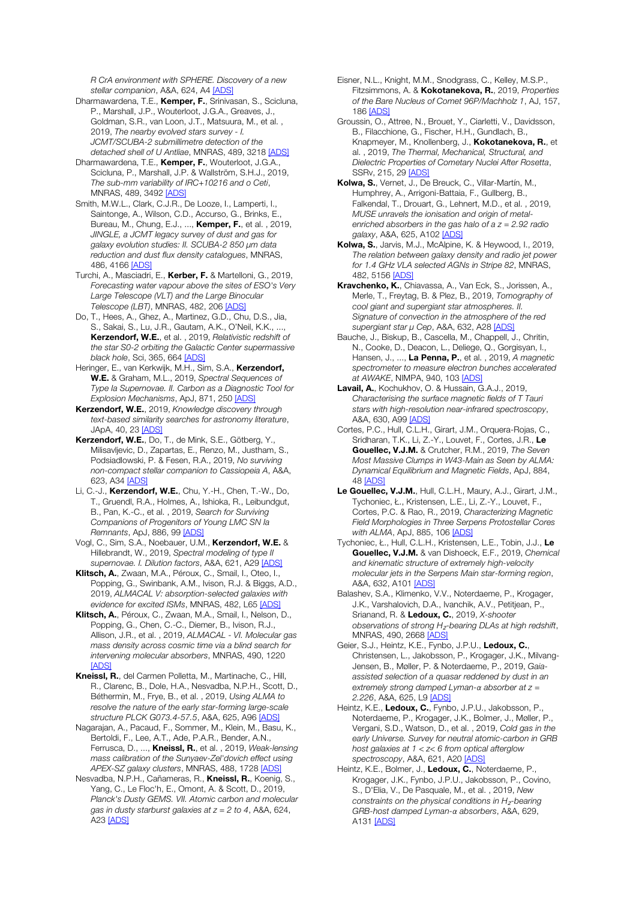*R CrA environment with SPHERE. Discovery of a new stellar companion*, A&A, 624, A4 [ADS]

Dharmawardena, T.E., **Kemper, F.**, Srinivasan, S., Scicluna, P., Marshall, J.P., Wouterloot, J.G.A., Greaves, J., Goldman, S.R., van Loon, J.T., Matsuura, M., et al. , 2019, *The nearby evolved stars survey - I. JCMT/SCUBA-2 submillimetre detection of the detached shell of U Antliae*, MNRAS, 489, 3218 [ADS]

Dharmawardena, T.E., **Kemper, F.**, Wouterloot, J.G.A., Scicluna, P., Marshall, J.P. & Wallström, S.H.J., 2019, *The sub-mm variability of IRC+10216 and o Ceti*, MNRAS, 489, 3492 [ADS]

Smith, M.W.L., Clark, C.J.R., De Looze, I., Lamperti, I., Saintonge, A., Wilson, C.D., Accurso, G., Brinks, E., Bureau, M., Chung, E.J., ..., **Kemper, F.**, et al. , 2019, *JINGLE, a JCMT legacy survey of dust and gas for galaxy evolution studies: II. SCUBA-2 850 μm data reduction and dust flux density catalogues*, MNRAS, 486, 4166 [ADS]

Turchi, A., Masciadri, E., **Kerber, F.** & Martelloni, G., 2019, *Forecasting water vapour above the sites of ESO's Very Large Telescope (VLT) and the Large Binocular Telescope (LBT)*, MNRAS, 482, 206 [ADS]

Do, T., Hees, A., Ghez, A., Martinez, G.D., Chu, D.S., Jia, S., Sakai, S., Lu, J.R., Gautam, A.K., O'Neil, K.K., ..., **Kerzendorf, W.E.**, et al. , 2019, *Relativistic redshift of the star S0-2 orbiting the Galactic Center supermassive black hole*, Sci, 365, 664 [ADS]

Heringer, E., van Kerkwijk, M.H., Sim, S.A., **Kerzendorf, W.E.** & Graham, M.L., 2019, *Spectral Sequences of Type Ia Supernovae. II. Carbon as a Diagnostic Tool for Explosion Mechanisms*, ApJ, 871, 250 [ADS]

**Kerzendorf, W.E.**, 2019, *Knowledge discovery through text-based similarity searches for astronomy literature*, JApA, 40, 23 [ADS]

**Kerzendorf, W.E.**, Do, T., de Mink, S.E., Götberg, Y., Milisavljevic, D., Zapartas, E., Renzo, M., Justham, S., Podsiadlowski, P. & Fesen, R.A., 2019, *No surviving non-compact stellar companion to Cassiopeia A*, A&A, 623, A34 [ADS]

Li, C.-J., **Kerzendorf, W.E.**, Chu, Y.-H., Chen, T.-W., Do, T., Gruendl, R.A., Holmes, A., Ishioka, R., Leibundgut, B., Pan, K.-C., et al. , 2019, *Search for Surviving Companions of Progenitors of Young LMC SN Ia Remnants*, ApJ, 886, 99 [ADS]

Vogl, C., Sim, S.A., Noebauer, U.M., **Kerzendorf, W.E.** & Hillebrandt, W., 2019, *Spectral modeling of type II supernovae. I. Dilution factors*, A&A, 621, A29 [ADS]

**Klitsch, A.**, Zwaan, M.A., Péroux, C., Smail, I., Oteo, I., Popping, G., Swinbank, A.M., Ivison, R.J. & Biggs, A.D., 2019, *ALMACAL V: absorption-selected galaxies with evidence for excited ISMs*, MNRAS, 482, L65 [ADS]

**Klitsch, A.**, Péroux, C., Zwaan, M.A., Smail, I., Nelson, D., Popping, G., Chen, C.-C., Diemer, B., Ivison, R.J., Allison, J.R., et al. , 2019, *ALMACAL - VI. Molecular gas mass density across cosmic time via a blind search for intervening molecular absorbers*, MNRAS, 490, 1220 [ADS]

**Kneissl, R.**, del Carmen Polletta, M., Martinache, C., Hill, R., Clarenc, B., Dole, H.A., Nesvadba, N.P.H., Scott, D., Béthermin, M., Frye, B., et al. , 2019, *Using ALMA to resolve the nature of the early star-forming large-scale structure PLCK G073.4-57.5*, A&A, 625, A96 [ADS]

Nagarajan, A., Pacaud, F., Sommer, M., Klein, M., Basu, K., Bertoldi, F., Lee, A.T., Ade, P.A.R., Bender, A.N., Ferrusca, D., ..., **Kneissl, R.**, et al. , 2019, *Weak-lensing mass calibration of the Sunyaev-Zel'dovich effect using APEX-SZ galaxy clusters*, MNRAS, 488, 1728 [ADS]

Nesvadba, N.P.H., Cañameras, R., **Kneissl, R.**, Koenig, S., Yang, C., Le Floc'h, E., Omont, A. & Scott, D., 2019, *Planck's Dusty GEMS. VII. Atomic carbon and molecular gas in dusty starburst galaxies at z = 2 to 4*, A&A, 624, A23 [ADS]

Eisner, N.L., Knight, M.M., Snodgrass, C., Kelley, M.S.P., Fitzsimmons, A. & **Kokotanekova, R.**, 2019, *Properties of the Bare Nucleus of Comet 96P/Machholz 1*, AJ, 157, 186 [ADS]

Groussin, O., Attree, N., Brouet, Y., Ciarletti, V., Davidsson, B., Filacchione, G., Fischer, H.H., Gundlach, B., Knapmeyer, M., Knollenberg, J., **Kokotanekova, R.**, et al. , 2019, *The Thermal, Mechanical, Structural, and Dielectric Properties of Cometary Nuclei After Rosetta*, SSRv, 215, 29 [ADS]

**Kolwa, S.**, Vernet, J., De Breuck, C., Villar-Martín, M., Humphrey, A., Arrigoni-Battaia, F., Gullberg, B., Falkendal, T., Drouart, G., Lehnert, M.D., et al. , 2019, *MUSE unravels the ionisation and origin of metal-enriched absorbers in the gas halo of a z = 2.92 radio galaxy*, A&A, 625, A102 [ADS]

**Kolwa, S.**, Jarvis, M.J., McAlpine, K. & Heywood, I., 2019, *The relation between galaxy density and radio jet power for 1.4 GHz VLA selected AGNs in Stripe 82*, MNRAS, 482, 5156 [ADS]

**Kravchenko, K.**, Chiavassa, A., Van Eck, S., Jorissen, A., Merle, T., Freytag, B. & Plez, B., 2019, *Tomography of cool giant and supergiant star atmospheres. II. Signature of convection in the atmosphere of the red supergiant star μ Cep*, A&A, 632, A28 [ADS]

Bauche, J., Biskup, B., Cascella, M., Chappell, J., Chritin, N., Cooke, D., Deacon, L., Deliege, Q., Gorgisyan, I., Hansen, J., ..., **La Penna, P.**, et al. , 2019, *A magnetic spectrometer to measure electron bunches accelerated at AWAKE*, NIMPA, 940, 103 [ADS]

**Lavail, A.**, Kochukhov, O. & Hussain, G.A.J., 2019, *Characterising the surface magnetic fields of T Tauri stars with high-resolution near-infrared spectroscopy*, A&A, 630, A99 [ADS]

Cortes, P.C., Hull, C.L.H., Girart, J.M., Orquera-Rojas, C., Sridharan, T.K., Li, Z.-Y., Louvet, F., Cortes, J.R., **Le Gouellec, V.J.M.** & Crutcher, R.M., 2019, *The Seven Most Massive Clumps in W43-Main as Seen by ALMA: Dynamical Equilibrium and Magnetic Fields*, ApJ, 884, 48 [ADS]

**Le Gouellec, V.J.M.**, Hull, C.L.H., Maury, A.J., Girart, J.M., Tychoniec, Ł., Kristensen, L.E., Li, Z.-Y., Louvet, F., Cortes, P.C. & Rao, R., 2019, *Characterizing Magnetic Field Morphologies in Three Serpens Protostellar Cores with ALMA*, ApJ, 885, 106 [ADS]

Tychoniec, Ł., Hull, C.L.H., Kristensen, L.E., Tobin, J.J., **Le Gouellec, V.J.M.** & van Dishoeck, E.F., 2019, *Chemical and kinematic structure of extremely high-velocity molecular jets in the Serpens Main star-forming region*, A&A, 632, A101 [ADS]

Balashev, S.A., Klimenko, V.V., Noterdaeme, P., Krogager, J.K., Varshalovich, D.A., Ivanchik, A.V., Petitjean, P., Srianand, R. & **Ledoux, C.**, 2019, *X-shooter observations of strong $H_2$-bearing DLAs at high redshift*, MNRAS, 490, 2668 [ADS]

Geier, S.J., Heintz, K.E., Fynbo, J.P.U., **Ledoux, C.**, Christensen, L., Jakobsson, P., Krogager, J.K., Milvang-Jensen, B., Møller, P. & Noterdaeme, P., 2019, *Gaia-assisted selection of a quasar reddened by dust in an extremely strong damped Lyman-α absorber at z = 2.226*, A&A, 625, L9 [ADS]

Heintz, K.E., **Ledoux, C.**, Fynbo, J.P.U., Jakobsson, P., Noterdaeme, P., Krogager, J.K., Bolmer, J., Møller, P., Vergani, S.D., Watson, D., et al. , 2019, *Cold gas in the early Universe. Survey for neutral atomic-carbon in GRB host galaxies at 1 < z< 6 from optical afterglow spectroscopy*, A&A, 621, A20 [ADS]

Heintz, K.E., Bolmer, J., **Ledoux, C.**, Noterdaeme, P., Krogager, J.K., Fynbo, J.P.U., Jakobsson, P., Covino, S., D'Elia, V., De Pasquale, M., et al. , 2019, *New constraints on the physical conditions in $H_2$-bearing GRB-host damped Lyman-α absorbers*, A&A, 629, A131 [ADS]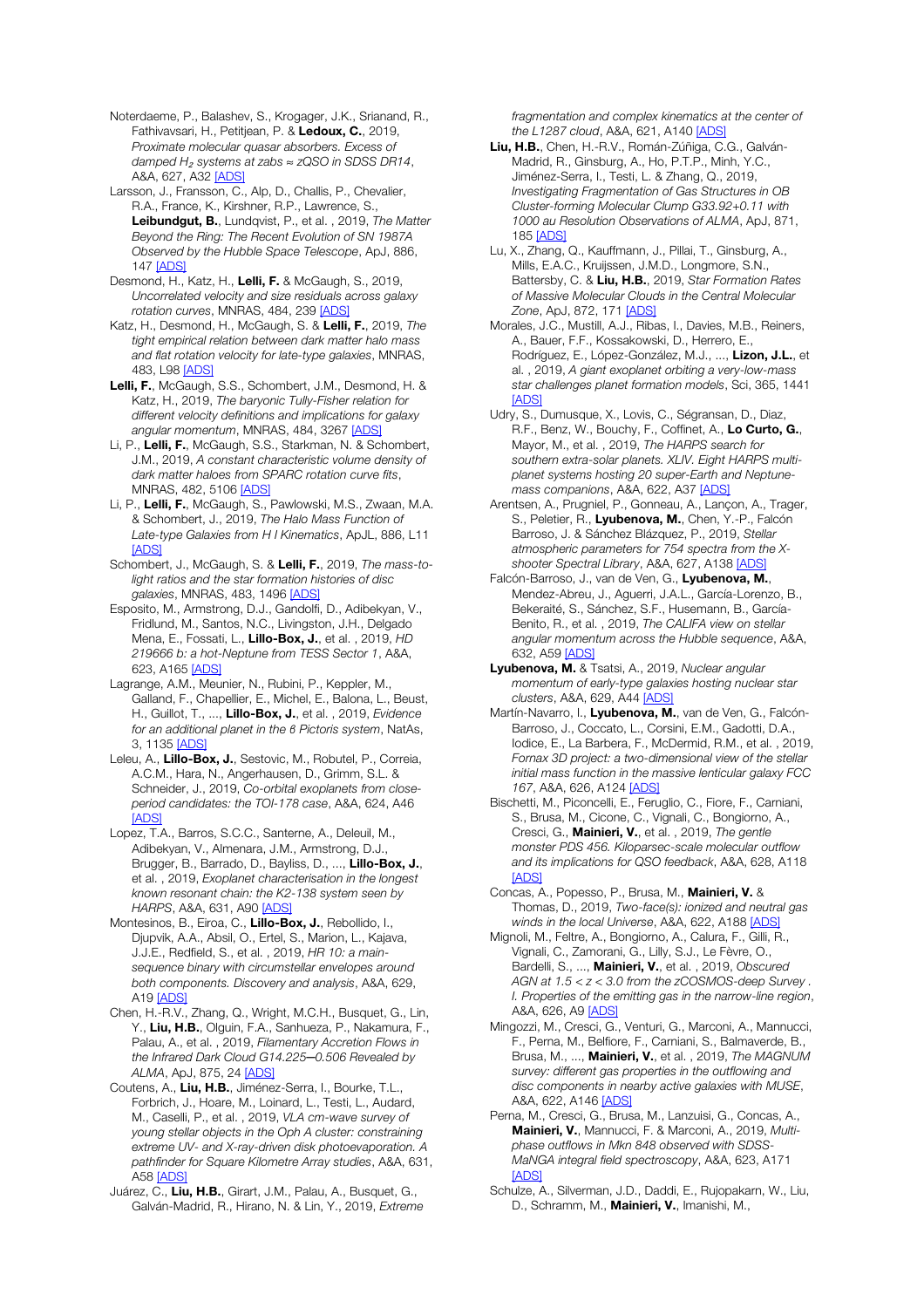Noterdaeme, P., Balashev, S., Krogager, J.K., Srianand, R., Fathivavsari, H., Petitjean, P. & **Ledoux, C.**, 2019, *Proximate molecular quasar absorbers. Excess of damped $H_2$ systems at zabs ≈ zQSO in SDSS DR14*, A&A, 627, A32 [ADS]

Larsson, J., Fransson, C., Alp, D., Challis, P., Chevalier, R.A., France, K., Kirshner, R.P., Lawrence, S., **Leibundgut, B.**, Lundqvist, P., et al. , 2019, *The Matter Beyond the Ring: The Recent Evolution of SN 1987A Observed by the Hubble Space Telescope*, ApJ, 886, 147 [ADS]

Desmond, H., Katz, H., **Lelli, F.** & McGaugh, S., 2019, *Uncorrelated velocity and size residuals across galaxy rotation curves*, MNRAS, 484, 239 [ADS]

Katz, H., Desmond, H., McGaugh, S. & **Lelli, F.**, 2019, *The tight empirical relation between dark matter halo mass and flat rotation velocity for late-type galaxies*, MNRAS, 483, L98 [ADS]

**Lelli, F.**, McGaugh, S.S., Schombert, J.M., Desmond, H. & Katz, H., 2019, *The baryonic Tully-Fisher relation for different velocity definitions and implications for galaxy angular momentum*, MNRAS, 484, 3267 [ADS]

Li, P., **Lelli, F.**, McGaugh, S.S., Starkman, N. & Schombert, J.M., 2019, *A constant characteristic volume density of dark matter haloes from SPARC rotation curve fits*, MNRAS, 482, 5106 [ADS]

Li, P., **Lelli, F.**, McGaugh, S., Pawlowski, M.S., Zwaan, M.A. & Schombert, J., 2019, *The Halo Mass Function of Late-type Galaxies from H I Kinematics*, ApJL, 886, L11 [ADS]

Schombert, J., McGaugh, S. & **Lelli, F.**, 2019, *The mass-to-light ratios and the star formation histories of disc galaxies*, MNRAS, 483, 1496 [ADS]

Esposito, M., Armstrong, D.J., Gandolfi, D., Adibekyan, V., Fridlund, M., Santos, N.C., Livingston, J.H., Delgado Mena, E., Fossati, L., **Lillo-Box, J.**, et al. , 2019, *HD 219666 b: a hot-Neptune from TESS Sector 1*, A&A, 623, A165 [ADS]

Lagrange, A.M., Meunier, N., Rubini, P., Keppler, M., Galland, F., Chapellier, E., Michel, E., Balona, L., Beust, H., Guillot, T., ..., **Lillo-Box, J.**, et al. , 2019, *Evidence for an additional planet in the β Pictoris system*, NatAs, 3, 1135 [ADS]

Leleu, A., **Lillo-Box, J.**, Sestovic, M., Robutel, P., Correia, A.C.M., Hara, N., Angerhausen, D., Grimm, S.L. & Schneider, J., 2019, *Co-orbital exoplanets from close-period candidates: the TOI-178 case*, A&A, 624, A46 [ADS]

Lopez, T.A., Barros, S.C.C., Santerne, A., Deleuil, M., Adibekyan, V., Almenara, J.M., Armstrong, D.J., Brugger, B., Barrado, D., Bayliss, D., ..., **Lillo-Box, J.**, et al. , 2019, *Exoplanet characterisation in the longest known resonant chain: the K2-138 system seen by HARPS*, A&A, 631, A90 [ADS]

Montesinos, B., Eiroa, C., **Lillo-Box, J.**, Rebollido, I., Djupvik, A.A., Absil, O., Ertel, S., Marion, L., Kajava, J.J.E., Redfield, S., et al. , 2019, *HR 10: a main-sequence binary with circumstellar envelopes around both components. Discovery and analysis*, A&A, 629, A19 [ADS]

Chen, H.-R.V., Zhang, Q., Wright, M.C.H., Busquet, G., Lin, Y., **Liu, H.B.**, Olguin, F.A., Sanhueza, P., Nakamura, F., Palau, A., et al. , 2019, *Filamentary Accretion Flows in the Infrared Dark Cloud G14.225─0.506 Revealed by ALMA*, ApJ, 875, 24 [ADS]

Coutens, A., **Liu, H.B.**, Jiménez-Serra, I., Bourke, T.L., Forbrich, J., Hoare, M., Loinard, L., Testi, L., Audard, M., Caselli, P., et al. , 2019, *VLA cm-wave survey of young stellar objects in the Oph A cluster: constraining extreme UV- and X-ray-driven disk photoevaporation. A pathfinder for Square Kilometre Array studies*, A&A, 631, A58 [ADS]

Juárez, C., **Liu, H.B.**, Girart, J.M., Palau, A., Busquet, G., Galván-Madrid, R., Hirano, N. & Lin, Y., 2019, *Extreme fragmentation and complex kinematics at the center of the L1287 cloud*, A&A, 621, A140 [ADS]

**Liu, H.B.**, Chen, H.-R.V., Román-Zúñiga, C.G., Galván-Madrid, R., Ginsburg, A., Ho, P.T.P., Minh, Y.C., Jiménez-Serra, I., Testi, L. & Zhang, Q., 2019, *Investigating Fragmentation of Gas Structures in OB Cluster-forming Molecular Clump G33.92+0.11 with 1000 au Resolution Observations of ALMA*, ApJ, 871, 185 [ADS]

Lu, X., Zhang, Q., Kauffmann, J., Pillai, T., Ginsburg, A., Mills, E.A.C., Kruijssen, J.M.D., Longmore, S.N., Battersby, C. & **Liu, H.B.**, 2019, *Star Formation Rates of Massive Molecular Clouds in the Central Molecular Zone*, ApJ, 872, 171 [ADS]

Morales, J.C., Mustill, A.J., Ribas, I., Davies, M.B., Reiners, A., Bauer, F.F., Kossakowski, D., Herrero, E., Rodríguez, E., López-González, M.J., ..., **Lizon, J.L.**, et al. , 2019, *A giant exoplanet orbiting a very-low-mass star challenges planet formation models*, Sci, 365, 1441 [ADS]

Udry, S., Dumusque, X., Lovis, C., Ségransan, D., Diaz, R.F., Benz, W., Bouchy, F., Coffinet, A., **Lo Curto, G.**, Mayor, M., et al. , 2019, *The HARPS search for southern extra-solar planets. XLIV. Eight HARPS multi-planet systems hosting 20 super-Earth and Neptune-mass companions*, A&A, 622, A37 [ADS]

Arentsen, A., Prugniel, P., Gonneau, A., Lançon, A., Trager, S., Peletier, R., **Lyubenova, M.**, Chen, Y.-P., Falcón Barroso, J. & Sánchez Blázquez, P., 2019, *Stellar atmospheric parameters for 754 spectra from the X-shooter Spectral Library*, A&A, 627, A138 [ADS]

Falcón-Barroso, J., van de Ven, G., **Lyubenova, M.**, Mendez-Abreu, J., Aguerri, J.A.L., García-Lorenzo, B., Bekeraité, S., Sánchez, S.F., Husemann, B., García-Benito, R., et al. , 2019, *The CALIFA view on stellar angular momentum across the Hubble sequence*, A&A, 632, A59 [ADS]

**Lyubenova, M.** & Tsatsi, A., 2019, *Nuclear angular momentum of early-type galaxies hosting nuclear star clusters*, A&A, 629, A44 [ADS]

Martín-Navarro, I., **Lyubenova, M.**, van de Ven, G., Falcón-Barroso, J., Coccato, L., Corsini, E.M., Gadotti, D.A., Iodice, E., La Barbera, F., McDermid, R.M., et al. , 2019, *Fornax 3D project: a two-dimensional view of the stellar initial mass function in the massive lenticular galaxy FCC 167*, A&A, 626, A124 [ADS]

Bischetti, M., Piconcelli, E., Feruglio, C., Fiore, F., Carniani, S., Brusa, M., Cicone, C., Vignali, C., Bongiorno, A., Cresci, G., **Mainieri, V.**, et al. , 2019, *The gentle monster PDS 456. Kiloparsec-scale molecular outflow and its implications for QSO feedback*, A&A, 628, A118 [ADS]

Concas, A., Popesso, P., Brusa, M., **Mainieri, V.** & Thomas, D., 2019, *Two-face(s): ionized and neutral gas winds in the local Universe*, A&A, 622, A188 [ADS]

Mignoli, M., Feltre, A., Bongiorno, A., Calura, F., Gilli, R., Vignali, C., Zamorani, G., Lilly, S.J., Le Fèvre, O., Bardelli, S., ..., **Mainieri, V.**, et al. , 2019, *Obscured AGN at 1.5 < z < 3.0 from the zCOSMOS-deep Survey . I. Properties of the emitting gas in the narrow-line region*, A&A, 626, A9 [ADS]

Mingozzi, M., Cresci, G., Venturi, G., Marconi, A., Mannucci, F., Perna, M., Belfiore, F., Carniani, S., Balmaverde, B., Brusa, M., ..., **Mainieri, V.**, et al. , 2019, *The MAGNUM survey: different gas properties in the outflowing and disc components in nearby active galaxies with MUSE*, A&A, 622, A146 [ADS]

Perna, M., Cresci, G., Brusa, M., Lanzuisi, G., Concas, A., **Mainieri, V.**, Mannucci, F. & Marconi, A., 2019, *Multi-phase outflows in Mkn 848 observed with SDSS-MaNGA integral field spectroscopy*, A&A, 623, A171 [ADS]

Schulze, A., Silverman, J.D., Daddi, E., Rujopakarn, W., Liu, D., Schramm, M., **Mainieri, V.**, Imanishi, M.,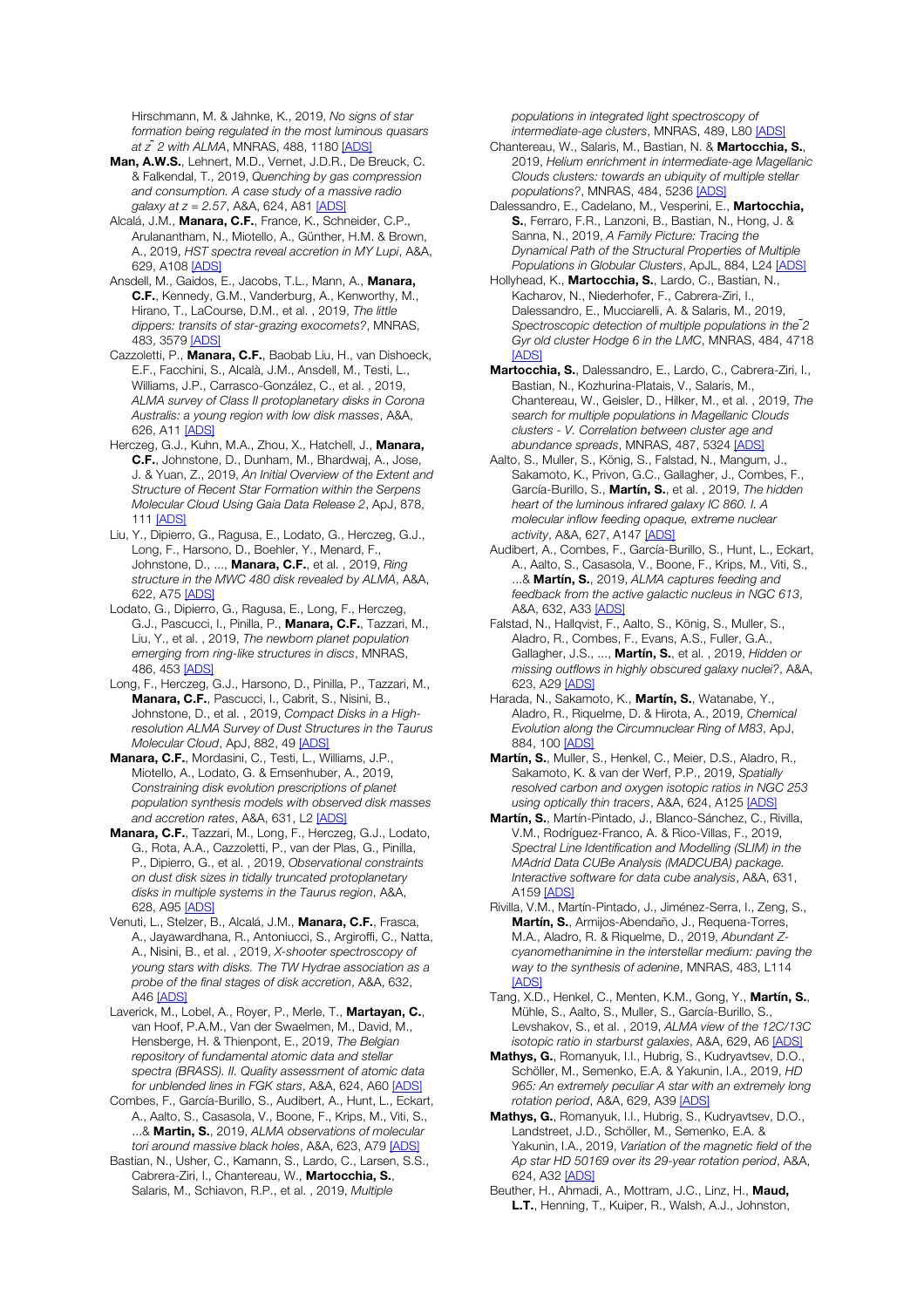Hirschmann, M. & Jahnke, K., 2019, *No signs of star formation being regulated in the most luminous quasars at z̃ 2 with ALMA*, MNRAS, 488, 1180 [ADS]

**Man, A.W.S.**, Lehnert, M.D., Vernet, J.D.R., De Breuck, C. & Falkendal, T., 2019, *Quenching by gas compression and consumption. A case study of a massive radio galaxy at z = 2.57*, A&A, 624, A81 [ADS]

Alcalá, J.M., **Manara, C.F.**, France, K., Schneider, C.P., Arulanantham, N., Miotello, A., Günther, H.M. & Brown, A., 2019, *HST spectra reveal accretion in MY Lupi*, A&A, 629, A108 [ADS]

Ansdell, M., Gaidos, E., Jacobs, T.L., Mann, A., **Manara, C.F.**, Kennedy, G.M., Vanderburg, A., Kenworthy, M., Hirano, T., LaCourse, D.M., et al. , 2019, *The little dippers: transits of star-grazing exocomets?*, MNRAS, 483, 3579 [ADS]

Cazzoletti, P., **Manara, C.F.**, Baobab Liu, H., van Dishoeck, E.F., Facchini, S., Alcalà, J.M., Ansdell, M., Testi, L., Williams, J.P., Carrasco-González, C., et al. , 2019, *ALMA survey of Class II protoplanetary disks in Corona Australis: a young region with low disk masses*, A&A, 626, A11 [ADS]

Herczeg, G.J., Kuhn, M.A., Zhou, X., Hatchell, J., **Manara, C.F.**, Johnstone, D., Dunham, M., Bhardwaj, A., Jose, J. & Yuan, Z., 2019, *An Initial Overview of the Extent and Structure of Recent Star Formation within the Serpens Molecular Cloud Using Gaia Data Release 2*, ApJ, 878, 111 [ADS]

Liu, Y., Dipierro, G., Ragusa, E., Lodato, G., Herczeg, G.J., Long, F., Harsono, D., Boehler, Y., Menard, F., Johnstone, D., ..., **Manara, C.F.**, et al. , 2019, *Ring structure in the MWC 480 disk revealed by ALMA*, A&A, 622, A75 [ADS]

Lodato, G., Dipierro, G., Ragusa, E., Long, F., Herczeg, G.J., Pascucci, I., Pinilla, P., **Manara, C.F.**, Tazzari, M., Liu, Y., et al. , 2019, *The newborn planet population emerging from ring-like structures in discs*, MNRAS, 486, 453 [ADS]

Long, F., Herczeg, G.J., Harsono, D., Pinilla, P., Tazzari, M., **Manara, C.F.**, Pascucci, I., Cabrit, S., Nisini, B., Johnstone, D., et al. , 2019, *Compact Disks in a High-resolution ALMA Survey of Dust Structures in the Taurus Molecular Cloud*, ApJ, 882, 49 [ADS]

**Manara, C.F.**, Mordasini, C., Testi, L., Williams, J.P., Miotello, A., Lodato, G. & Emsenhuber, A., 2019, *Constraining disk evolution prescriptions of planet population synthesis models with observed disk masses and accretion rates*, A&A, 631, L2 [ADS]

**Manara, C.F.**, Tazzari, M., Long, F., Herczeg, G.J., Lodato, G., Rota, A.A., Cazzoletti, P., van der Plas, G., Pinilla, P., Dipierro, G., et al. , 2019, *Observational constraints on dust disk sizes in tidally truncated protoplanetary disks in multiple systems in the Taurus region*, A&A, 628, A95 [ADS]

Venuti, L., Stelzer, B., Alcalá, J.M., **Manara, C.F.**, Frasca, A., Jayawardhana, R., Antoniucci, S., Argiroffi, C., Natta, A., Nisini, B., et al. , 2019, *X-shooter spectroscopy of young stars with disks. The TW Hydrae association as a probe of the final stages of disk accretion*, A&A, 632, A46 [ADS]

Laverick, M., Lobel, A., Royer, P., Merle, T., **Martayan, C.**, van Hoof, P.A.M., Van der Swaelmen, M., David, M., Hensberge, H. & Thienpont, E., 2019, *The Belgian repository of fundamental atomic data and stellar spectra (BRASS). II. Quality assessment of atomic data for unblended lines in FGK stars*, A&A, 624, A60 [ADS]

Combes, F., García-Burillo, S., Audibert, A., Hunt, L., Eckart, A., Aalto, S., Casasola, V., Boone, F., Krips, M., Viti, S., ...& **Martín, S.**, 2019, *ALMA observations of molecular tori around massive black holes*, A&A, 623, A79 [ADS]

Bastian, N., Usher, C., Kamann, S., Lardo, C., Larsen, S.S., Cabrera-Ziri, I., Chantereau, W., **Martocchia, S.**, Salaris, M., Schiavon, R.P., et al. , 2019, *Multiple populations in integrated light spectroscopy of intermediate-age clusters*, MNRAS, 489, L80 [ADS]

Chantereau, W., Salaris, M., Bastian, N. & **Martocchia, S.**, 2019, *Helium enrichment in intermediate-age Magellanic Clouds clusters: towards an ubiquity of multiple stellar populations?*, MNRAS, 484, 5236 [ADS]

Dalessandro, E., Cadelano, M., Vesperini, E., **Martocchia, S.**, Ferraro, F.R., Lanzoni, B., Bastian, N., Hong, J. & Sanna, N., 2019, *A Family Picture: Tracing the Dynamical Path of the Structural Properties of Multiple Populations in Globular Clusters*, ApJL, 884, L24 [ADS]

Hollyhead, K., **Martocchia, S.**, Lardo, C., Bastian, N., Kacharov, N., Niederhofer, F., Cabrera-Ziri, I., Dalessandro, E., Mucciarelli, A. & Salaris, M., 2019, *Spectroscopic detection of multiple populations in thẽ 2 Gyr old cluster Hodge 6 in the LMC*, MNRAS, 484, 4718 [ADS]

**Martocchia, S.**, Dalessandro, E., Lardo, C., Cabrera-Ziri, I., Bastian, N., Kozhurina-Platais, V., Salaris, M., Chantereau, W., Geisler, D., Hilker, M., et al. , 2019, *The search for multiple populations in Magellanic Clouds clusters - V. Correlation between cluster age and abundance spreads*, MNRAS, 487, 5324 [ADS]

Aalto, S., Muller, S., König, S., Falstad, N., Mangum, J., Sakamoto, K., Privon, G.C., Gallagher, J., Combes, F., García-Burillo, S., **Martín, S.**, et al. , 2019, *The hidden heart of the luminous infrared galaxy IC 860. I. A molecular inflow feeding opaque, extreme nuclear activity*, A&A, 627, A147 [ADS]

Audibert, A., Combes, F., García-Burillo, S., Hunt, L., Eckart, A., Aalto, S., Casasola, V., Boone, F., Krips, M., Viti, S., ...& **Martín, S.**, 2019, *ALMA captures feeding and feedback from the active galactic nucleus in NGC 613*, A&A, 632, A33 [ADS]

Falstad, N., Hallqvist, F., Aalto, S., König, S., Muller, S., Aladro, R., Combes, F., Evans, A.S., Fuller, G.A., Gallagher, J.S., ..., **Martín, S.**, et al. , 2019, *Hidden or missing outflows in highly obscured galaxy nuclei?*, A&A, 623, A29 [ADS]

Harada, N., Sakamoto, K., **Martín, S.**, Watanabe, Y., Aladro, R., Riquelme, D. & Hirota, A., 2019, *Chemical Evolution along the Circumnuclear Ring of M83*, ApJ, 884, 100 [ADS]

**Martín, S.**, Muller, S., Henkel, C., Meier, D.S., Aladro, R., Sakamoto, K. & van der Werf, P.P., 2019, *Spatially resolved carbon and oxygen isotopic ratios in NGC 253 using optically thin tracers*, A&A, 624, A125 [ADS]

**Martín, S.**, Martín-Pintado, J., Blanco-Sánchez, C., Rivilla, V.M., Rodríguez-Franco, A. & Rico-Villas, F., 2019, *Spectral Line Identification and Modelling (SLIM) in the MAdrid Data CUBe Analysis (MADCUBA) package. Interactive software for data cube analysis*, A&A, 631, A159 [ADS]

Rivilla, V.M., Martín-Pintado, J., Jiménez-Serra, I., Zeng, S., **Martín, S.**, Armijos-Abendaño, J., Requena-Torres, M.A., Aladro, R. & Riquelme, D., 2019, *Abundant Z-cyanomethanimine in the interstellar medium: paving the way to the synthesis of adenine*, MNRAS, 483, L114 [ADS]

Tang, X.D., Henkel, C., Menten, K.M., Gong, Y., **Martín, S.**, Mühle, S., Aalto, S., Muller, S., García-Burillo, S., Levshakov, S., et al. , 2019, *ALMA view of the 12C/13C isotopic ratio in starburst galaxies*, A&A, 629, A6 [ADS]

**Mathys, G.**, Romanyuk, I.I., Hubrig, S., Kudryavtsev, D.O., Schöller, M., Semenko, E.A. & Yakunin, I.A., 2019, *HD 965: An extremely peculiar A star with an extremely long rotation period*, A&A, 629, A39 [ADS]

**Mathys, G.**, Romanyuk, I.I., Hubrig, S., Kudryavtsev, D.O., Landstreet, J.D., Schöller, M., Semenko, E.A. & Yakunin, I.A., 2019, *Variation of the magnetic field of the Ap star HD 50169 over its 29-year rotation period*, A&A, 624, A32 [ADS]

Beuther, H., Ahmadi, A., Mottram, J.C., Linz, H., **Maud, L.T.**, Henning, T., Kuiper, R., Walsh, A.J., Johnston,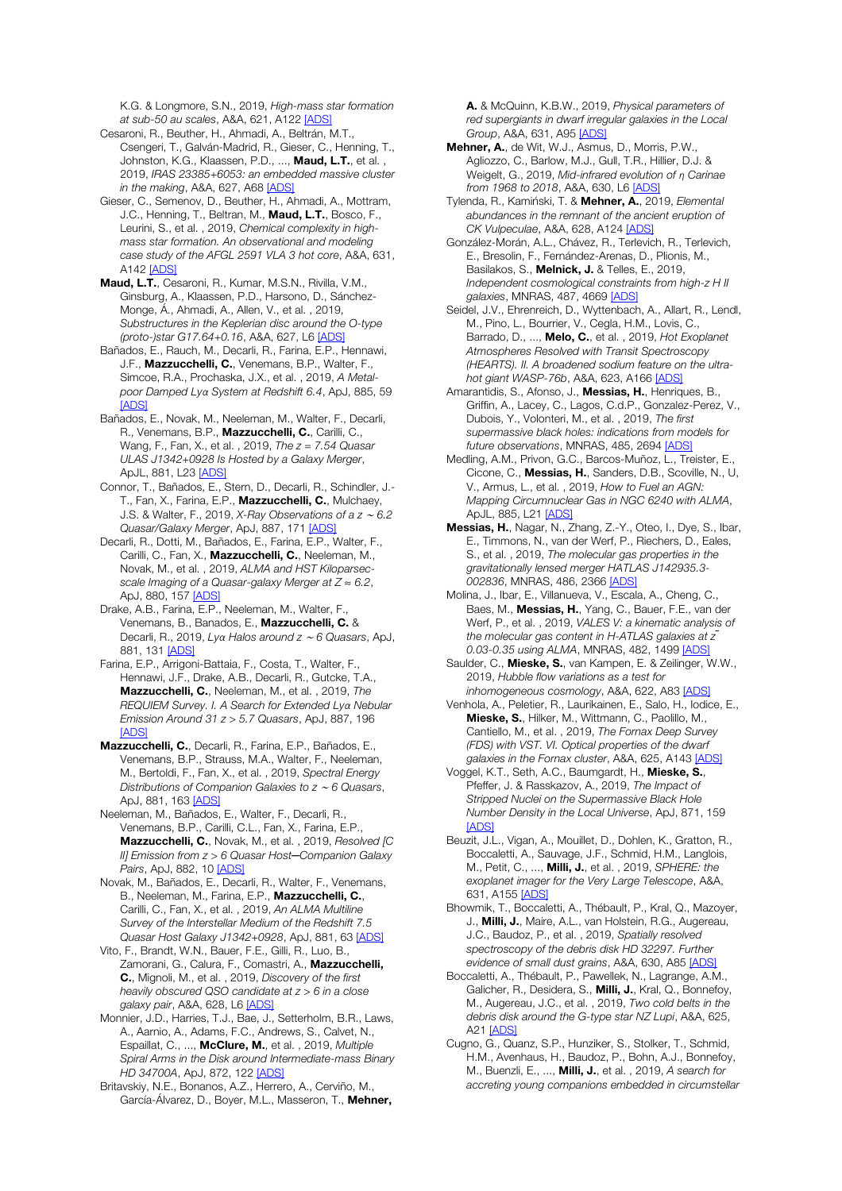K.G. & Longmore, S.N., 2019, *High-mass star formation at sub-50 au scales*, A&A, 621, A122 [ADS]

Cesaroni, R., Beuther, H., Ahmadi, A., Beltrán, M.T., Csengeri, T., Galván-Madrid, R., Gieser, C., Henning, T., Johnston, K.G., Klaassen, P.D., ..., **Maud, L.T.**, et al. , 2019, *IRAS 23385+6053: an embedded massive cluster in the making*, A&A, 627, A68 [ADS]

Gieser, C., Semenov, D., Beuther, H., Ahmadi, A., Mottram, J.C., Henning, T., Beltran, M., **Maud, L.T.**, Bosco, F., Leurini, S., et al. , 2019, *Chemical complexity in high-mass star formation. An observational and modeling case study of the AFGL 2591 VLA 3 hot core*, A&A, 631, A142 [ADS]

**Maud, L.T.**, Cesaroni, R., Kumar, M.S.N., Rivilla, V.M., Ginsburg, A., Klaassen, P.D., Harsono, D., Sánchez-Monge, Á., Ahmadi, A., Allen, V., et al. , 2019, *Substructures in the Keplerian disc around the O-type (proto-)star G17.64+0.16*, A&A, 627, L6 [ADS]

Bañados, E., Rauch, M., Decarli, R., Farina, E.P., Hennawi, J.F., **Mazzucchelli, C.**, Venemans, B.P., Walter, F., Simcoe, R.A., Prochaska, J.X., et al. , 2019, *A Metal-poor Damped Lyα System at Redshift 6.4*, ApJ, 885, 59 [ADS]

Bañados, E., Novak, M., Neeleman, M., Walter, F., Decarli, R., Venemans, B.P., **Mazzucchelli, C.**, Carilli, C., Wang, F., Fan, X., et al. , 2019, *The z = 7.54 Quasar ULAS J1342+0928 Is Hosted by a Galaxy Merger*, ApJL, 881, L23 [ADS]

Connor, T., Bañados, E., Stern, D., Decarli, R., Schindler, J.-T., Fan, X., Farina, E.P., **Mazzucchelli, C.**, Mulchaey, J.S. & Walter, F., 2019, *X-Ray Observations of a z ∼ 6.2 Quasar/Galaxy Merger*, ApJ, 887, 171 [ADS]

Decarli, R., Dotti, M., Bañados, E., Farina, E.P., Walter, F., Carilli, C., Fan, X., **Mazzucchelli, C.**, Neeleman, M., Novak, M., et al. , 2019, *ALMA and HST Kiloparsec-scale Imaging of a Quasar-galaxy Merger at Z ≈ 6.2*, ApJ, 880, 157 [ADS]

Drake, A.B., Farina, E.P., Neeleman, M., Walter, F., Venemans, B., Banados, E., **Mazzucchelli, C.** & Decarli, R., 2019, *Lyα Halos around z ∼ 6 Quasars*, ApJ, 881, 131 [ADS]

Farina, E.P., Arrigoni-Battaia, F., Costa, T., Walter, F., Hennawi, J.F., Drake, A.B., Decarli, R., Gutcke, T.A., **Mazzucchelli, C.**, Neeleman, M., et al. , 2019, *The REQUIEM Survey. I. A Search for Extended Lyα Nebular Emission Around 31 z > 5.7 Quasars*, ApJ, 887, 196 [ADS]

**Mazzucchelli, C.**, Decarli, R., Farina, E.P., Bañados, E., Venemans, B.P., Strauss, M.A., Walter, F., Neeleman, M., Bertoldi, F., Fan, X., et al. , 2019, *Spectral Energy Distributions of Companion Galaxies to z ∼ 6 Quasars*, ApJ, 881, 163 [ADS]

Neeleman, M., Bañados, E., Walter, F., Decarli, R., Venemans, B.P., Carilli, C.L., Fan, X., Farina, E.P., **Mazzucchelli, C.**, Novak, M., et al. , 2019, *Resolved [C II] Emission from z > 6 Quasar Host–Companion Galaxy Pairs*, ApJ, 882, 10 [ADS]

Novak, M., Bañados, E., Decarli, R., Walter, F., Venemans, B., Neeleman, M., Farina, E.P., **Mazzucchelli, C.**, Carilli, C., Fan, X., et al. , 2019, *An ALMA Multiline Survey of the Interstellar Medium of the Redshift 7.5 Quasar Host Galaxy J1342+0928*, ApJ, 881, 63 [ADS]

Vito, F., Brandt, W.N., Bauer, F.E., Gilli, R., Luo, B., Zamorani, G., Calura, F., Comastri, A., **Mazzucchelli, C.**, Mignoli, M., et al. , 2019, *Discovery of the first heavily obscured QSO candidate at z > 6 in a close galaxy pair*, A&A, 628, L6 [ADS]

Monnier, J.D., Harries, T.J., Bae, J., Setterholm, B.R., Laws, A., Aarnio, A., Adams, F.C., Andrews, S., Calvet, N., Espaillat, C., ..., **McClure, M.**, et al. , 2019, *Multiple Spiral Arms in the Disk around Intermediate-mass Binary HD 34700A*, ApJ, 872, 122 [ADS]

Britavskiy, N.E., Bonanos, A.Z., Herrero, A., Cerviño, M., García-Álvarez, D., Boyer, M.L., Masseron, T., **Mehner, A.** & McQuinn, K.B.W., 2019, *Physical parameters of red supergiants in dwarf irregular galaxies in the Local Group*, A&A, 631, A95 [ADS]

**Mehner, A.**, de Wit, W.J., Asmus, D., Morris, P.W., Agliozzo, C., Barlow, M.J., Gull, T.R., Hillier, D.J. & Weigelt, G., 2019, *Mid-infrared evolution of η Carinae from 1968 to 2018*, A&A, 630, L6 [ADS]

Tylenda, R., Kamiński, T. & **Mehner, A.**, 2019, *Elemental abundances in the remnant of the ancient eruption of CK Vulpeculae*, A&A, 628, A124 [ADS]

González-Morán, A.L., Chávez, R., Terlevich, R., Terlevich, E., Bresolin, F., Fernández-Arenas, D., Plionis, M., Basilakos, S., **Melnick, J.** & Telles, E., 2019, *Independent cosmological constraints from high-z H II galaxies*, MNRAS, 487, 4669 [ADS]

Seidel, J.V., Ehrenreich, D., Wyttenbach, A., Allart, R., Lendl, M., Pino, L., Bourrier, V., Cegla, H.M., Lovis, C., Barrado, D., ..., **Melo, C.**, et al. , 2019, *Hot Exoplanet Atmospheres Resolved with Transit Spectroscopy (HEARTS). II. A broadened sodium feature on the ultra-hot giant WASP-76b*, A&A, 623, A166 [ADS]

Amarantidis, S., Afonso, J., **Messias, H.**, Henriques, B., Griffin, A., Lacey, C., Lagos, C.d.P., Gonzalez-Perez, V., Dubois, Y., Volonteri, M., et al. , 2019, *The first supermassive black holes: indications from models for future observations*, MNRAS, 485, 2694 [ADS]

Medling, A.M., Privon, G.C., Barcos-Muñoz, L., Treister, E., Cicone, C., **Messias, H.**, Sanders, D.B., Scoville, N., U, V., Armus, L., et al. , 2019, *How to Fuel an AGN: Mapping Circumnuclear Gas in NGC 6240 with ALMA*, ApJL, 885, L21 [ADS]

**Messias, H.**, Nagar, N., Zhang, Z.-Y., Oteo, I., Dye, S., Ibar, E., Timmons, N., van der Werf, P., Riechers, D., Eales, S., et al. , 2019, *The molecular gas properties in the gravitationally lensed merger HATLAS J142935.3-002836*, MNRAS, 486, 2366 [ADS]

Molina, J., Ibar, E., Villanueva, V., Escala, A., Cheng, C., Baes, M., **Messias, H.**, Yang, C., Bauer, F.E., van der Werf, P., et al. , 2019, *VALES V: a kinematic analysis of the molecular gas content in H-ATLAS galaxies at z̄ 0.03-0.35 using ALMA*, MNRAS, 482, 1499 [ADS]

Saulder, C., **Mieske, S.**, van Kampen, E. & Zeilinger, W.W., 2019, *Hubble flow variations as a test for inhomogeneous cosmology*, A&A, 622, A83 [ADS]

Venhola, A., Peletier, R., Laurikainen, E., Salo, H., Iodice, E., **Mieske, S.**, Hilker, M., Wittmann, C., Paolillo, M., Cantiello, M., et al. , 2019, *The Fornax Deep Survey (FDS) with VST. VI. Optical properties of the dwarf galaxies in the Fornax cluster*, A&A, 625, A143 [ADS]

Voggel, K.T., Seth, A.C., Baumgardt, H., **Mieske, S.**, Pfeffer, J. & Rasskazov, A., 2019, *The Impact of Stripped Nuclei on the Supermassive Black Hole Number Density in the Local Universe*, ApJ, 871, 159 [ADS]

Beuzit, J.L., Vigan, A., Mouillet, D., Dohlen, K., Gratton, R., Boccaletti, A., Sauvage, J.F., Schmid, H.M., Langlois, M., Petit, C., ..., **Milli, J.**, et al. , 2019, *SPHERE: the exoplanet imager for the Very Large Telescope*, A&A, 631, A155 [ADS]

Bhowmik, T., Boccaletti, A., Thébault, P., Kral, Q., Mazoyer, J., **Milli, J.**, Maire, A.L., van Holstein, R.G., Augereau, J.C., Baudoz, P., et al. , 2019, *Spatially resolved spectroscopy of the debris disk HD 32297. Further evidence of small dust grains*, A&A, 630, A85 [ADS]

Boccaletti, A., Thébault, P., Pawellek, N., Lagrange, A.M., Galicher, R., Desidera, S., **Milli, J.**, Kral, Q., Bonnefoy, M., Augereau, J.C., et al. , 2019, *Two cold belts in the debris disk around the G-type star NZ Lupi*, A&A, 625, A21 [ADS]

Cugno, G., Quanz, S.P., Hunziker, S., Stolker, T., Schmid, H.M., Avenhaus, H., Baudoz, P., Bohn, A.J., Bonnefoy, M., Buenzli, E., ..., **Milli, J.**, et al. , 2019, *A search for accreting young companions embedded in circumstellar*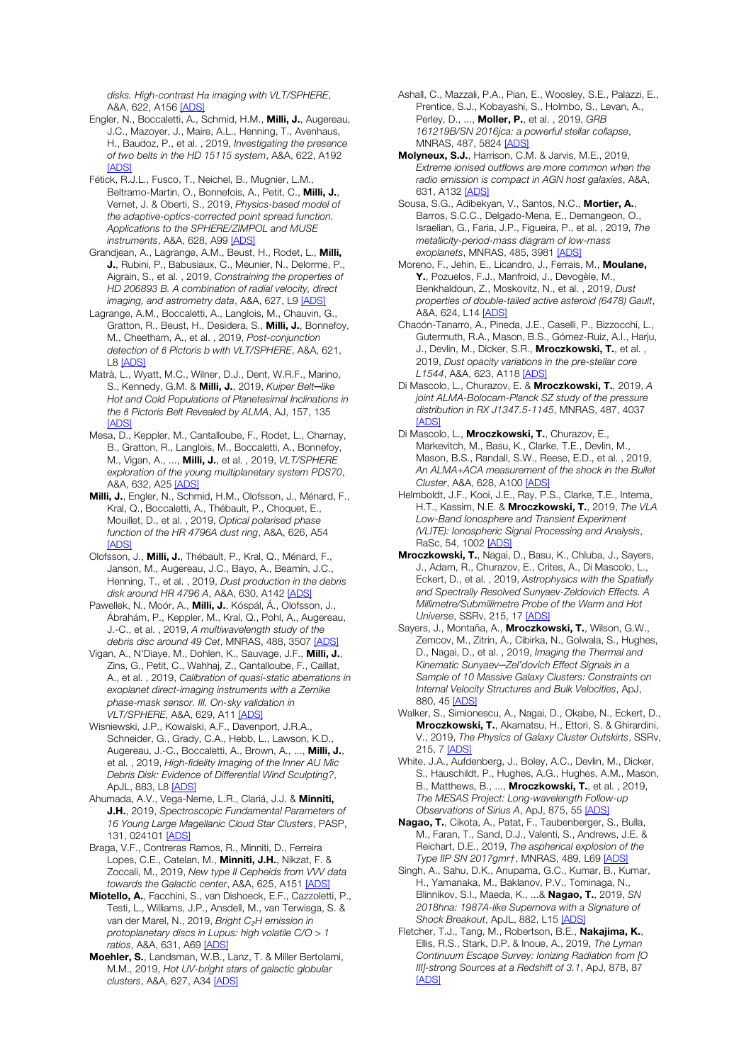*disks. High-contrast Hα imaging with VLT/SPHERE*, A&A, 622, A156 [ADS]

Engler, N., Boccaletti, A., Schmid, H.M., **Milli, J.**, Augereau, J.C., Mazoyer, J., Maire, A.L., Henning, T., Avenhaus, H., Baudoz, P., et al. , 2019, *Investigating the presence of two belts in the HD 15115 system*, A&A, 622, A192 [ADS]

Fétick, R.J.L., Fusco, T., Neichel, B., Mugnier, L.M., Beltramo-Martin, O., Bonnefois, A., Petit, C., **Milli, J.**, Vernet, J. & Oberti, S., 2019, *Physics-based model of the adaptive-optics-corrected point spread function. Applications to the SPHERE/ZIMPOL and MUSE instruments*, A&A, 628, A99 [ADS]

Grandjean, A., Lagrange, A.M., Beust, H., Rodet, L., **Milli, J.**, Rubini, P., Babusiaux, C., Meunier, N., Delorme, P., Aigrain, S., et al. , 2019, *Constraining the properties of HD 206893 B. A combination of radial velocity, direct imaging, and astrometry data*, A&A, 627, L9 [ADS]

Lagrange, A.M., Boccaletti, A., Langlois, M., Chauvin, G., Gratton, R., Beust, H., Desidera, S., **Milli, J.**, Bonnefoy, M., Cheetham, A., et al. , 2019, *Post-conjunction detection of β Pictoris b with VLT/SPHERE*, A&A, 621, L8 [ADS]

Matrà, L., Wyatt, M.C., Wilner, D.J., Dent, W.R.F., Marino, S., Kennedy, G.M. & **Milli, J.**, 2019, *Kuiper Belt—like Hot and Cold Populations of Planetesimal Inclinations in the β Pictoris Belt Revealed by ALMA*, AJ, 157, 135 [ADS]

Mesa, D., Keppler, M., Cantalloube, F., Rodet, L., Charnay, B., Gratton, R., Langlois, M., Boccaletti, A., Bonnefoy, M., Vigan, A., ..., **Milli, J.**, et al. , 2019, *VLT/SPHERE exploration of the young multiplanetary system PDS70*, A&A, 632, A25 [ADS]

**Milli, J.**, Engler, N., Schmid, H.M., Olofsson, J., Ménard, F., Kral, Q., Boccaletti, A., Thébault, P., Choquet, E., Mouillet, D., et al. , 2019, *Optical polarised phase function of the HR 4796A dust ring*, A&A, 626, A54 [ADS]

Olofsson, J., **Milli, J.**, Thébault, P., Kral, Q., Ménard, F., Janson, M., Augereau, J.C., Bayo, A., Beamín, J.C., Henning, T., et al. , 2019, *Dust production in the debris disk around HR 4796 A*, A&A, 630, A142 [ADS]

Pawellek, N., Moór, A., **Milli, J.**, Kóspál, Á., Olofsson, J., Ábrahám, P., Keppler, M., Kral, Q., Pohl, A., Augereau, J.-C., et al. , 2019, *A multiwavelength study of the debris disc around 49 Cet*, MNRAS, 488, 3507 [ADS]

Vigan, A., N'Diaye, M., Dohlen, K., Sauvage, J.F., **Milli, J.**, Zins, G., Petit, C., Wahhaj, Z., Cantalloube, F., Caillat, A., et al. , 2019, *Calibration of quasi-static aberrations in exoplanet direct-imaging instruments with a Zernike phase-mask sensor. III. On-sky validation in VLT/SPHERE*, A&A, 629, A11 [ADS]

Wisniewski, J.P., Kowalski, A.F., Davenport, J.R.A., Schneider, G., Grady, C.A., Hebb, L., Lawson, K.D., Augereau, J.-C., Boccaletti, A., Brown, A., ..., **Milli, J.**, et al. , 2019, *High-fidelity Imaging of the Inner AU Mic Debris Disk: Evidence of Differential Wind Sculpting?*, ApJL, 883, L8 [ADS]

Ahumada, A.V., Vega-Neme, L.R., Clariá, J.J. & **Minniti, J.H.**, 2019, *Spectroscopic Fundamental Parameters of 16 Young Large Magellanic Cloud Star Clusters*, PASP, 131, 024101 [ADS]

Braga, V.F., Contreras Ramos, R., Minniti, D., Ferreira Lopes, C.E., Catelan, M., **Minniti, J.H.**, Nikzat, F. & Zoccali, M., 2019, *New type II Cepheids from VVV data towards the Galactic center*, A&A, 625, A151 [ADS]

**Miotello, A.**, Facchini, S., van Dishoeck, E.F., Cazzoletti, P., Testi, L., Williams, J.P., Ansdell, M., van Terwisga, S. & van der Marel, N., 2019, *Bright $C_2H$ emission in protoplanetary discs in Lupus: high volatile C/O > 1 ratios*, A&A, 631, A69 [ADS]

**Moehler, S.**, Landsman, W.B., Lanz, T. & Miller Bertolami, M.M., 2019, *Hot UV-bright stars of galactic globular clusters*, A&A, 627, A34 [ADS]

Ashall, C., Mazzali, P.A., Pian, E., Woosley, S.E., Palazzi, E., Prentice, S.J., Kobayashi, S., Holmbo, S., Levan, A., Perley, D., ..., **Moller, P.**, et al. , 2019, *GRB 161219B/SN 2016jca: a powerful stellar collapse*, MNRAS, 487, 5824 [ADS]

**Molyneux, S.J.**, Harrison, C.M. & Jarvis, M.E., 2019, *Extreme ionised outflows are more common when the radio emission is compact in AGN host galaxies*, A&A, 631, A132 [ADS]

Sousa, S.G., Adibekyan, V., Santos, N.C., **Mortier, A.**, Barros, S.C.C., Delgado-Mena, E., Demangeon, O., Israelian, G., Faria, J.P., Figueira, P., et al. , 2019, *The metallicity-period-mass diagram of low-mass exoplanets*, MNRAS, 485, 3981 [ADS]

Moreno, F., Jehin, E., Licandro, J., Ferrais, M., **Moulane, Y.**, Pozuelos, F.J., Manfroid, J., Devogèle, M., Benkhaldoun, Z., Moskovitz, N., et al. , 2019, *Dust properties of double-tailed active asteroid (6478) Gault*, A&A, 624, L14 [ADS]

Chacón-Tanarro, A., Pineda, J.E., Caselli, P., Bizzocchi, L., Gutermuth, R.A., Mason, B.S., Gómez-Ruiz, A.I., Harju, J., Devlin, M., Dicker, S.R., **Mroczkowski, T.**, et al. , 2019, *Dust opacity variations in the pre-stellar core L1544*, A&A, 623, A118 [ADS]

Di Mascolo, L., Churazov, E. & **Mroczkowski, T.**, 2019, *A joint ALMA-Bolocam-Planck SZ study of the pressure distribution in RX J1347.5-1145*, MNRAS, 487, 4037 [ADS]

Di Mascolo, L., **Mroczkowski, T.**, Churazov, E., Markevitch, M., Basu, K., Clarke, T.E., Devlin, M., Mason, B.S., Randall, S.W., Reese, E.D., et al. , 2019, *An ALMA+ACA measurement of the shock in the Bullet Cluster*, A&A, 628, A100 [ADS]

Helmboldt, J.F., Kooi, J.E., Ray, P.S., Clarke, T.E., Intema, H.T., Kassim, N.E. & **Mroczkowski, T.**, 2019, *The VLA Low-Band Ionosphere and Transient Experiment (VLITE): Ionospheric Signal Processing and Analysis*, RaSc, 54, 1002 [ADS]

**Mroczkowski, T.**, Nagai, D., Basu, K., Chluba, J., Sayers, J., Adam, R., Churazov, E., Crites, A., Di Mascolo, L., Eckert, D., et al. , 2019, *Astrophysics with the Spatially and Spectrally Resolved Sunyaev-Zeldovich Effects. A Millimetre/Submillimetre Probe of the Warm and Hot Universe*, SSRv, 215, 17 [ADS]

Sayers, J., Montaña, A., **Mroczkowski, T.**, Wilson, G.W., Zemcov, M., Zitrin, A., Cibirka, N., Golwala, S., Hughes, D., Nagai, D., et al. , 2019, *Imaging the Thermal and Kinematic Sunyaev—Zel'dovich Effect Signals in a Sample of 10 Massive Galaxy Clusters: Constraints on Internal Velocity Structures and Bulk Velocities*, ApJ, 880, 45 [ADS]

Walker, S., Simionescu, A., Nagai, D., Okabe, N., Eckert, D., **Mroczkowski, T.**, Akamatsu, H., Ettori, S. & Ghirardini, V., 2019, *The Physics of Galaxy Cluster Outskirts*, SSRv, 215, 7 [ADS]

White, J.A., Aufdenberg, J., Boley, A.C., Devlin, M., Dicker, S., Hauschildt, P., Hughes, A.G., Hughes, A.M., Mason, B., Matthews, B., ..., **Mroczkowski, T.**, et al. , 2019, *The MESAS Project: Long-wavelength Follow-up Observations of Sirius A*, ApJ, 875, 55 [ADS]

**Nagao, T.**, Cikota, A., Patat, F., Taubenberger, S., Bulla, M., Faran, T., Sand, D.J., Valenti, S., Andrews, J.E. & Reichart, D.E., 2019, *The aspherical explosion of the Type IIP SN 2017gmr†*, MNRAS, 489, L69 [ADS]

Singh, A., Sahu, D.K., Anupama, G.C., Kumar, B., Kumar, H., Yamanaka, M., Baklanov, P.V., Tominaga, N., Blinnikov, S.I., Maeda, K., ...& **Nagao, T.**, 2019, *SN 2018hna: 1987A-like Supernova with a Signature of Shock Breakout*, ApJL, 882, L15 [ADS]

Fletcher, T.J., Tang, M., Robertson, B.E., **Nakajima, K.**, Ellis, R.S., Stark, D.P. & Inoue, A., 2019, *The Lyman Continuum Escape Survey: Ionizing Radiation from [O III]-strong Sources at a Redshift of 3.1*, ApJ, 878, 87 [ADS]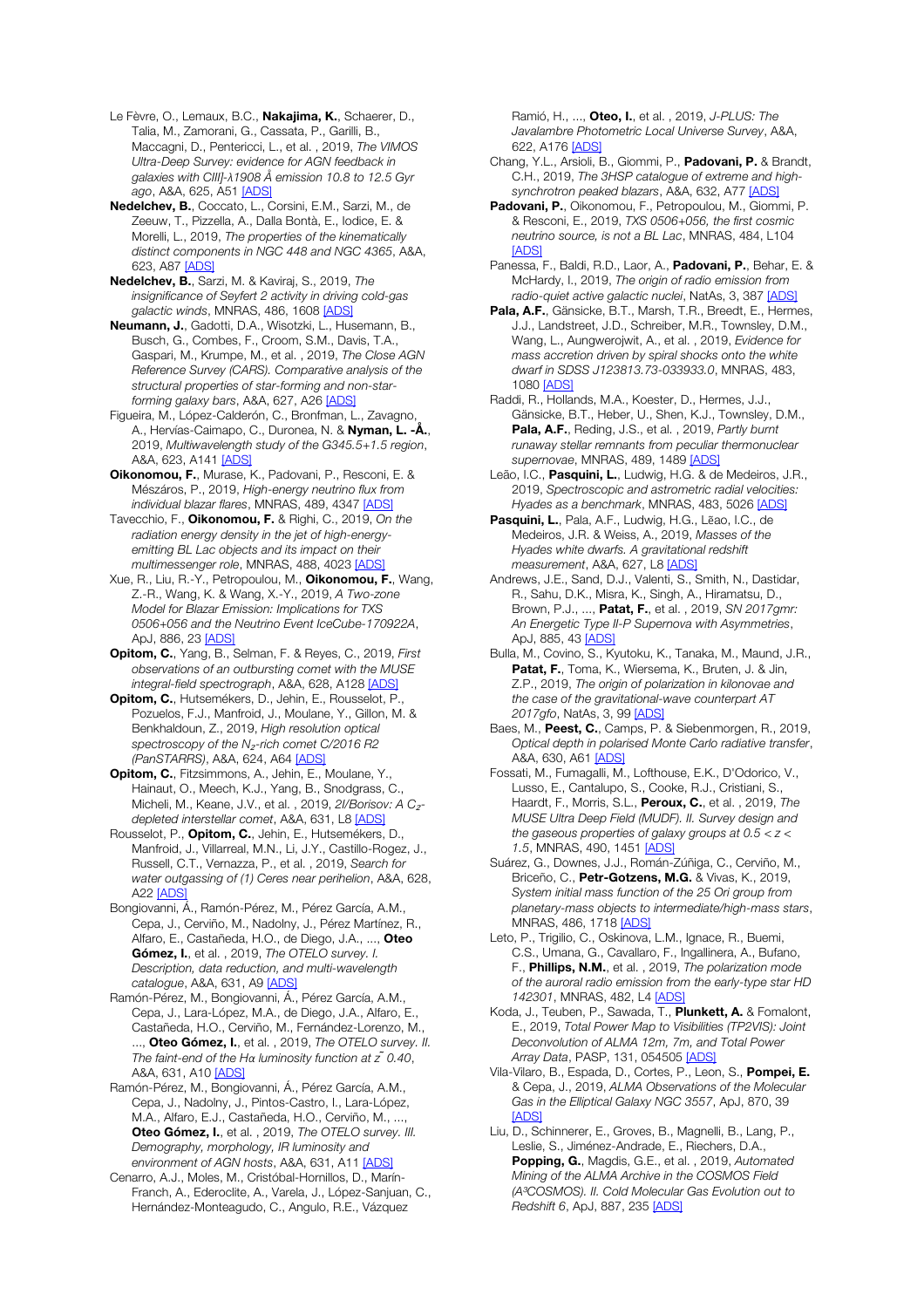Le Fèvre, O., Lemaux, B.C., **Nakajima, K.**, Schaerer, D., Talia, M., Zamorani, G., Cassata, P., Garilli, B., Maccagni, D., Pentericci, L., et al. , 2019, *The VIMOS Ultra-Deep Survey: evidence for AGN feedback in galaxies with CIII]-λ1908 Å emission 10.8 to 12.5 Gyr ago*, A&A, 625, A51 [ADS]

**Nedelchev, B.**, Coccato, L., Corsini, E.M., Sarzi, M., de Zeeuw, T., Pizzella, A., Dalla Bontà, E., Iodice, E. & Morelli, L., 2019, *The properties of the kinematically distinct components in NGC 448 and NGC 4365*, A&A, 623, A87 [ADS]

**Nedelchev, B.**, Sarzi, M. & Kaviraj, S., 2019, *The insignificance of Seyfert 2 activity in driving cold-gas galactic winds*, MNRAS, 486, 1608 [ADS]

**Neumann, J.**, Gadotti, D.A., Wisotzki, L., Husemann, B., Busch, G., Combes, F., Croom, S.M., Davis, T.A., Gaspari, M., Krumpe, M., et al. , 2019, *The Close AGN Reference Survey (CARS). Comparative analysis of the structural properties of star-forming and non-star-forming galaxy bars*, A&A, 627, A26 [ADS]

Figueira, M., López-Calderón, C., Bronfman, L., Zavagno, A., Hervías-Caimapo, C., Duronea, N. & **Nyman, L. -Å.**, 2019, *Multiwavelength study of the G345.5+1.5 region*, A&A, 623, A141 [ADS]

**Oikonomou, F.**, Murase, K., Padovani, P., Resconi, E. & Mészáros, P., 2019, *High-energy neutrino flux from individual blazar flares*, MNRAS, 489, 4347 [ADS]

Tavecchio, F., **Oikonomou, F.** & Righi, C., 2019, *On the radiation energy density in the jet of high-energy-emitting BL Lac objects and its impact on their multimessenger role*, MNRAS, 488, 4023 [ADS]

Xue, R., Liu, R.-Y., Petropoulou, M., **Oikonomou, F.**, Wang, Z.-R., Wang, K. & Wang, X.-Y., 2019, *A Two-zone Model for Blazar Emission: Implications for TXS 0506+056 and the Neutrino Event IceCube-170922A*, ApJ, 886, 23 [ADS]

**Opitom, C.**, Yang, B., Selman, F. & Reyes, C., 2019, *First observations of an outbursting comet with the MUSE integral-field spectrograph*, A&A, 628, A128 [ADS]

**Opitom, C.**, Hutsemékers, D., Jehin, E., Rousselot, P., Pozuelos, F.J., Manfroid, J., Moulane, Y., Gillon, M. & Benkhaldoun, Z., 2019, *High resolution optical spectroscopy of the $N_2$-rich comet C/2016 R2 (PanSTARRS)*, A&A, 624, A64 [ADS]

**Opitom, C.**, Fitzsimmons, A., Jehin, E., Moulane, Y., Hainaut, O., Meech, K.J., Yang, B., Snodgrass, C., Micheli, M., Keane, J.V., et al. , 2019, *2I/Borisov: A $C_2$-depleted interstellar comet*, A&A, 631, L8 [ADS]

Rousselot, P., **Opitom, C.**, Jehin, E., Hutsemékers, D., Manfroid, J., Villarreal, M.N., Li, J.Y., Castillo-Rogez, J., Russell, C.T., Vernazza, P., et al. , 2019, *Search for water outgassing of (1) Ceres near perihelion*, A&A, 628, A22 [ADS]

Bongiovanni, Á., Ramón-Pérez, M., Pérez García, A.M., Cepa, J., Cerviño, M., Nadolny, J., Pérez Martínez, R., Alfaro, E., Castañeda, H.O., de Diego, J.A., ..., **Oteo Gómez, I.**, et al. , 2019, *The OTELO survey. I. Description, data reduction, and multi-wavelength catalogue*, A&A, 631, A9 [ADS]

Ramón-Pérez, M., Bongiovanni, Á., Pérez García, A.M., Cepa, J., Lara-López, M.A., de Diego, J.A., Alfaro, E., Castañeda, H.O., Cerviño, M., Fernández-Lorenzo, M., ..., **Oteo Gómez, I.**, et al. , 2019, *The OTELO survey. II. The faint-end of the Hα luminosity function at z̃ 0.40*, A&A, 631, A10 [ADS]

Ramón-Pérez, M., Bongiovanni, Á., Pérez García, A.M., Cepa, J., Nadolny, J., Pintos-Castro, I., Lara-López, M.A., Alfaro, E.J., Castañeda, H.O., Cerviño, M., ..., **Oteo Gómez, I.**, et al. , 2019, *The OTELO survey. III. Demography, morphology, IR luminosity and environment of AGN hosts*, A&A, 631, A11 [ADS]

Cenarro, A.J., Moles, M., Cristóbal-Hornillos, D., Marín-Franch, A., Ederoclite, A., Varela, J., López-Sanjuan, C., Hernández-Monteagudo, C., Angulo, R.E., Vázquez Ramió, H., ..., **Oteo, I.**, et al. , 2019, *J-PLUS: The Javalambre Photometric Local Universe Survey*, A&A, 622, A176 [ADS]

Chang, Y.L., Arsioli, B., Giommi, P., **Padovani, P.** & Brandt, C.H., 2019, *The 3HSP catalogue of extreme and high-synchrotron peaked blazars*, A&A, 632, A77 [ADS]

**Padovani, P.**, Oikonomou, F., Petropoulou, M., Giommi, P. & Resconi, E., 2019, *TXS 0506+056, the first cosmic neutrino source, is not a BL Lac*, MNRAS, 484, L104 [ADS]

Panessa, F., Baldi, R.D., Laor, A., **Padovani, P.**, Behar, E. & McHardy, I., 2019, *The origin of radio emission from radio-quiet active galactic nuclei*, NatAs, 3, 387 [ADS]

**Pala, A.F.**, Gänsicke, B.T., Marsh, T.R., Breedt, E., Hermes, J.J., Landstreet, J.D., Schreiber, M.R., Townsley, D.M., Wang, L., Aungwerojwit, A., et al. , 2019, *Evidence for mass accretion driven by spiral shocks onto the white dwarf in SDSS J123813.73-033933.0*, MNRAS, 483, 1080 [ADS]

Raddi, R., Hollands, M.A., Koester, D., Hermes, J.J., Gänsicke, B.T., Heber, U., Shen, K.J., Townsley, D.M., **Pala, A.F.**, Reding, J.S., et al. , 2019, *Partly burnt runaway stellar remnants from peculiar thermonuclear supernovae*, MNRAS, 489, 1489 [ADS]

Leão, I.C., **Pasquini, L.**, Ludwig, H.G. & de Medeiros, J.R., 2019, *Spectroscopic and astrometric radial velocities: Hyades as a benchmark*, MNRAS, 483, 5026 [ADS]

**Pasquini, L.**, Pala, A.F., Ludwig, H.G., Lēao, I.C., de Medeiros, J.R. & Weiss, A., 2019, *Masses of the Hyades white dwarfs. A gravitational redshift measurement*, A&A, 627, L8 [ADS]

Andrews, J.E., Sand, D.J., Valenti, S., Smith, N., Dastidar, R., Sahu, D.K., Misra, K., Singh, A., Hiramatsu, D., Brown, P.J., ..., **Patat, F.**, et al. , 2019, *SN 2017gmr: An Energetic Type II-P Supernova with Asymmetries*, ApJ, 885, 43 [ADS]

Bulla, M., Covino, S., Kyutoku, K., Tanaka, M., Maund, J.R., **Patat, F.**, Toma, K., Wiersema, K., Bruten, J. & Jin, Z.P., 2019, *The origin of polarization in kilonovae and the case of the gravitational-wave counterpart AT 2017gfo*, NatAs, 3, 99 [ADS]

Baes, M., **Peest, C.**, Camps, P. & Siebenmorgen, R., 2019, *Optical depth in polarised Monte Carlo radiative transfer*, A&A, 630, A61 [ADS]

Fossati, M., Fumagalli, M., Lofthouse, E.K., D'Odorico, V., Lusso, E., Cantalupo, S., Cooke, R.J., Cristiani, S., Haardt, F., Morris, S.L., **Peroux, C.**, et al. , 2019, *The MUSE Ultra Deep Field (MUDF). II. Survey design and the gaseous properties of galaxy groups at 0.5 < z < 1.5*, MNRAS, 490, 1451 [ADS]

Suárez, G., Downes, J.J., Román-Zúñiga, C., Cerviño, M., Briceño, C., **Petr-Gotzens, M.G.** & Vivas, K., 2019, *System initial mass function of the 25 Ori group from planetary-mass objects to intermediate/high-mass stars*, MNRAS, 486, 1718 [ADS]

Leto, P., Trigilio, C., Oskinova, L.M., Ignace, R., Buemi, C.S., Umana, G., Cavallaro, F., Ingallinera, A., Bufano, F., **Phillips, N.M.**, et al. , 2019, *The polarization mode of the auroral radio emission from the early-type star HD 142301*, MNRAS, 482, L4 [ADS]

Koda, J., Teuben, P., Sawada, T., **Plunkett, A.** & Fomalont, E., 2019, *Total Power Map to Visibilities (TP2VIS): Joint Deconvolution of ALMA 12m, 7m, and Total Power Array Data*, PASP, 131, 054505 [ADS]

Vila-Vilaro, B., Espada, D., Cortes, P., Leon, S., **Pompei, E.** & Cepa, J., 2019, *ALMA Observations of the Molecular Gas in the Elliptical Galaxy NGC 3557*, ApJ, 870, 39 [ADS]

Liu, D., Schinnerer, E., Groves, B., Magnelli, B., Lang, P., Leslie, S., Jiménez-Andrade, E., Riechers, D.A., **Popping, G.**, Magdis, G.E., et al. , 2019, *Automated Mining of the ALMA Archive in the COSMOS Field ($A^3$COSMOS). II. Cold Molecular Gas Evolution out to Redshift 6*, ApJ, 887, 235 [ADS]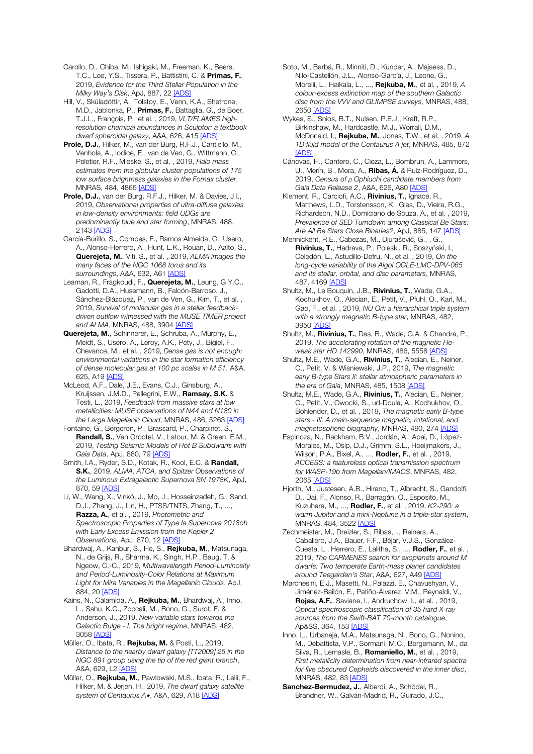Carollo, D., Chiba, M., Ishigaki, M., Freeman, K., Beers, T.C., Lee, Y.S., Tissera, P., Battistini, C. & **Primas, F.**, 2019, *Evidence for the Third Stellar Population in the Milky Way's Disk*, ApJ, 887, 22 [ADS]

Hill, V., Skúladóttir, Á., Tolstoy, E., Venn, K.A., Shetrone, M.D., Jablonka, P., **Primas, F.**, Battaglia, G., de Boer, T.J.L., François, P., et al. , 2019, *VLT/FLAMES high-resolution chemical abundances in Sculptor: a textbook dwarf spheroidal galaxy*, A&A, 626, A15 [ADS]

**Prole, D.J.**, Hilker, M., van der Burg, R.F.J., Cantiello, M., Venhola, A., Iodice, E., van de Ven, G., Wittmann, C., Peletier, R.F., Mieske, S., et al. , 2019, *Halo mass estimates from the globular cluster populations of 175 low surface brightness galaxies in the Fornax cluster*, MNRAS, 484, 4865 [ADS]

**Prole, D.J.**, van der Burg, R.F.J., Hilker, M. & Davies, J.I., 2019, *Observational properties of ultra-diffuse galaxies in low-density environments: field UDGs are predominantly blue and star forming*, MNRAS, 488, 2143 [ADS]

García-Burillo, S., Combes, F., Ramos Almeida, C., Usero, A., Alonso-Herrero, A., Hunt, L.K., Rouan, D., Aalto, S., **Querejeta, M.**, Viti, S., et al. , 2019, *ALMA images the many faces of the NGC 1068 torus and its surroundings*, A&A, 632, A61 [ADS]

Leaman, R., Fragkoudi, F., **Querejeta, M.**, Leung, G.Y.C., Gadotti, D.A., Husemann, B., Falcón-Barroso, J., Sánchez-Blázquez, P., van de Ven, G., Kim, T., et al. , 2019, *Survival of molecular gas in a stellar feedback-driven outflow witnessed with the MUSE TIMER project and ALMA*, MNRAS, 488, 3904 [ADS]

**Querejeta, M.**, Schinnerer, E., Schruba, A., Murphy, E., Meidt, S., Usero, A., Leroy, A.K., Pety, J., Bigiel, F., Chevance, M., et al. , 2019, *Dense gas is not enough: environmental variations in the star formation efficiency of dense molecular gas at 100 pc scales in M 51*, A&A, 625, A19 [ADS]

McLeod, A.F., Dale, J.E., Evans, C.J., Ginsburg, A., Kruijssen, J.M.D., Pellegrini, E.W., **Ramsay, S.K.** & Testi, L., 2019, *Feedback from massive stars at low metallicities: MUSE observations of N44 and N180 in the Large Magellanic Cloud*, MNRAS, 486, 5263 [ADS]

Fontaine, G., Bergeron, P., Brassard, P., Charpinet, S., **Randall, S.**, Van Grootel, V., Latour, M. & Green, E.M., 2019, *Testing Seismic Models of Hot B Subdwarfs with Gaia Data*, ApJ, 880, 79 [ADS]

Smith, I.A., Ryder, S.D., Kotak, R., Kool, E.C. & **Randall, S.K.**, 2019, *ALMA, ATCA, and Spitzer Observations of the Luminous Extragalactic Supernova SN 1978K*, ApJ, 870, 59 [ADS]

Li, W., Wang, X., Vinkó, J., Mo, J., Hosseinzadeh, G., Sand, D.J., Zhang, J., Lin, H., PTSS/TNTS, Zhang, T., ..., **Razza, A.**, et al. , 2019, *Photometric and Spectroscopic Properties of Type Ia Supernova 2018oh with Early Excess Emission from the Kepler 2 Observations*, ApJ, 870, 12 [ADS]

Bhardwaj, A., Kanbur, S., He, S., **Rejkuba, M.**, Matsunaga, N., de Grijs, R., Sharma, K., Singh, H.P., Baug, T. & Ngeow, C.-C., 2019, *Multiwavelength Period-Luminosity and Period-Luminosity-Color Relations at Maximum Light for Mira Variables in the Magellanic Clouds*, ApJ, 884, 20 [ADS]

Kains, N., Calamida, A., **Rejkuba, M.**, Bhardwaj, A., Inno, L., Sahu, K.C., Zoccali, M., Bono, G., Surot, F. & Anderson, J., 2019, *New variable stars towards the Galactic Bulge - I. The bright regime*, MNRAS, 482, 3058 [ADS]

Müller, O., Ibata, R., **Rejkuba, M.** & Posti, L., 2019, *Distance to the nearby dwarf galaxy [TT2009] 25 in the NGC 891 group using the tip of the red giant branch*, A&A, 629, L2 [ADS]

Müller, O., **Rejkuba, M.**, Pawlowski, M.S., Ibata, R., Lelli, F., Hilker, M. & Jerjen, H., 2019, *The dwarf galaxy satellite system of Centaurus A⋆*, A&A, 629, A18 [ADS]

Soto, M., Barbá, R., Minniti, D., Kunder, A., Majaess, D., Nilo-Castellón, J.L., Alonso-García, J., Leone, G., Morelli, L., Haikala, L., ..., **Rejkuba, M.**, et al. , 2019, *A colour-excess extinction map of the southern Galactic disc from the VVV and GLIMPSE surveys*, MNRAS, 488, 2650 [ADS]

Wykes, S., Snios, B.T., Nulsen, P.E.J., Kraft, R.P., Birkinshaw, M., Hardcastle, M.J., Worrall, D.M., McDonald, I., **Rejkuba, M.**, Jones, T.W., et al. , 2019, *A 1D fluid model of the Centaurus A jet*, MNRAS, 485, 872 [ADS]

Cánovas, H., Cantero, C., Cieza, L., Bombrun, A., Lammers, U., Merín, B., Mora, A., **Ribas, Á.** & Ruíz-Rodríguez, D., 2019, *Census of ρ Ophiuchi candidate members from Gaia Data Release 2*, A&A, 626, A80 [ADS]

Klement, R., Carciofi, A.C., **Rivinius, T.**, Ignace, R., Matthews, L.D., Torstensson, K., Gies, D., Vieira, R.G., Richardson, N.D., Domiciano de Souza, A., et al. , 2019, *Prevalence of SED Turndown among Classical Be Stars: Are All Be Stars Close Binaries?*, ApJ, 885, 147 [ADS]

Mennickent, R.E., Cabezas, M., Djurašević, G., , G., **Rivinius, T.**, Hadrava, P., Poleski, R., Soszyński, I., Celedón, L., Astudillo-Defru, N., et al. , 2019, *On the long-cycle variability of the Algol OGLE-LMC-DPV-065 and its stellar, orbital, and disc parameters*, MNRAS, 487, 4169 [ADS]

Shultz, M., Le Bouquin, J.B., **Rivinius, T.**, Wade, G.A., Kochukhov, O., Alecian, E., Petit, V., Pfuhl, O., Karl, M., Gao, F., et al. , 2019, *NU Ori: a hierarchical triple system with a strongly magnetic B-type star*, MNRAS, 482, 3950 [ADS]

Shultz, M., **Rivinius, T.**, Das, B., Wade, G.A. & Chandra, P., 2019, *The accelerating rotation of the magnetic He-weak star HD 142990*, MNRAS, 486, 5558 [ADS]

Shultz, M.E., Wade, G.A., **Rivinius, T.**, Alecian, E., Neiner, C., Petit, V. & Wisniewski, J.P., 2019, *The magnetic early B-type Stars II: stellar atmospheric parameters in the era of Gaia*, MNRAS, 485, 1508 [ADS]

Shultz, M.E., Wade, G.A., **Rivinius, T.**, Alecian, E., Neiner, C., Petit, V., Owocki, S., ud-Doula, A., Kochukhov, O., Bohlender, D., et al. , 2019, *The magnetic early B-type stars - III. A main-sequence magnetic, rotational, and magnetospheric biography*, MNRAS, 490, 274 [ADS]

Espinoza, N., Rackham, B.V., Jordán, A., Apai, D., López-Morales, M., Osip, D.J., Grimm, S.L., Hoeijmakers, J., Wilson, P.A., Bixel, A., ..., **Rodler, F.**, et al. , 2019, *ACCESS: a featureless optical transmission spectrum for WASP-19b from Magellan/IMACS*, MNRAS, 482, 2065 [ADS]

Hjorth, M., Justesen, A.B., Hirano, T., Albrecht, S., Gandolfi, D., Dai, F., Alonso, R., Barragán, O., Esposito, M., Kuzuhara, M., ..., **Rodler, F.**, et al. , 2019, *K2-290: a warm Jupiter and a mini-Neptune in a triple-star system*, MNRAS, 484, 3522 [ADS]

Zechmeister, M., Dreizler, S., Ribas, I., Reiners, A., Caballero, J.A., Bauer, F.F., Béjar, V.J.S., González-Cuesta, L., Herrero, E., Lalitha, S., ..., **Rodler, F.**, et al. , 2019, *The CARMENES search for exoplanets around M dwarfs. Two temperate Earth-mass planet candidates around Teegarden's Star*, A&A, 627, A49 [ADS]

Marchesini, E.J., Masetti, N., Palazzi, E., Chavushyan, V., Jiménez-Bailón, E., Patiño-Álvarez, V.M., Reynaldi, V., **Rojas, A.F.**, Saviane, I., Andruchow, I., et al. , 2019, *Optical spectroscopic classification of 35 hard X-ray sources from the Swift-BAT 70-month catalogue*, Ap&SS, 364, 153 [ADS]

Inno, L., Urbaneja, M.A., Matsunaga, N., Bono, G., Nonino, M., Debattista, V.P., Sormani, M.C., Bergemann, M., da Silva, R., Lemasle, B., **Romaniello, M.**, et al. , 2019, *First metallicity determination from near-infrared spectra for five obscured Cepheids discovered in the inner disc*, MNRAS, 482, 83 [ADS]

**Sanchez-Bermudez, J.**, Alberdi, A., Schödel, R., Brandner, W., Galván-Madrid, R., Guirado, J.C.,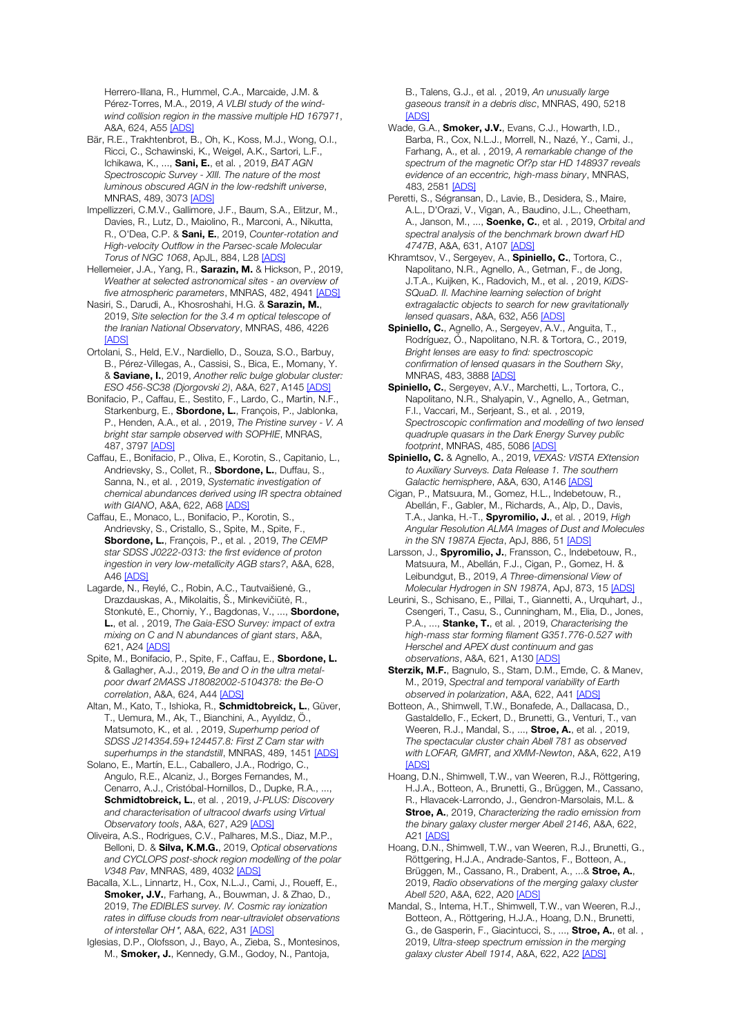Herrero-Illana, R., Hummel, C.A., Marcaide, J.M. & Pérez-Torres, M.A., 2019, *A VLBI study of the wind-wind collision region in the massive multiple HD 167971*, A&A, 624, A55 [ADS]

Bär, R.E., Trakhtenbrot, B., Oh, K., Koss, M.J., Wong, O.I., Ricci, C., Schawinski, K., Weigel, A.K., Sartori, L.F., Ichikawa, K., ..., **Sani, E.**, et al. , 2019, *BAT AGN Spectroscopic Survey - XIII. The nature of the most luminous obscured AGN in the low-redshift universe*, MNRAS, 489, 3073 [ADS]

Impellizzeri, C.M.V., Gallimore, J.F., Baum, S.A., Elitzur, M., Davies, R., Lutz, D., Maiolino, R., Marconi, A., Nikutta, R., O'Dea, C.P. & **Sani, E.**, 2019, *Counter-rotation and High-velocity Outflow in the Parsec-scale Molecular Torus of NGC 1068*, ApJL, 884, L28 [ADS]

Hellemeier, J.A., Yang, R., **Sarazin, M.** & Hickson, P., 2019, *Weather at selected astronomical sites - an overview of five atmospheric parameters*, MNRAS, 482, 4941 [ADS]

Nasiri, S., Darudi, A., Khosroshahi, H.G. & **Sarazin, M.**, 2019, *Site selection for the 3.4 m optical telescope of the Iranian National Observatory*, MNRAS, 486, 4226 [ADS]

Ortolani, S., Held, E.V., Nardiello, D., Souza, S.O., Barbuy, B., Pérez-Villegas, A., Cassisi, S., Bica, E., Momany, Y. & **Saviane, I.**, 2019, *Another relic bulge globular cluster: ESO 456-SC38 (Djorgovski 2)*, A&A, 627, A145 [ADS]

Bonifacio, P., Caffau, E., Sestito, F., Lardo, C., Martin, N.F., Starkenburg, E., **Sbordone, L.**, François, P., Jablonka, P., Henden, A.A., et al. , 2019, *The Pristine survey - V. A bright star sample observed with SOPHIE*, MNRAS, 487, 3797 [ADS]

Caffau, E., Bonifacio, P., Oliva, E., Korotin, S., Capitanio, L., Andrievsky, S., Collet, R., **Sbordone, L.**, Duffau, S., Sanna, N., et al. , 2019, *Systematic investigation of chemical abundances derived using IR spectra obtained with GIANO*, A&A, 622, A68 [ADS]

Caffau, E., Monaco, L., Bonifacio, P., Korotin, S., Andrievsky, S., Cristallo, S., Spite, M., Spite, F., **Sbordone, L.**, François, P., et al. , 2019, *The CEMP star SDSS J0222-0313: the first evidence of proton ingestion in very low-metallicity AGB stars?*, A&A, 628, A46 [ADS]

Lagarde, N., Reylé, C., Robin, A.C., Tautvaišienė, G., Drazdauskas, A., Mikolaitis, Š., Minkevičiūtė, R., Stonkutė, E., Chorniy, Y., Bagdonas, V., ..., **Sbordone, L.**, et al. , 2019, *The Gaia-ESO Survey: impact of extra mixing on C and N abundances of giant stars*, A&A, 621, A24 [ADS]

Spite, M., Bonifacio, P., Spite, F., Caffau, E., **Sbordone, L.** & Gallagher, A.J., 2019, *Be and O in the ultra metal-poor dwarf 2MASS J18082002-5104378: the Be-O correlation*, A&A, 624, A44 [ADS]

Altan, M., Kato, T., Ishioka, R., **Schmidtobreick, L.**, Güver, T., Uemura, M., Ak, T., Bianchini, A., Ayyıldız, Ö., Matsumoto, K., et al. , 2019, *Superhump period of SDSS J214354.59+124457.8: First Z Cam star with superhumps in the standstill*, MNRAS, 489, 1451 [ADS]

Solano, E., Martín, E.L., Caballero, J.A., Rodrigo, C., Angulo, R.E., Alcaniz, J., Borges Fernandes, M., Cenarro, A.J., Cristóbal-Hornillos, D., Dupke, R.A., ..., **Schmidtobreick, L.**, et al. , 2019, *J-PLUS: Discovery and characterisation of ultracool dwarfs using Virtual Observatory tools*, A&A, 627, A29 [ADS]

Oliveira, A.S., Rodrigues, C.V., Palhares, M.S., Diaz, M.P., Belloni, D. & **Silva, K.M.G.**, 2019, *Optical observations and CYCLOPS post-shock region modelling of the polar V348 Pav*, MNRAS, 489, 4032 [ADS]

Bacalla, X.L., Linnartz, H., Cox, N.L.J., Cami, J., Roueff, E., **Smoker, J.V.**, Farhang, A., Bouwman, J. & Zhao, D., 2019, *The EDIBLES survey. IV. Cosmic ray ionization rates in diffuse clouds from near-ultraviolet observations of interstellar OH$^+$*, A&A, 622, A31 [ADS]

Iglesias, D.P., Olofsson, J., Bayo, A., Zieba, S., Montesinos, M., **Smoker, J.**, Kennedy, G.M., Godoy, N., Pantoja, B., Talens, G.J., et al. , 2019, *An unusually large gaseous transit in a debris disc*, MNRAS, 490, 5218 [ADS]

Wade, G.A., **Smoker, J.V.**, Evans, C.J., Howarth, I.D., Barba, R., Cox, N.L.J., Morrell, N., Nazé, Y., Cami, J., Farhang, A., et al. , 2019, *A remarkable change of the spectrum of the magnetic Of?p star HD 148937 reveals evidence of an eccentric, high-mass binary*, MNRAS, 483, 2581 [ADS]

Peretti, S., Ségransan, D., Lavie, B., Desidera, S., Maire, A.L., D'Orazi, V., Vigan, A., Baudino, J.L., Cheetham, A., Janson, M., ..., **Soenke, C.**, et al. , 2019, *Orbital and spectral analysis of the benchmark brown dwarf HD 4747B*, A&A, 631, A107 [ADS]

Khramtsov, V., Sergeyev, A., **Spiniello, C.**, Tortora, C., Napolitano, N.R., Agnello, A., Getman, F., de Jong, J.T.A., Kuijken, K., Radovich, M., et al. , 2019, *KiDS-SQuaD. II. Machine learning selection of bright extragalactic objects to search for new gravitationally lensed quasars*, A&A, 632, A56 [ADS]

**Spiniello, C.**, Agnello, A., Sergeyev, A.V., Anguita, T., Rodríguez, Ó., Napolitano, N.R. & Tortora, C., 2019, *Bright lenses are easy to find: spectroscopic confirmation of lensed quasars in the Southern Sky*, MNRAS, 483, 3888 [ADS]

**Spiniello, C.**, Sergeyev, A.V., Marchetti, L., Tortora, C., Napolitano, N.R., Shalyapin, V., Agnello, A., Getman, F.I., Vaccari, M., Serjeant, S., et al. , 2019, *Spectroscopic confirmation and modelling of two lensed quadruple quasars in the Dark Energy Survey public footprint*, MNRAS, 485, 5086 [ADS]

**Spiniello, C.** & Agnello, A., 2019, *VEXAS: VISTA EXtension to Auxiliary Surveys. Data Release 1. The southern Galactic hemisphere*, A&A, 630, A146 [ADS]

Cigan, P., Matsuura, M., Gomez, H.L., Indebetouw, R., Abellán, F., Gabler, M., Richards, A., Alp, D., Davis, T.A., Janka, H.-T., **Spyromilio, J.**, et al. , 2019, *High Angular Resolution ALMA Images of Dust and Molecules in the SN 1987A Ejecta*, ApJ, 886, 51 [ADS]

Larsson, J., **Spyromilio, J.**, Fransson, C., Indebetouw, R., Matsuura, M., Abellán, F.J., Cigan, P., Gomez, H. & Leibundgut, B., 2019, *A Three-dimensional View of Molecular Hydrogen in SN 1987A*, ApJ, 873, 15 [ADS]

Leurini, S., Schisano, E., Pillai, T., Giannetti, A., Urquhart, J., Csengeri, T., Casu, S., Cunningham, M., Elia, D., Jones, P.A., ..., **Stanke, T.**, et al. , 2019, *Characterising the high-mass star forming filament G351.776-0.527 with Herschel and APEX dust continuum and gas observations*, A&A, 621, A130 [ADS]

**Sterzik, M.F.**, Bagnulo, S., Stam, D.M., Emde, C. & Manev, M., 2019, *Spectral and temporal variability of Earth observed in polarization*, A&A, 622, A41 [ADS]

Botteon, A., Shimwell, T.W., Bonafede, A., Dallacasa, D., Gastaldello, F., Eckert, D., Brunetti, G., Venturi, T., van Weeren, R.J., Mandal, S., ..., **Stroe, A.**, et al. , 2019, *The spectacular cluster chain Abell 781 as observed with LOFAR, GMRT, and XMM-Newton*, A&A, 622, A19 [ADS]

Hoang, D.N., Shimwell, T.W., van Weeren, R.J., Röttgering, H.J.A., Botteon, A., Brunetti, G., Brüggen, M., Cassano, R., Hlavacek-Larrondo, J., Gendron-Marsolais, M.L. & **Stroe, A.**, 2019, *Characterizing the radio emission from the binary galaxy cluster merger Abell 2146*, A&A, 622, A21 [ADS]

Hoang, D.N., Shimwell, T.W., van Weeren, R.J., Brunetti, G., Röttgering, H.J.A., Andrade-Santos, F., Botteon, A., Brüggen, M., Cassano, R., Drabent, A., ...& **Stroe, A.**, 2019, *Radio observations of the merging galaxy cluster Abell 520*, A&A, 622, A20 [ADS]

Mandal, S., Intema, H.T., Shimwell, T.W., van Weeren, R.J., Botteon, A., Röttgering, H.J.A., Hoang, D.N., Brunetti, G., de Gasperin, F., Giacintucci, S., ..., **Stroe, A.**, et al. , 2019, *Ultra-steep spectrum emission in the merging galaxy cluster Abell 1914*, A&A, 622, A22 [ADS]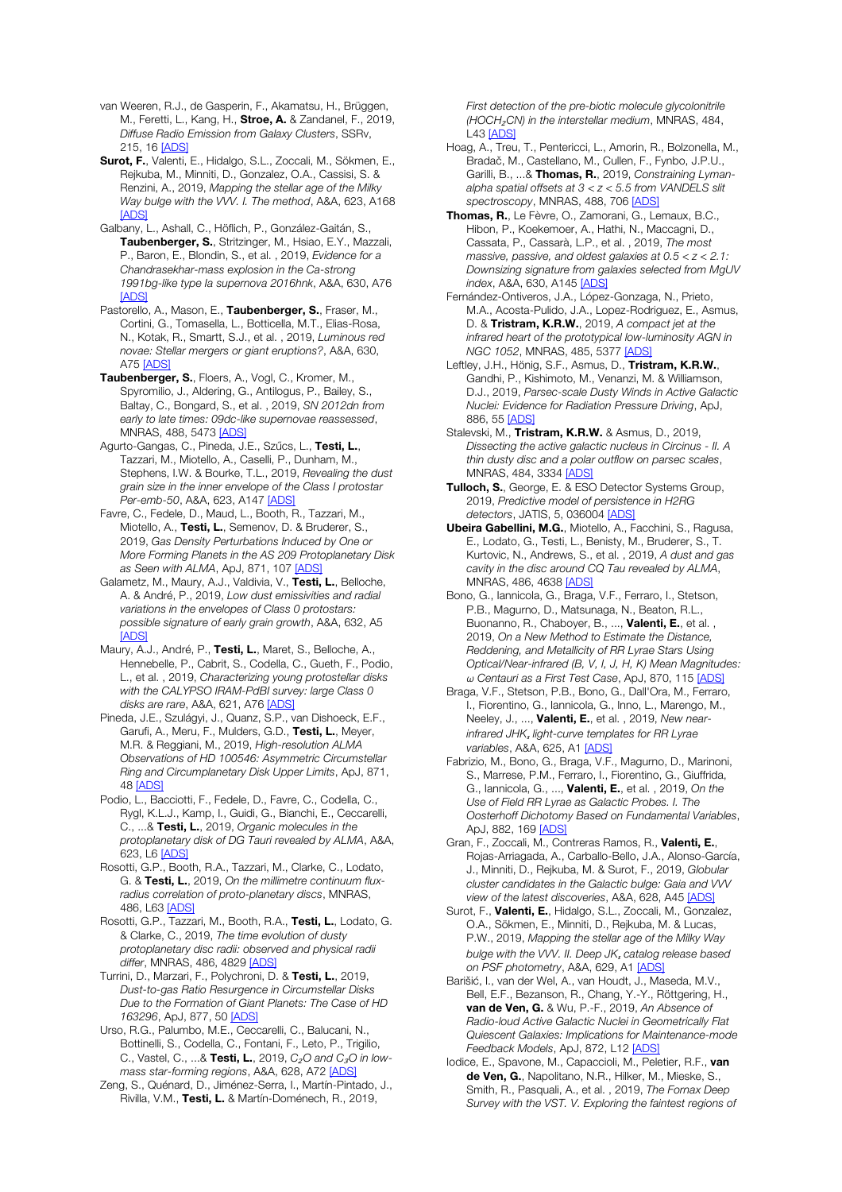van Weeren, R.J., de Gasperin, F., Akamatsu, H., Brüggen, M., Feretti, L., Kang, H., **Stroe, A.** & Zandanel, F., 2019, *Diffuse Radio Emission from Galaxy Clusters*, SSRv, 215, 16 [ADS]

**Surot, F.**, Valenti, E., Hidalgo, S.L., Zoccali, M., Sökmen, E., Rejkuba, M., Minniti, D., Gonzalez, O.A., Cassisi, S. & Renzini, A., 2019, *Mapping the stellar age of the Milky Way bulge with the VVV. I. The method*, A&A, 623, A168 [ADS]

Galbany, L., Ashall, C., Höflich, P., González-Gaitán, S., **Taubenberger, S.**, Stritzinger, M., Hsiao, E.Y., Mazzali, P., Baron, E., Blondin, S., et al. , 2019, *Evidence for a Chandrasekhar-mass explosion in the Ca-strong 1991bg-like type Ia supernova 2016hnk*, A&A, 630, A76 [ADS]

Pastorello, A., Mason, E., **Taubenberger, S.**, Fraser, M., Cortini, G., Tomasella, L., Botticella, M.T., Elias-Rosa, N., Kotak, R., Smartt, S.J., et al. , 2019, *Luminous red novae: Stellar mergers or giant eruptions?*, A&A, 630, A75 [ADS]

**Taubenberger, S.**, Floers, A., Vogl, C., Kromer, M., Spyromilio, J., Aldering, G., Antilogus, P., Bailey, S., Baltay, C., Bongard, S., et al. , 2019, *SN 2012dn from early to late times: 09dc-like supernovae reassessed*, MNRAS, 488, 5473 [ADS]

Agurto-Gangas, C., Pineda, J.E., Szűcs, L., **Testi, L.**, Tazzari, M., Miotello, A., Caselli, P., Dunham, M., Stephens, I.W. & Bourke, T.L., 2019, *Revealing the dust grain size in the inner envelope of the Class I protostar Per-emb-50*, A&A, 623, A147 [ADS]

Favre, C., Fedele, D., Maud, L., Booth, R., Tazzari, M., Miotello, A., **Testi, L.**, Semenov, D. & Bruderer, S., 2019, *Gas Density Perturbations Induced by One or More Forming Planets in the AS 209 Protoplanetary Disk as Seen with ALMA*, ApJ, 871, 107 [ADS]

Galametz, M., Maury, A.J., Valdivia, V., **Testi, L.**, Belloche, A. & André, P., 2019, *Low dust emissivities and radial variations in the envelopes of Class 0 protostars: possible signature of early grain growth*, A&A, 632, A5 [ADS]

Maury, A.J., André, P., **Testi, L.**, Maret, S., Belloche, A., Hennebelle, P., Cabrit, S., Codella, C., Gueth, F., Podio, L., et al. , 2019, *Characterizing young protostellar disks with the CALYPSO IRAM-PdBI survey: large Class 0 disks are rare*, A&A, 621, A76 [ADS]

Pineda, J.E., Szulágyi, J., Quanz, S.P., van Dishoeck, E.F., Garufi, A., Meru, F., Mulders, G.D., **Testi, L.**, Meyer, M.R. & Reggiani, M., 2019, *High-resolution ALMA Observations of HD 100546: Asymmetric Circumstellar Ring and Circumplanetary Disk Upper Limits*, ApJ, 871, 48 [ADS]

Podio, L., Bacciotti, F., Fedele, D., Favre, C., Codella, C., Rygl, K.L.J., Kamp, I., Guidi, G., Bianchi, E., Ceccarelli, C., ...& **Testi, L.**, 2019, *Organic molecules in the protoplanetary disk of DG Tauri revealed by ALMA*, A&A, 623, L6 [ADS]

Rosotti, G.P., Booth, R.A., Tazzari, M., Clarke, C., Lodato, G. & **Testi, L.**, 2019, *On the millimetre continuum flux-radius correlation of proto-planetary discs*, MNRAS, 486, L63 [ADS]

Rosotti, G.P., Tazzari, M., Booth, R.A., **Testi, L.**, Lodato, G. & Clarke, C., 2019, *The time evolution of dusty protoplanetary disc radii: observed and physical radii differ*, MNRAS, 486, 4829 [ADS]

Turrini, D., Marzari, F., Polychroni, D. & **Testi, L.**, 2019, *Dust-to-gas Ratio Resurgence in Circumstellar Disks Due to the Formation of Giant Planets: The Case of HD 163296*, ApJ, 877, 50 [ADS]

Urso, R.G., Palumbo, M.E., Ceccarelli, C., Balucani, N., Bottinelli, S., Codella, C., Fontani, F., Leto, P., Trigilio, C., Vastel, C., ...& **Testi, L.**, 2019, *$C_2O$ and $C_3O$ in low-mass star-forming regions*, A&A, 628, A72 [ADS]

Zeng, S., Quénard, D., Jiménez-Serra, I., Martín-Pintado, J., Rivilla, V.M., **Testi, L.** & Martín-Doménech, R., 2019, *First detection of the pre-biotic molecule glycolonitrile ($HOCH_2CN$) in the interstellar medium*, MNRAS, 484, L43 [ADS]

Hoag, A., Treu, T., Pentericci, L., Amorin, R., Bolzonella, M., Bradač, M., Castellano, M., Cullen, F., Fynbo, J.P.U., Garilli, B., ...& **Thomas, R.**, 2019, *Constraining Lyman-alpha spatial offsets at 3 < z < 5.5 from VANDELS slit spectroscopy*, MNRAS, 488, 706 [ADS]

**Thomas, R.**, Le Fèvre, O., Zamorani, G., Lemaux, B.C., Hibon, P., Koekemoer, A., Hathi, N., Maccagni, D., Cassata, P., Cassarà, L.P., et al. , 2019, *The most massive, passive, and oldest galaxies at 0.5 < z < 2.1: Downsizing signature from galaxies selected from MgUV index*, A&A, 630, A145 [ADS]

Fernández-Ontiveros, J.A., López-Gonzaga, N., Prieto, M.A., Acosta-Pulido, J.A., Lopez-Rodriguez, E., Asmus, D. & **Tristram, K.R.W.**, 2019, *A compact jet at the infrared heart of the prototypical low-luminosity AGN in NGC 1052*, MNRAS, 485, 5377 [ADS]

Leftley, J.H., Hönig, S.F., Asmus, D., **Tristram, K.R.W.**, Gandhi, P., Kishimoto, M., Venanzi, M. & Williamson, D.J., 2019, *Parsec-scale Dusty Winds in Active Galactic Nuclei: Evidence for Radiation Pressure Driving*, ApJ, 886, 55 [ADS]

Stalevski, M., **Tristram, K.R.W.** & Asmus, D., 2019, *Dissecting the active galactic nucleus in Circinus - II. A thin dusty disc and a polar outflow on parsec scales*, MNRAS, 484, 3334 [ADS]

**Tulloch, S.**, George, E. & ESO Detector Systems Group, 2019, *Predictive model of persistence in H2RG detectors*, JATIS, 5, 036004 [ADS]

**Ubeira Gabellini, M.G.**, Miotello, A., Facchini, S., Ragusa, E., Lodato, G., Testi, L., Benisty, M., Bruderer, S., T. Kurtovic, N., Andrews, S., et al. , 2019, *A dust and gas cavity in the disc around CQ Tau revealed by ALMA*, MNRAS, 486, 4638 [ADS]

Bono, G., Iannicola, G., Braga, V.F., Ferraro, I., Stetson, P.B., Magurno, D., Matsunaga, N., Beaton, R.L., Buonanno, R., Chaboyer, B., ..., **Valenti, E.**, et al. , 2019, *On a New Method to Estimate the Distance, Reddening, and Metallicity of RR Lyrae Stars Using Optical/Near-infrared (B, V, I, J, H, K) Mean Magnitudes: ω Centauri as a First Test Case*, ApJ, 870, 115 [ADS]

Braga, V.F., Stetson, P.B., Bono, G., Dall'Ora, M., Ferraro, I., Fiorentino, G., Iannicola, G., Inno, L., Marengo, M., Neeley, J., ..., **Valenti, E.**, et al. , 2019, *New near-infrared $JHK_s$ light-curve templates for RR Lyrae variables*, A&A, 625, A1 [ADS]

Fabrizio, M., Bono, G., Braga, V.F., Magurno, D., Marinoni, S., Marrese, P.M., Ferraro, I., Fiorentino, G., Giuffrida, G., Iannicola, G., ..., **Valenti, E.**, et al. , 2019, *On the Use of Field RR Lyrae as Galactic Probes. I. The Oosterhoff Dichotomy Based on Fundamental Variables*, ApJ, 882, 169 [ADS]

Gran, F., Zoccali, M., Contreras Ramos, R., **Valenti, E.**, Rojas-Arriagada, A., Carballo-Bello, J.A., Alonso-García, J., Minniti, D., Rejkuba, M. & Surot, F., 2019, *Globular cluster candidates in the Galactic bulge: Gaia and VVV view of the latest discoveries*, A&A, 628, A45 [ADS]

Surot, F., **Valenti, E.**, Hidalgo, S.L., Zoccali, M., Gonzalez, O.A., Sökmen, E., Minniti, D., Rejkuba, M. & Lucas, P.W., 2019, *Mapping the stellar age of the Milky Way bulge with the VVV. II. Deep $JK_s$ catalog release based on PSF photometry*, A&A, 629, A1 [ADS]

Barišić, I., van der Wel, A., van Houdt, J., Maseda, M.V., Bell, E.F., Bezanson, R., Chang, Y.-Y., Röttgering, H., **van de Ven, G.** & Wu, P.-F., 2019, *An Absence of Radio-loud Active Galactic Nuclei in Geometrically Flat Quiescent Galaxies: Implications for Maintenance-mode Feedback Models*, ApJ, 872, L12 [ADS]

Iodice, E., Spavone, M., Capaccioli, M., Peletier, R.F., **van de Ven, G.**, Napolitano, N.R., Hilker, M., Mieske, S., Smith, R., Pasquali, A., et al. , 2019, *The Fornax Deep Survey with the VST. V. Exploring the faintest regions of*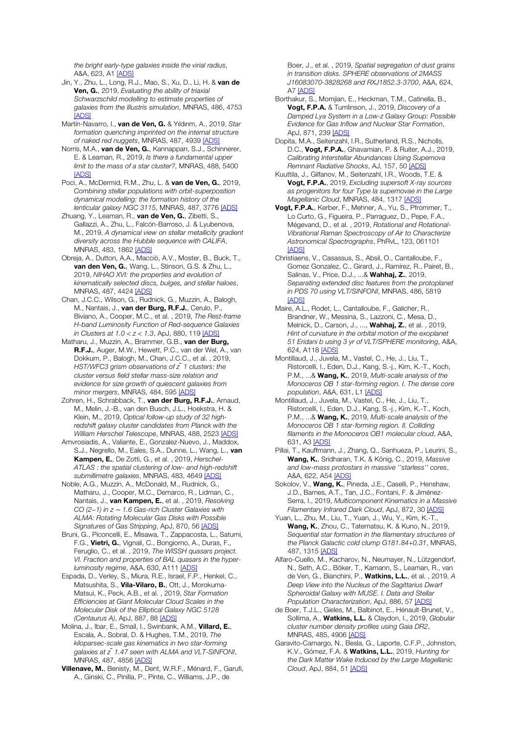*the bright early-type galaxies inside the virial radius*, A&A, 623, A1 [ADS]

Jin, Y., Zhu, L., Long, R.J., Mao, S., Xu, D., Li, H. & **van de Ven, G.**, 2019, *Evaluating the ability of triaxial Schwarzschild modelling to estimate properties of galaxies from the Illustris simulation*, MNRAS, 486, 4753 [ADS]

Martín-Navarro, I., **van de Ven, G.** & Yıldırım, A., 2019, *Star formation quenching imprinted on the internal structure of naked red nuggets*, MNRAS, 487, 4939 [ADS]

Norris, M.A., **van de Ven, G.**, Kannappan, S.J., Schinnerer, E. & Leaman, R., 2019, *Is there a fundamental upper limit to the mass of a star cluster?*, MNRAS, 488, 5400 [ADS]

Poci, A., McDermid, R.M., Zhu, L. & **van de Ven, G.**, 2019, *Combining stellar populations with orbit-superposition dynamical modelling: the formation history of the lenticular galaxy NGC 3115*, MNRAS, 487, 3776 [ADS]

Zhuang, Y., Leaman, R., **van de Ven, G.**, Zibetti, S., Gallazzi, A., Zhu, L., Falcón-Barroso, J. & Lyubenova, M., 2019, *A dynamical view on stellar metallicity gradient diversity across the Hubble sequence with CALIFA*, MNRAS, 483, 1862 [ADS]

Obreja, A., Dutton, A.A., Macciò, A.V., Moster, B., Buck, T., **van den Ven, G.**, Wang, L., Stinson, G.S. & Zhu, L., 2019, *NIHAO XVI: the properties and evolution of kinematically selected discs, bulges, and stellar haloes*, MNRAS, 487, 4424 [ADS]

Chan, J.C.C., Wilson, G., Rudnick, G., Muzzin, A., Balogh, M., Nantais, J., **van der Burg, R.F.J.**, Cerulo, P., Biviano, A., Cooper, M.C., et al. , 2019, *The Rest-frame H-band Luminosity Function of Red-sequence Galaxies in Clusters at 1.0 < z < 1.3*, ApJ, 880, 119 [ADS]

Matharu, J., Muzzin, A., Brammer, G.B., **van der Burg, R.F.J.**, Auger, M.W., Hewett, P.C., van der Wel, A., van Dokkum, P., Balogh, M., Chan, J.C.C., et al. , 2019, *HST/WFC3 grism observations of z̃ 1 clusters: the cluster versus field stellar mass-size relation and evidence for size growth of quiescent galaxies from minor mergers*, MNRAS, 484, 595 [ADS]

Zohren, H., Schrabback, T., **van der Burg, R.F.J.**, Arnaud, M., Melin, J.-B., van den Busch, J.L., Hoekstra, H. & Klein, M., 2019, *Optical follow-up study of 32 high-redshift galaxy cluster candidates from Planck with the William Herschel Telescope*, MNRAS, 488, 2523 [ADS]

Amvrosiadis, A., Valiante, E., Gonzalez-Nuevo, J., Maddox, S.J., Negrello, M., Eales, S.A., Dunne, L., Wang, L., **van Kampen, E.**, De Zotti, G., et al. , 2019, *Herschel-ATLAS : the spatial clustering of low- and high-redshift submillimetre galaxies*, MNRAS, 483, 4649 [ADS]

Noble, A.G., Muzzin, A., McDonald, M., Rudnick, G., Matharu, J., Cooper, M.C., Demarco, R., Lidman, C., Nantais, J., **van Kampen, E.**, et al. , 2019, *Resolving CO (2−1) in z ~ 1.6 Gas-rich Cluster Galaxies with ALMA: Rotating Molecular Gas Disks with Possible Signatures of Gas Stripping*, ApJ, 870, 56 [ADS]

Bruni, G., Piconcelli, E., Misawa, T., Zappacosta, L., Saturni, F.G., **Vietri, G.**, Vignali, C., Bongiorno, A., Duras, F., Feruglio, C., et al. , 2019, *The WISSH quasars project. VI. Fraction and properties of BAL quasars in the hyper-luminosity regime*, A&A, 630, A111 [ADS]

Espada, D., Verley, S., Miura, R.E., Israel, F.P., Henkel, C., Matsushita, S., **Vila-Vilaro, B.**, Ott, J., Morokuma-Matsui, K., Peck, A.B., et al. , 2019, *Star Formation Efficiencies at Giant Molecular Cloud Scales in the Molecular Disk of the Elliptical Galaxy NGC 5128 (Centaurus A)*, ApJ, 887, 88 [ADS]

Molina, J., Ibar, E., Smail, I., Swinbank, A.M., **Villard, E.**, Escala, A., Sobral, D. & Hughes, T.M., 2019, *The kiloparsec-scale gas kinematics in two star-forming galaxies at z̃ 1.47 seen with ALMA and VLT-SINFONI*, MNRAS, 487, 4856 [ADS]

**Villenave, M.**, Benisty, M., Dent, W.R.F., Ménard, F., Garufi, A., Ginski, C., Pinilla, P., Pinte, C., Williams, J.P., de Boer, J., et al. , 2019, *Spatial segregation of dust grains in transition disks. SPHERE observations of 2MASS J16083070-3828268 and RXJ1852.3-3700*, A&A, 624, A7 [ADS]

Borthakur, S., Momjian, E., Heckman, T.M., Catinella, B., **Vogt, F.P.A.** & Tumlinson, J., 2019, *Discovery of a Damped Lyα System in a Low-z Galaxy Group: Possible Evidence for Gas Inflow and Nuclear Star Formation*, ApJ, 871, 239 [ADS]

Dopita, M.A., Seitenzahl, I.R., Sutherland, R.S., Nicholls, D.C., **Vogt, F.P.A.**, Ghavamian, P. & Ruiter, A.J., 2019, *Calibrating Interstellar Abundances Using Supernova Remnant Radiative Shocks*, AJ, 157, 50 [ADS]

Kuuttila, J., Gilfanov, M., Seitenzahl, I.R., Woods, T.E. & **Vogt, F.P.A.**, 2019, *Excluding supersoft X-ray sources as progenitors for four Type Ia supernovae in the Large Magellanic Cloud*, MNRAS, 484, 1317 [ADS]

**Vogt, F.P.A.**, Kerber, F., Mehner, A., Yu, S., Pfrommer, T., Lo Curto, G., Figueira, P., Parraguez, D., Pepe, F.A., Mégevand, D., et al. , 2019, *Rotational and Rotational-Vibrational Raman Spectroscopy of Air to Characterize Astronomical Spectrographs*, PhRvL, 123, 061101 [ADS]

Christiaens, V., Casassus, S., Absil, O., Cantalloube, F., Gomez Gonzalez, C., Girard, J., Ramírez, R., Pairet, B., Salinas, V., Price, D.J., ...& **Wahhaj, Z.**, 2019, *Separating extended disc features from the protoplanet in PDS 70 using VLT/SINFONI*, MNRAS, 486, 5819 [ADS]

Maire, A.L., Rodet, L., Cantalloube, F., Galicher, R., Brandner, W., Messina, S., Lazzoni, C., Mesa, D., Melnick, D., Carson, J., ..., **Wahhaj, Z.**, et al. , 2019, *Hint of curvature in the orbital motion of the exoplanet 51 Eridani b using 3 yr of VLT/SPHERE monitoring*, A&A, 624, A118 [ADS]

Montillaud, J., Juvela, M., Vastel, C., He, J., Liu, T., Ristorcelli, I., Eden, D.J., Kang, S.-j., Kim, K.-T., Koch, P.M., ...& **Wang, K.**, 2019, *Multi-scale analysis of the Monoceros OB 1 star-forming region. I. The dense core population*, A&A, 631, L1 [ADS]

Montillaud, J., Juvela, M., Vastel, C., He, J., Liu, T., Ristorcelli, I., Eden, D.J., Kang, S.-j., Kim, K.-T., Koch, P.M., ...& **Wang, K.**, 2019, *Multi-scale analysis of the Monoceros OB 1 star-forming region. II. Colliding filaments in the Monoceros OB1 molecular cloud*, A&A, 631, A3 [ADS]

Pillai, T., Kauffmann, J., Zhang, Q., Sanhueza, P., Leurini, S., **Wang, K.**, Sridharan, T.K. & König, C., 2019, *Massive and low-mass protostars in massive ''starless'' cores*, A&A, 622, A54 [ADS]

Sokolov, V., **Wang, K.**, Pineda, J.E., Caselli, P., Henshaw, J.D., Barnes, A.T., Tan, J.C., Fontani, F. & Jiménez-Serra, I., 2019, *Multicomponent Kinematics in a Massive Filamentary Infrared Dark Cloud*, ApJ, 872, 30 [ADS]

Yuan, L., Zhu, M., Liu, T., Yuan, J., Wu, Y., Kim, K.-T., **Wang, K.**, Zhou, C., Tatematsu, K. & Kuno, N., 2019, *Sequential star formation in the filamentary structures of the Planck Galactic cold clump G181.84+0.31*, MNRAS, 487, 1315 [ADS]

Alfaro-Cuello, M., Kacharov, N., Neumayer, N., Lützgendorf, N., Seth, A.C., Böker, T., Kamann, S., Leaman, R., van de Ven, G., Bianchini, P., **Watkins, L.L.**, et al. , 2019, *A Deep View into the Nucleus of the Sagittarius Dwarf Spheroidal Galaxy with MUSE. I. Data and Stellar Population Characterization*, ApJ, 886, 57 [ADS]

de Boer, T.J.L., Gieles, M., Balbinot, E., Hénault-Brunet, V., Sollima, A., **Watkins, L.L.** & Claydon, I., 2019, *Globular cluster number density profiles using Gaia DR2*, MNRAS, 485, 4906 [ADS]

Garavito-Camargo, N., Besla, G., Laporte, C.F.P., Johnston, K.V., Gómez, F.A. & **Watkins, L.L.**, 2019, *Hunting for the Dark Matter Wake Induced by the Large Magellanic Cloud*, ApJ, 884, 51 [ADS]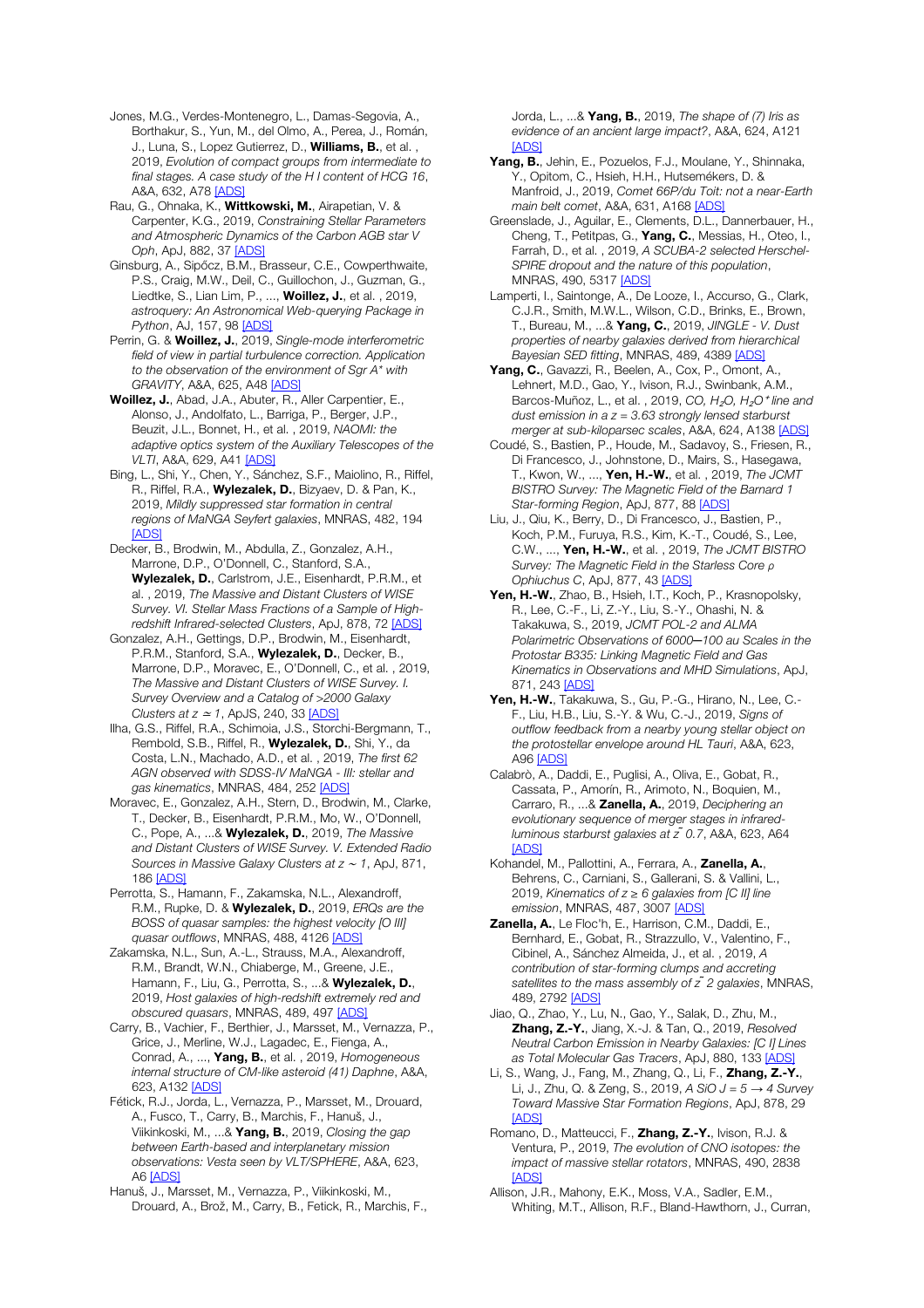Jones, M.G., Verdes-Montenegro, L., Damas-Segovia, A., Borthakur, S., Yun, M., del Olmo, A., Perea, J., Román, J., Luna, S., Lopez Gutierrez, D., **Williams, B.**, et al. , 2019, *Evolution of compact groups from intermediate to final stages. A case study of the H I content of HCG 16*, A&A, 632, A78 [ADS]

Rau, G., Ohnaka, K., **Wittkowski, M.**, Airapetian, V. & Carpenter, K.G., 2019, *Constraining Stellar Parameters and Atmospheric Dynamics of the Carbon AGB star V Oph*, ApJ, 882, 37 [ADS]

Ginsburg, A., Sipőcz, B.M., Brasseur, C.E., Cowperthwaite, P.S., Craig, M.W., Deil, C., Guillochon, J., Guzman, G., Liedtke, S., Lian Lim, P., ..., **Woillez, J.**, et al. , 2019, *astroquery: An Astronomical Web-querying Package in Python*, AJ, 157, 98 [ADS]

Perrin, G. & **Woillez, J.**, 2019, *Single-mode interferometric field of view in partial turbulence correction. Application to the observation of the environment of Sgr A\* with GRAVITY*, A&A, 625, A48 [ADS]

**Woillez, J.**, Abad, J.A., Abuter, R., Aller Carpentier, E., Alonso, J., Andolfato, L., Barriga, P., Berger, J.P., Beuzit, J.L., Bonnet, H., et al. , 2019, *NAOMI: the adaptive optics system of the Auxiliary Telescopes of the VLTI*, A&A, 629, A41 [ADS]

Bing, L., Shi, Y., Chen, Y., Sánchez, S.F., Maiolino, R., Riffel, R., Riffel, R.A., **Wylezalek, D.**, Bizyaev, D. & Pan, K., 2019, *Mildly suppressed star formation in central regions of MaNGA Seyfert galaxies*, MNRAS, 482, 194 [ADS]

Decker, B., Brodwin, M., Abdulla, Z., Gonzalez, A.H., Marrone, D.P., O'Donnell, C., Stanford, S.A., **Wylezalek, D.**, Carlstrom, J.E., Eisenhardt, P.R.M., et al. , 2019, *The Massive and Distant Clusters of WISE Survey. VI. Stellar Mass Fractions of a Sample of High-redshift Infrared-selected Clusters*, ApJ, 878, 72 [ADS]

Gonzalez, A.H., Gettings, D.P., Brodwin, M., Eisenhardt, P.R.M., Stanford, S.A., **Wylezalek, D.**, Decker, B., Marrone, D.P., Moravec, E., O'Donnell, C., et al. , 2019, *The Massive and Distant Clusters of WISE Survey. I. Survey Overview and a Catalog of >2000 Galaxy Clusters at z ≃ 1*, ApJS, 240, 33 [ADS]

Ilha, G.S., Riffel, R.A., Schimoia, J.S., Storchi-Bergmann, T., Rembold, S.B., Riffel, R., **Wylezalek, D.**, Shi, Y., da Costa, L.N., Machado, A.D., et al. , 2019, *The first 62 AGN observed with SDSS-IV MaNGA - III: stellar and gas kinematics*, MNRAS, 484, 252 [ADS]

Moravec, E., Gonzalez, A.H., Stern, D., Brodwin, M., Clarke, T., Decker, B., Eisenhardt, P.R.M., Mo, W., O'Donnell, C., Pope, A., ...& **Wylezalek, D.**, 2019, *The Massive and Distant Clusters of WISE Survey. V. Extended Radio Sources in Massive Galaxy Clusters at z ~ 1*, ApJ, 871, 186 [ADS]

Perrotta, S., Hamann, F., Zakamska, N.L., Alexandroff, R.M., Rupke, D. & **Wylezalek, D.**, 2019, *ERQs are the BOSS of quasar samples: the highest velocity [O III] quasar outflows*, MNRAS, 488, 4126 [ADS]

Zakamska, N.L., Sun, A.-L., Strauss, M.A., Alexandroff, R.M., Brandt, W.N., Chiaberge, M., Greene, J.E., Hamann, F., Liu, G., Perrotta, S., ...& **Wylezalek, D.**, 2019, *Host galaxies of high-redshift extremely red and obscured quasars*, MNRAS, 489, 497 [ADS]

Carry, B., Vachier, F., Berthier, J., Marsset, M., Vernazza, P., Grice, J., Merline, W.J., Lagadec, E., Fienga, A., Conrad, A., ..., **Yang, B.**, et al. , 2019, *Homogeneous internal structure of CM-like asteroid (41) Daphne*, A&A, 623, A132 [ADS]

Fétick, R.J., Jorda, L., Vernazza, P., Marsset, M., Drouard, A., Fusco, T., Carry, B., Marchis, F., Hanuš, J., Viikinkoski, M., ...& **Yang, B.**, 2019, *Closing the gap between Earth-based and interplanetary mission observations: Vesta seen by VLT/SPHERE*, A&A, 623, A6 [ADS]

Hanuš, J., Marsset, M., Vernazza, P., Viikinkoski, M., Drouard, A., Brož, M., Carry, B., Fetick, R., Marchis, F., Jorda, L., ...& **Yang, B.**, 2019, *The shape of (7) Iris as evidence of an ancient large impact?*, A&A, 624, A121 [ADS]

**Yang, B.**, Jehin, E., Pozuelos, F.J., Moulane, Y., Shinnaka, Y., Opitom, C., Hsieh, H.H., Hutsemékers, D. & Manfroid, J., 2019, *Comet 66P/du Toit: not a near-Earth main belt comet*, A&A, 631, A168 [ADS]

Greenslade, J., Aguilar, E., Clements, D.L., Dannerbauer, H., Cheng, T., Petitpas, G., **Yang, C.**, Messias, H., Oteo, I., Farrah, D., et al. , 2019, *A SCUBA-2 selected Herschel-SPIRE dropout and the nature of this population*, MNRAS, 490, 5317 [ADS]

Lamperti, I., Saintonge, A., De Looze, I., Accurso, G., Clark, C.J.R., Smith, M.W.L., Wilson, C.D., Brinks, E., Brown, T., Bureau, M., ...& **Yang, C.**, 2019, *JINGLE - V. Dust properties of nearby galaxies derived from hierarchical Bayesian SED fitting*, MNRAS, 489, 4389 [ADS]

**Yang, C.**, Gavazzi, R., Beelen, A., Cox, P., Omont, A., Lehnert, M.D., Gao, Y., Ivison, R.J., Swinbank, A.M., Barcos-Muñoz, L., et al. , 2019, *CO, $H_2O$, $H_2O^+$ line and dust emission in a z = 3.63 strongly lensed starburst merger at sub-kiloparsec scales*, A&A, 624, A138 [ADS]

Coudé, S., Bastien, P., Houde, M., Sadavoy, S., Friesen, R., Di Francesco, J., Johnstone, D., Mairs, S., Hasegawa, T., Kwon, W., ..., **Yen, H.-W.**, et al. , 2019, *The JCMT BISTRO Survey: The Magnetic Field of the Barnard 1 Star-forming Region*, ApJ, 877, 88 [ADS]

Liu, J., Qiu, K., Berry, D., Di Francesco, J., Bastien, P., Koch, P.M., Furuya, R.S., Kim, K.-T., Coudé, S., Lee, C.W., ..., **Yen, H.-W.**, et al. , 2019, *The JCMT BISTRO Survey: The Magnetic Field in the Starless Core ρ Ophiuchus C*, ApJ, 877, 43 [ADS]

**Yen, H.-W.**, Zhao, B., Hsieh, I.T., Koch, P., Krasnopolsky, R., Lee, C.-F., Li, Z.-Y., Liu, S.-Y., Ohashi, N. & Takakuwa, S., 2019, *JCMT POL-2 and ALMA Polarimetric Observations of 6000─100 au Scales in the Protostar B335: Linking Magnetic Field and Gas Kinematics in Observations and MHD Simulations*, ApJ, 871, 243 [ADS]

**Yen, H.-W.**, Takakuwa, S., Gu, P.-G., Hirano, N., Lee, C.-F., Liu, H.B., Liu, S.-Y. & Wu, C.-J., 2019, *Signs of outflow feedback from a nearby young stellar object on the protostellar envelope around HL Tauri*, A&A, 623, A96 [ADS]

Calabrò, A., Daddi, E., Puglisi, A., Oliva, E., Gobat, R., Cassata, P., Amorín, R., Arimoto, N., Boquien, M., Carraro, R., ...& **Zanella, A.**, 2019, *Deciphering an evolutionary sequence of merger stages in infrared-luminous starburst galaxies at z̃ 0.7*, A&A, 623, A64 [ADS]

Kohandel, M., Pallottini, A., Ferrara, A., **Zanella, A.**, Behrens, C., Carniani, S., Gallerani, S. & Vallini, L., 2019, *Kinematics of z ≥ 6 galaxies from [C II] line emission*, MNRAS, 487, 3007 [ADS]

**Zanella, A.**, Le Floc'h, E., Harrison, C.M., Daddi, E., Bernhard, E., Gobat, R., Strazzullo, V., Valentino, F., Cibinel, A., Sánchez Almeida, J., et al. , 2019, *A contribution of star-forming clumps and accreting satellites to the mass assembly of z̃ 2 galaxies*, MNRAS, 489, 2792 [ADS]

Jiao, Q., Zhao, Y., Lu, N., Gao, Y., Salak, D., Zhu, M., **Zhang, Z.-Y.**, Jiang, X.-J. & Tan, Q., 2019, *Resolved Neutral Carbon Emission in Nearby Galaxies: [C I] Lines as Total Molecular Gas Tracers*, ApJ, 880, 133 [ADS]

Li, S., Wang, J., Fang, M., Zhang, Q., Li, F., **Zhang, Z.-Y.**, Li, J., Zhu, Q. & Zeng, S., 2019, *A SiO J = 5 → 4 Survey Toward Massive Star Formation Regions*, ApJ, 878, 29 [ADS]

Romano, D., Matteucci, F., **Zhang, Z.-Y.**, Ivison, R.J. & Ventura, P., 2019, *The evolution of CNO isotopes: the impact of massive stellar rotators*, MNRAS, 490, 2838 [ADS]

Allison, J.R., Mahony, E.K., Moss, V.A., Sadler, E.M., Whiting, M.T., Allison, R.F., Bland-Hawthorn, J., Curran,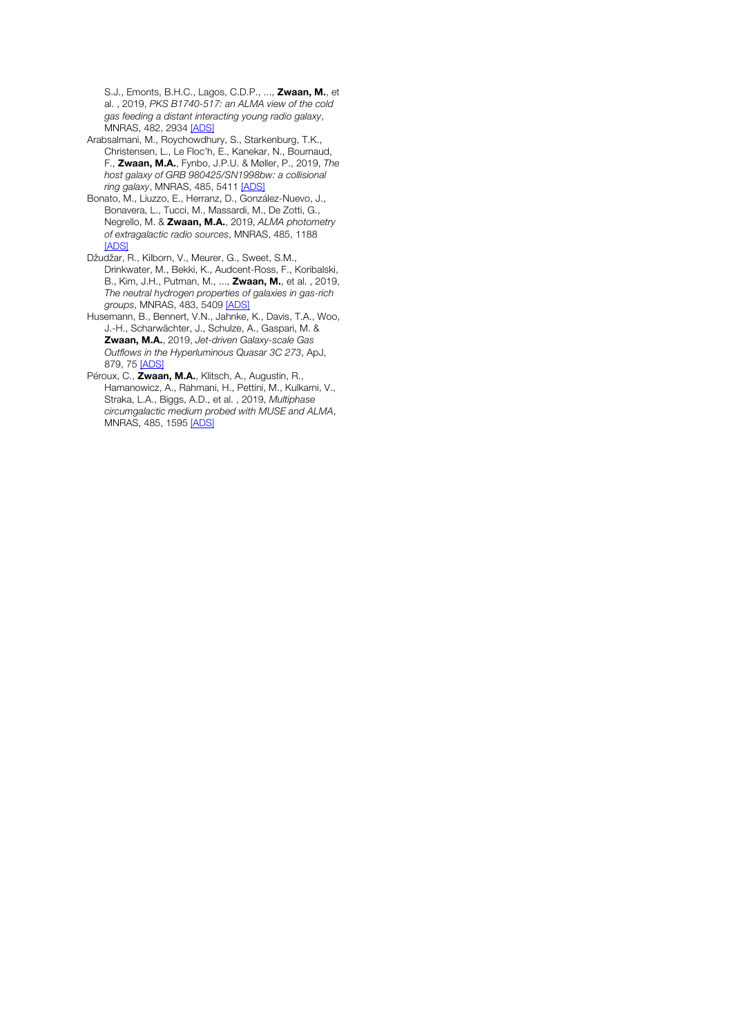S.J., Emonts, B.H.C., Lagos, C.D.P., ..., **Zwaan, M.**, et al. , 2019, *PKS B1740-517: an ALMA view of the cold gas feeding a distant interacting young radio galaxy*, MNRAS, 482, 2934 [ADS]

Arabsalmani, M., Roychowdhury, S., Starkenburg, T.K., Christensen, L., Le Floc'h, E., Kanekar, N., Bournaud, F., **Zwaan, M.A.**, Fynbo, J.P.U. & Møller, P., 2019, *The host galaxy of GRB 980425/SN1998bw: a collisional ring galaxy*, MNRAS, 485, 5411 [ADS]

Bonato, M., Liuzzo, E., Herranz, D., González-Nuevo, J., Bonavera, L., Tucci, M., Massardi, M., De Zotti, G., Negrello, M. & **Zwaan, M.A.**, 2019, *ALMA photometry of extragalactic radio sources*, MNRAS, 485, 1188 [ADS]

Džudžar, R., Kilborn, V., Meurer, G., Sweet, S.M., Drinkwater, M., Bekki, K., Audcent-Ross, F., Koribalski, B., Kim, J.H., Putman, M., ..., **Zwaan, M.**, et al. , 2019, *The neutral hydrogen properties of galaxies in gas-rich groups*, MNRAS, 483, 5409 [ADS]

Husemann, B., Bennert, V.N., Jahnke, K., Davis, T.A., Woo, J.-H., Scharwächter, J., Schulze, A., Gaspari, M. & **Zwaan, M.A.**, 2019, *Jet-driven Galaxy-scale Gas Outflows in the Hyperluminous Quasar 3C 273*, ApJ, 879, 75 [ADS]

Péroux, C., **Zwaan, M.A.**, Klitsch, A., Augustin, R., Hamanowicz, A., Rahmani, H., Pettini, M., Kulkarni, V., Straka, L.A., Biggs, A.D., et al. , 2019, *Multiphase circumgalactic medium probed with MUSE and ALMA*, MNRAS, 485, 1595 [ADS]